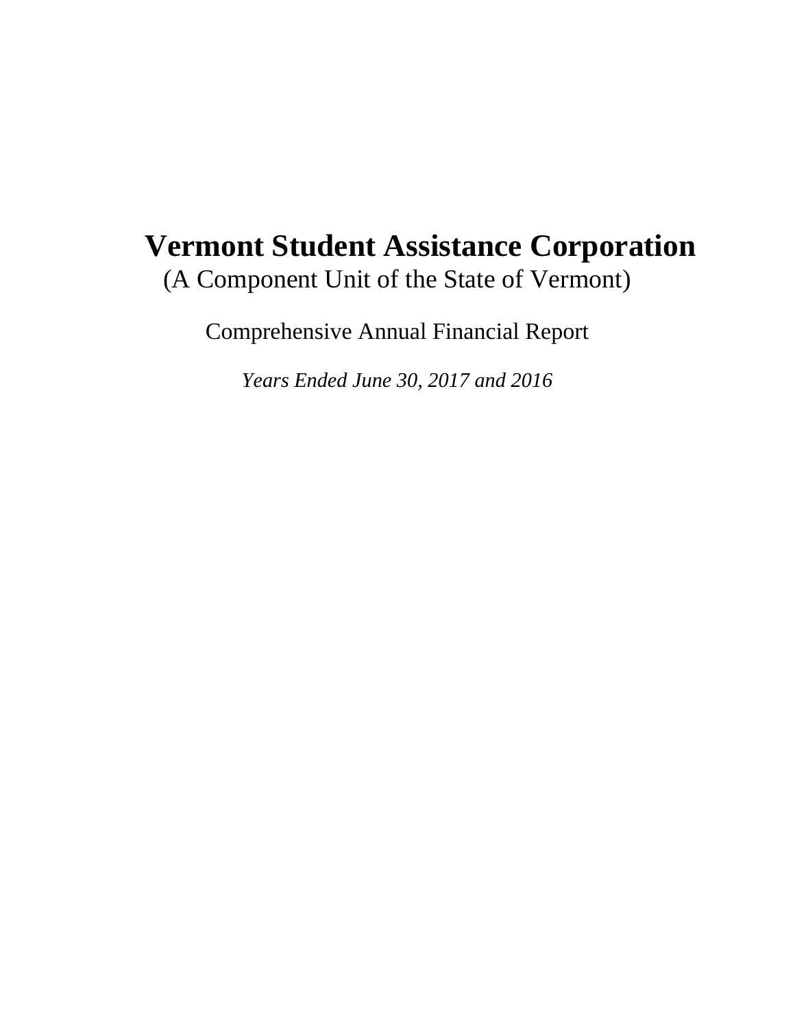# Vermont Student Assistance Corporation

(A Component Unit of the State of Vermont)

Comprehensive Annual Financial Report

*Years Ended June 30, 2017 and 2016*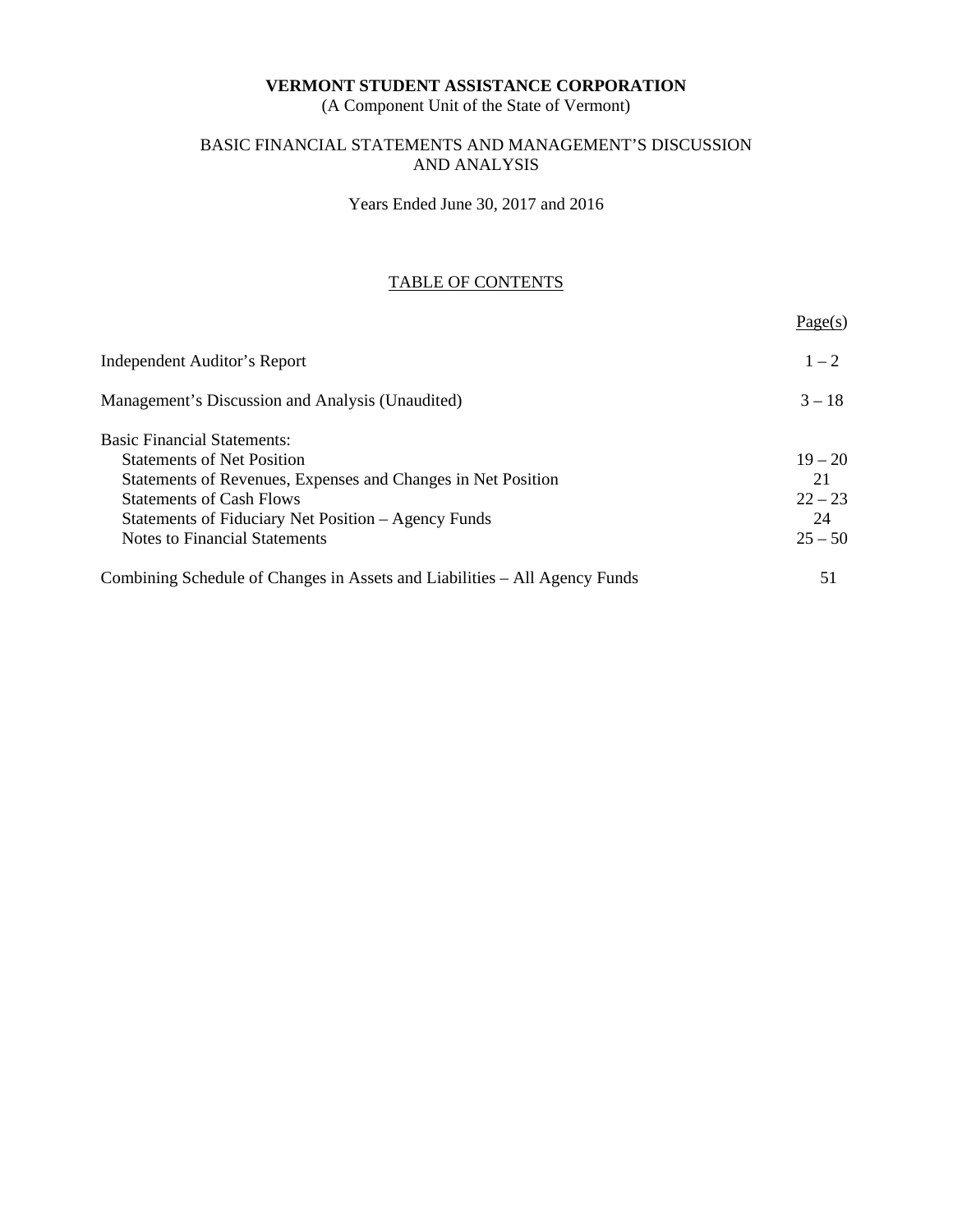**VERMONT STUDENT ASSISTANCE CORPORATION**
(A Component Unit of the State of Vermont)

BASIC FINANCIAL STATEMENTS AND MANAGEMENT'S DISCUSSION AND ANALYSIS

Years Ended June 30, 2017 and 2016

TABLE OF CONTENTS

| | Page(s) |
|---|---|
| Independent Auditor's Report | 1 – 2 |
| Management's Discussion and Analysis (Unaudited) | 3 – 18 |
| Basic Financial Statements: | |
| Statements of Net Position | 19 – 20 |
| Statements of Revenues, Expenses and Changes in Net Position | 21 |
| Statements of Cash Flows | 22 – 23 |
| Statements of Fiduciary Net Position – Agency Funds | 24 |
| Notes to Financial Statements | 25 – 50 |
| Combining Schedule of Changes in Assets and Liabilities – All Agency Funds | 51 |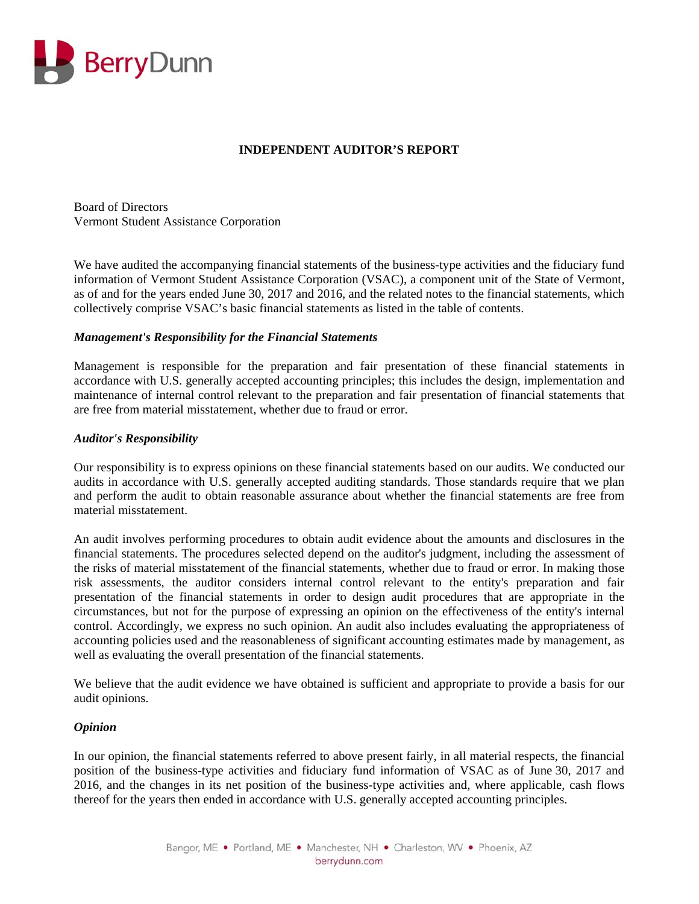BerryDunn

# INDEPENDENT AUDITOR'S REPORT

Board of Directors
Vermont Student Assistance Corporation

We have audited the accompanying financial statements of the business-type activities and the fiduciary fund information of Vermont Student Assistance Corporation (VSAC), a component unit of the State of Vermont, as of and for the years ended June 30, 2017 and 2016, and the related notes to the financial statements, which collectively comprise VSAC's basic financial statements as listed in the table of contents.

***Management's Responsibility for the Financial Statements***

Management is responsible for the preparation and fair presentation of these financial statements in accordance with U.S. generally accepted accounting principles; this includes the design, implementation and maintenance of internal control relevant to the preparation and fair presentation of financial statements that are free from material misstatement, whether due to fraud or error.

***Auditor's Responsibility***

Our responsibility is to express opinions on these financial statements based on our audits. We conducted our audits in accordance with U.S. generally accepted auditing standards. Those standards require that we plan and perform the audit to obtain reasonable assurance about whether the financial statements are free from material misstatement.

An audit involves performing procedures to obtain audit evidence about the amounts and disclosures in the financial statements. The procedures selected depend on the auditor's judgment, including the assessment of the risks of material misstatement of the financial statements, whether due to fraud or error. In making those risk assessments, the auditor considers internal control relevant to the entity's preparation and fair presentation of the financial statements in order to design audit procedures that are appropriate in the circumstances, but not for the purpose of expressing an opinion on the effectiveness of the entity's internal control. Accordingly, we express no such opinion. An audit also includes evaluating the appropriateness of accounting policies used and the reasonableness of significant accounting estimates made by management, as well as evaluating the overall presentation of the financial statements.

We believe that the audit evidence we have obtained is sufficient and appropriate to provide a basis for our audit opinions.

***Opinion***

In our opinion, the financial statements referred to above present fairly, in all material respects, the financial position of the business-type activities and fiduciary fund information of VSAC as of June 30, 2017 and 2016, and the changes in its net position of the business-type activities and, where applicable, cash flows thereof for the years then ended in accordance with U.S. generally accepted accounting principles.

Bangor, ME • Portland, ME • Manchester, NH • Charleston, WV • Phoenix, AZ
berrydunn.com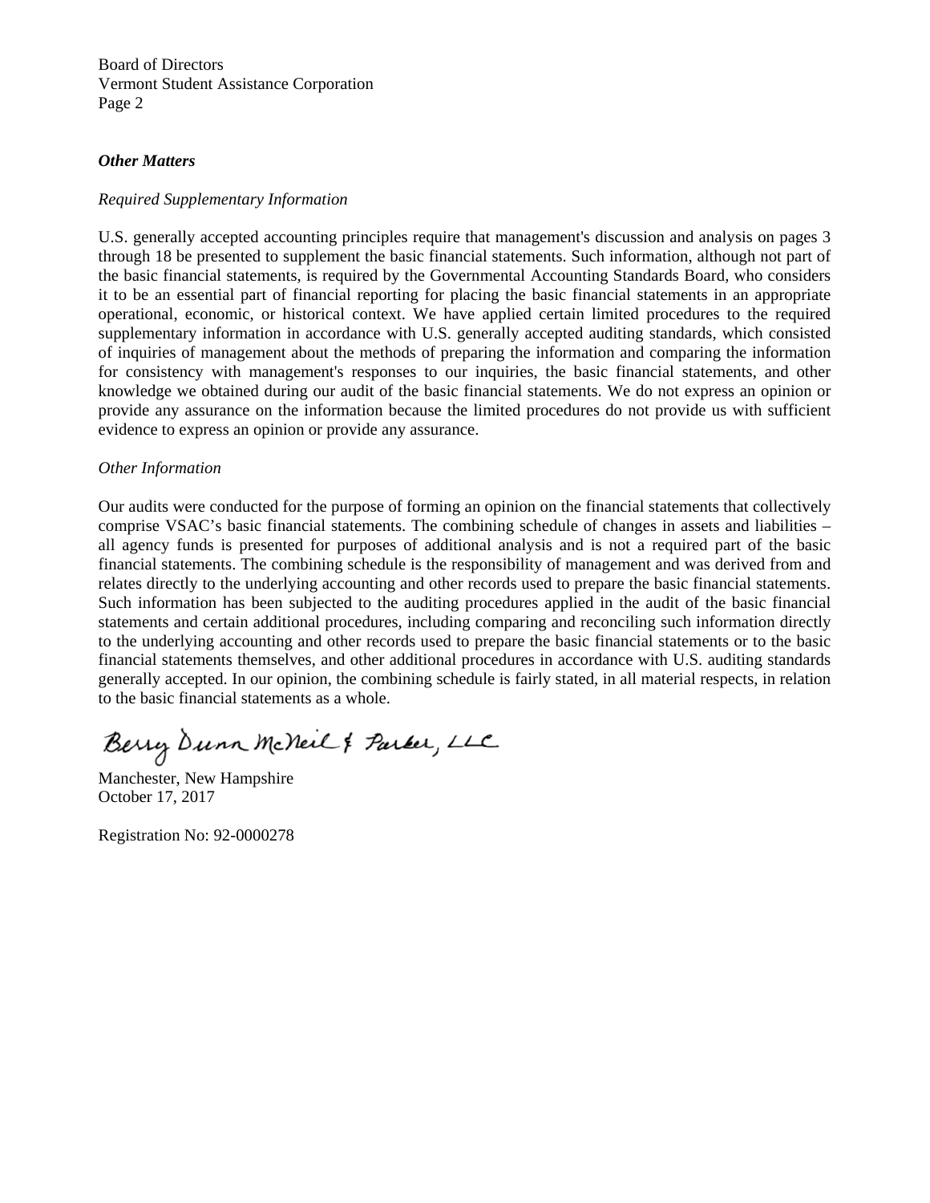Board of Directors
Vermont Student Assistance Corporation
Page 2

***Other Matters***

*Required Supplementary Information*

U.S. generally accepted accounting principles require that management's discussion and analysis on pages 3 through 18 be presented to supplement the basic financial statements. Such information, although not part of the basic financial statements, is required by the Governmental Accounting Standards Board, who considers it to be an essential part of financial reporting for placing the basic financial statements in an appropriate operational, economic, or historical context. We have applied certain limited procedures to the required supplementary information in accordance with U.S. generally accepted auditing standards, which consisted of inquiries of management about the methods of preparing the information and comparing the information for consistency with management's responses to our inquiries, the basic financial statements, and other knowledge we obtained during our audit of the basic financial statements. We do not express an opinion or provide any assurance on the information because the limited procedures do not provide us with sufficient evidence to express an opinion or provide any assurance.

*Other Information*

Our audits were conducted for the purpose of forming an opinion on the financial statements that collectively comprise VSAC's basic financial statements. The combining schedule of changes in assets and liabilities – all agency funds is presented for purposes of additional analysis and is not a required part of the basic financial statements. The combining schedule is the responsibility of management and was derived from and relates directly to the underlying accounting and other records used to prepare the basic financial statements. Such information has been subjected to the auditing procedures applied in the audit of the basic financial statements and certain additional procedures, including comparing and reconciling such information directly to the underlying accounting and other records used to prepare the basic financial statements or to the basic financial statements themselves, and other additional procedures in accordance with U.S. auditing standards generally accepted. In our opinion, the combining schedule is fairly stated, in all material respects, in relation to the basic financial statements as a whole.

Berry Dunn McNeil & Parker, LLC

Manchester, New Hampshire
October 17, 2017

Registration No: 92-0000278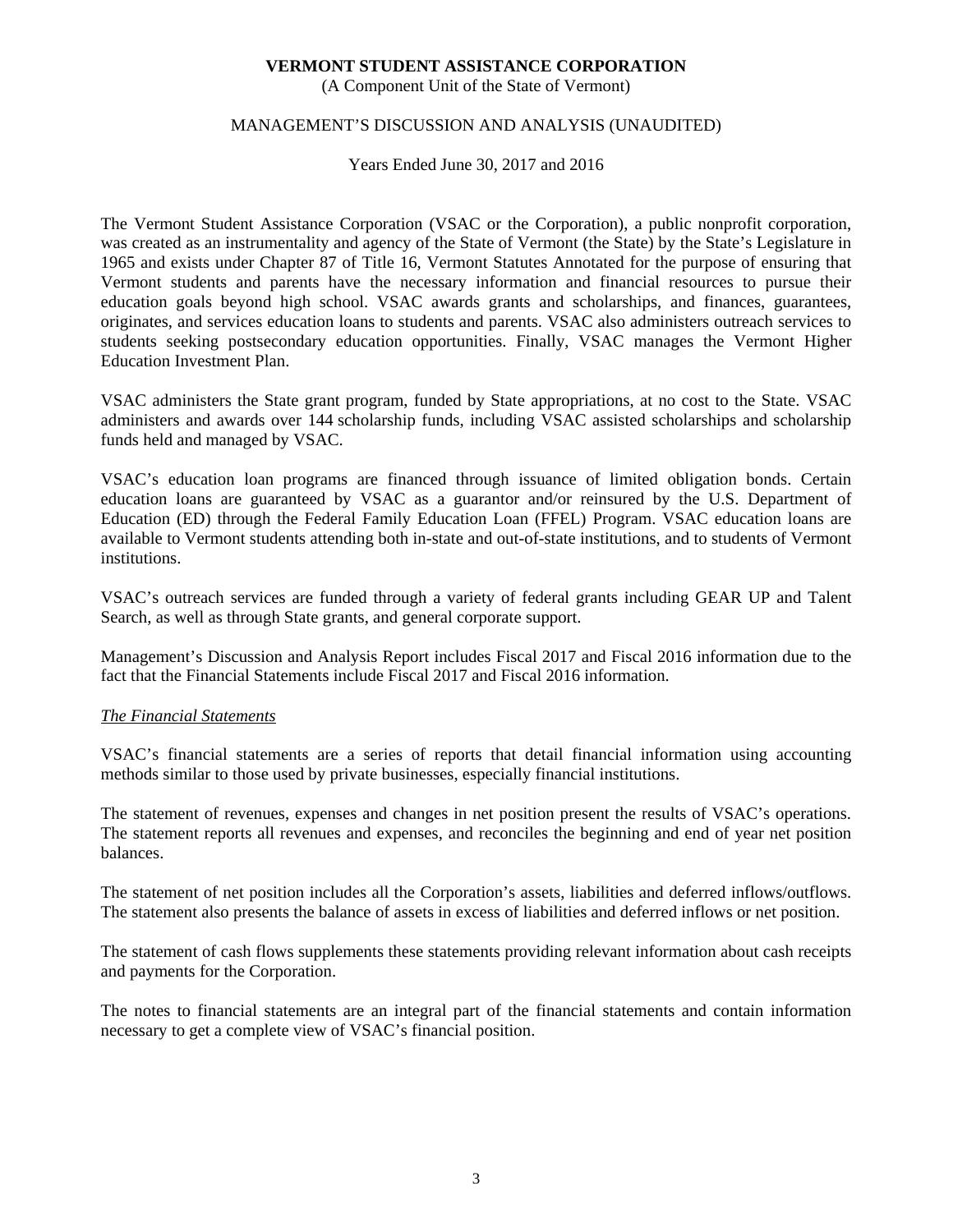**VERMONT STUDENT ASSISTANCE CORPORATION**
(A Component Unit of the State of Vermont)

MANAGEMENT'S DISCUSSION AND ANALYSIS (UNAUDITED)

Years Ended June 30, 2017 and 2016

The Vermont Student Assistance Corporation (VSAC or the Corporation), a public nonprofit corporation, was created as an instrumentality and agency of the State of Vermont (the State) by the State's Legislature in 1965 and exists under Chapter 87 of Title 16, Vermont Statutes Annotated for the purpose of ensuring that Vermont students and parents have the necessary information and financial resources to pursue their education goals beyond high school. VSAC awards grants and scholarships, and finances, guarantees, originates, and services education loans to students and parents. VSAC also administers outreach services to students seeking postsecondary education opportunities. Finally, VSAC manages the Vermont Higher Education Investment Plan.

VSAC administers the State grant program, funded by State appropriations, at no cost to the State. VSAC administers and awards over 144 scholarship funds, including VSAC assisted scholarships and scholarship funds held and managed by VSAC.

VSAC's education loan programs are financed through issuance of limited obligation bonds. Certain education loans are guaranteed by VSAC as a guarantor and/or reinsured by the U.S. Department of Education (ED) through the Federal Family Education Loan (FFEL) Program. VSAC education loans are available to Vermont students attending both in-state and out-of-state institutions, and to students of Vermont institutions.

VSAC's outreach services are funded through a variety of federal grants including GEAR UP and Talent Search, as well as through State grants, and general corporate support.

Management's Discussion and Analysis Report includes Fiscal 2017 and Fiscal 2016 information due to the fact that the Financial Statements include Fiscal 2017 and Fiscal 2016 information.

*The Financial Statements*

VSAC's financial statements are a series of reports that detail financial information using accounting methods similar to those used by private businesses, especially financial institutions.

The statement of revenues, expenses and changes in net position present the results of VSAC's operations. The statement reports all revenues and expenses, and reconciles the beginning and end of year net position balances.

The statement of net position includes all the Corporation's assets, liabilities and deferred inflows/outflows. The statement also presents the balance of assets in excess of liabilities and deferred inflows or net position.

The statement of cash flows supplements these statements providing relevant information about cash receipts and payments for the Corporation.

The notes to financial statements are an integral part of the financial statements and contain information necessary to get a complete view of VSAC's financial position.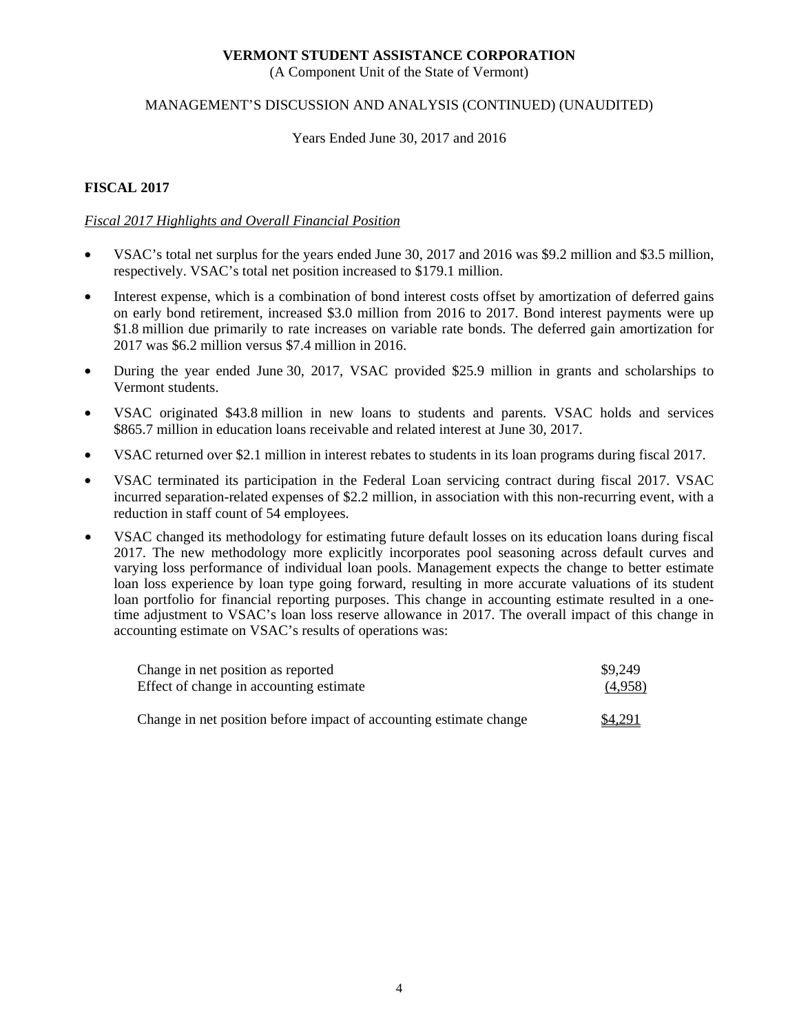**VERMONT STUDENT ASSISTANCE CORPORATION**
(A Component Unit of the State of Vermont)

MANAGEMENT'S DISCUSSION AND ANALYSIS (CONTINUED) (UNAUDITED)

Years Ended June 30, 2017 and 2016

## FISCAL 2017

*Fiscal 2017 Highlights and Overall Financial Position*

- VSAC's total net surplus for the years ended June 30, 2017 and 2016 was $9.2 million and $3.5 million, respectively. VSAC's total net position increased to $179.1 million.
- Interest expense, which is a combination of bond interest costs offset by amortization of deferred gains on early bond retirement, increased $3.0 million from 2016 to 2017. Bond interest payments were up $1.8 million due primarily to rate increases on variable rate bonds. The deferred gain amortization for 2017 was $6.2 million versus $7.4 million in 2016.
- During the year ended June 30, 2017, VSAC provided $25.9 million in grants and scholarships to Vermont students.
- VSAC originated $43.8 million in new loans to students and parents. VSAC holds and services $865.7 million in education loans receivable and related interest at June 30, 2017.
- VSAC returned over $2.1 million in interest rebates to students in its loan programs during fiscal 2017.
- VSAC terminated its participation in the Federal Loan servicing contract during fiscal 2017. VSAC incurred separation-related expenses of $2.2 million, in association with this non-recurring event, with a reduction in staff count of 54 employees.
- VSAC changed its methodology for estimating future default losses on its education loans during fiscal 2017. The new methodology more explicitly incorporates pool seasoning across default curves and varying loss performance of individual loan pools. Management expects the change to better estimate loan loss experience by loan type going forward, resulting in more accurate valuations of its student loan portfolio for financial reporting purposes. This change in accounting estimate resulted in a one-time adjustment to VSAC's loan loss reserve allowance in 2017. The overall impact of this change in accounting estimate on VSAC's results of operations was:

| | |
|---|---|
| Change in net position as reported | $9,249 |
| Effect of change in accounting estimate | (4,958) |
| Change in net position before impact of accounting estimate change | $4,291 |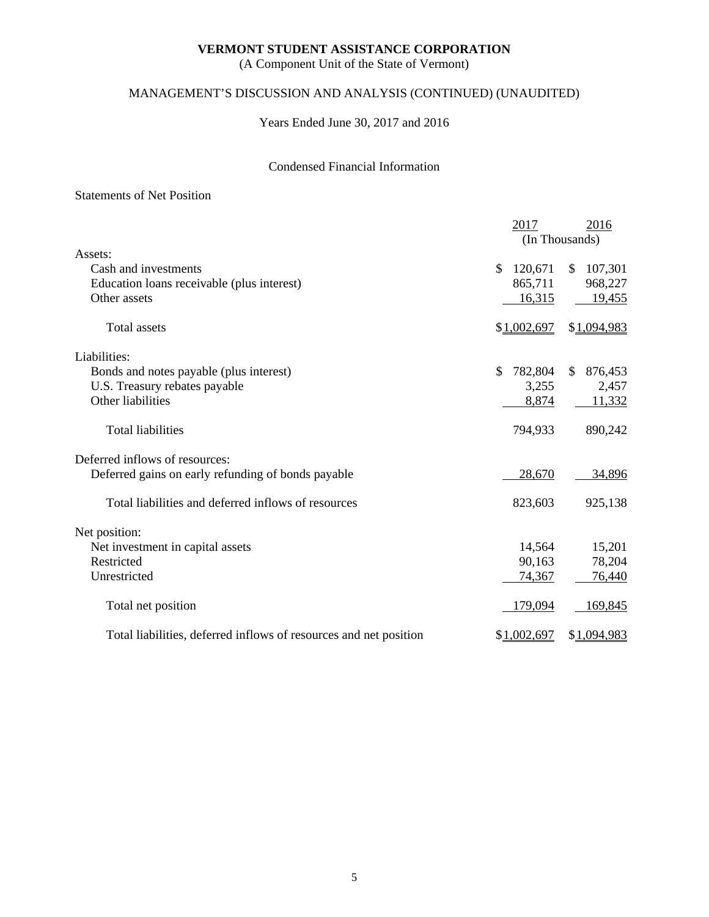**VERMONT STUDENT ASSISTANCE CORPORATION**

(A Component Unit of the State of Vermont)

MANAGEMENT'S DISCUSSION AND ANALYSIS (CONTINUED) (UNAUDITED)

Years Ended June 30, 2017 and 2016

Condensed Financial Information

Statements of Net Position

| | 2017 | 2016 |
|---|---|---|
| | (In Thousands) | |
| Assets: | | |
| Cash and investments | $ 120,671 | $ 107,301 |
| Education loans receivable (plus interest) | 865,711 | 968,227 |
| Other assets | 16,315 | 19,455 |
| Total assets | $1,002,697 | $1,094,983 |
| Liabilities: | | |
| Bonds and notes payable (plus interest) | $ 782,804 | $ 876,453 |
| U.S. Treasury rebates payable | 3,255 | 2,457 |
| Other liabilities | 8,874 | 11,332 |
| Total liabilities | 794,933 | 890,242 |
| Deferred inflows of resources: | | |
| Deferred gains on early refunding of bonds payable | 28,670 | 34,896 |
| Total liabilities and deferred inflows of resources | 823,603 | 925,138 |
| Net position: | | |
| Net investment in capital assets | 14,564 | 15,201 |
| Restricted | 90,163 | 78,204 |
| Unrestricted | 74,367 | 76,440 |
| Total net position | 179,094 | 169,845 |
| Total liabilities, deferred inflows of resources and net position | $1,002,697 | $1,094,983 |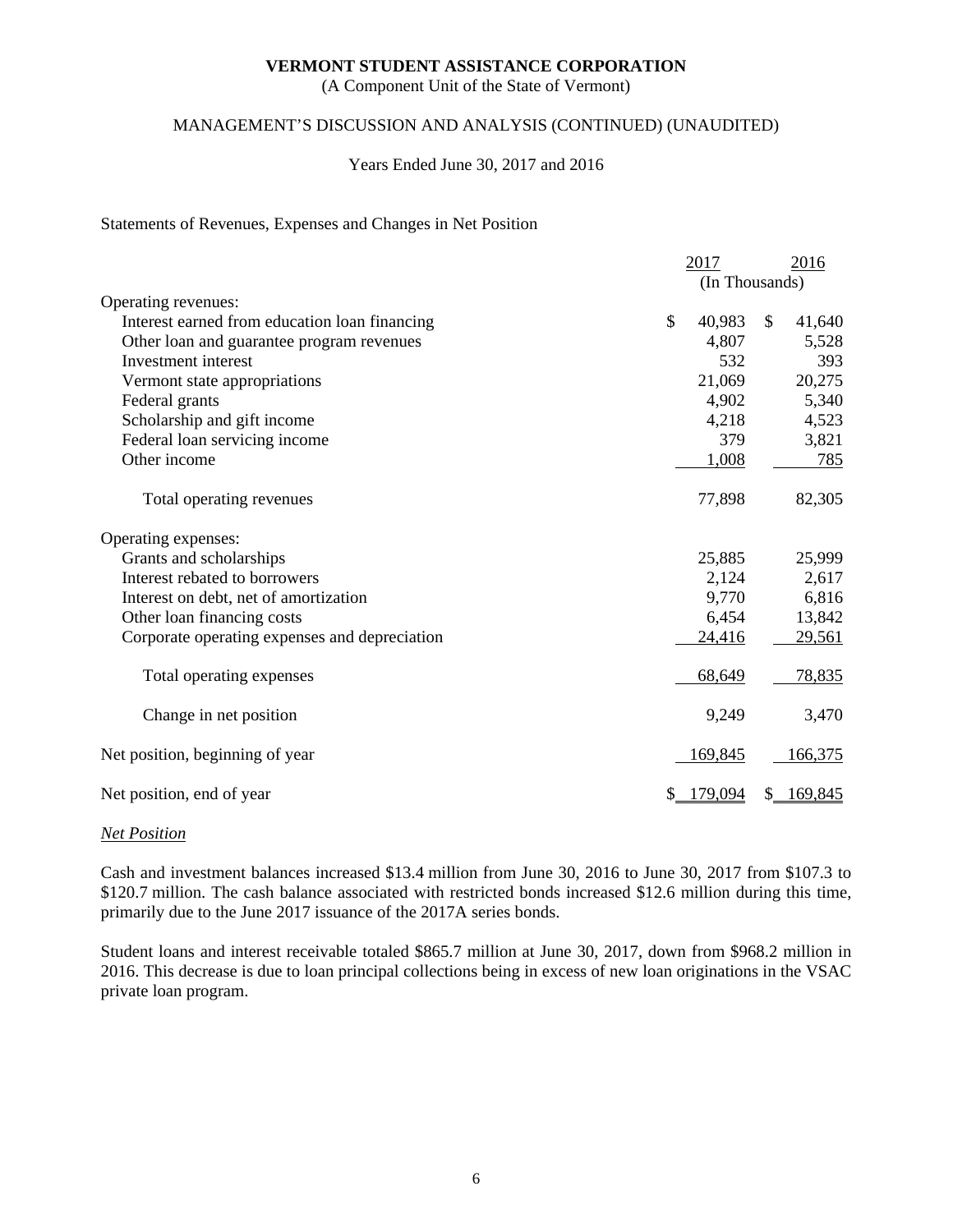**VERMONT STUDENT ASSISTANCE CORPORATION**
(A Component Unit of the State of Vermont)

MANAGEMENT'S DISCUSSION AND ANALYSIS (CONTINUED) (UNAUDITED)

Years Ended June 30, 2017 and 2016

Statements of Revenues, Expenses and Changes in Net Position

| | 2017 | 2016 |
|---|---|---|
| | (In Thousands) | |
| Operating revenues: | | |
| Interest earned from education loan financing | $ 40,983 | $ 41,640 |
| Other loan and guarantee program revenues | 4,807 | 5,528 |
| Investment interest | 532 | 393 |
| Vermont state appropriations | 21,069 | 20,275 |
| Federal grants | 4,902 | 5,340 |
| Scholarship and gift income | 4,218 | 4,523 |
| Federal loan servicing income | 379 | 3,821 |
| Other income | 1,008 | 785 |
| Total operating revenues | 77,898 | 82,305 |
| Operating expenses: | | |
| Grants and scholarships | 25,885 | 25,999 |
| Interest rebated to borrowers | 2,124 | 2,617 |
| Interest on debt, net of amortization | 9,770 | 6,816 |
| Other loan financing costs | 6,454 | 13,842 |
| Corporate operating expenses and depreciation | 24,416 | 29,561 |
| Total operating expenses | 68,649 | 78,835 |
| Change in net position | 9,249 | 3,470 |
| Net position, beginning of year | 169,845 | 166,375 |
| Net position, end of year | $ 179,094 | $ 169,845 |

*Net Position*

Cash and investment balances increased $13.4 million from June 30, 2016 to June 30, 2017 from $107.3 to $120.7 million. The cash balance associated with restricted bonds increased $12.6 million during this time, primarily due to the June 2017 issuance of the 2017A series bonds.

Student loans and interest receivable totaled $865.7 million at June 30, 2017, down from $968.2 million in 2016. This decrease is due to loan principal collections being in excess of new loan originations in the VSAC private loan program.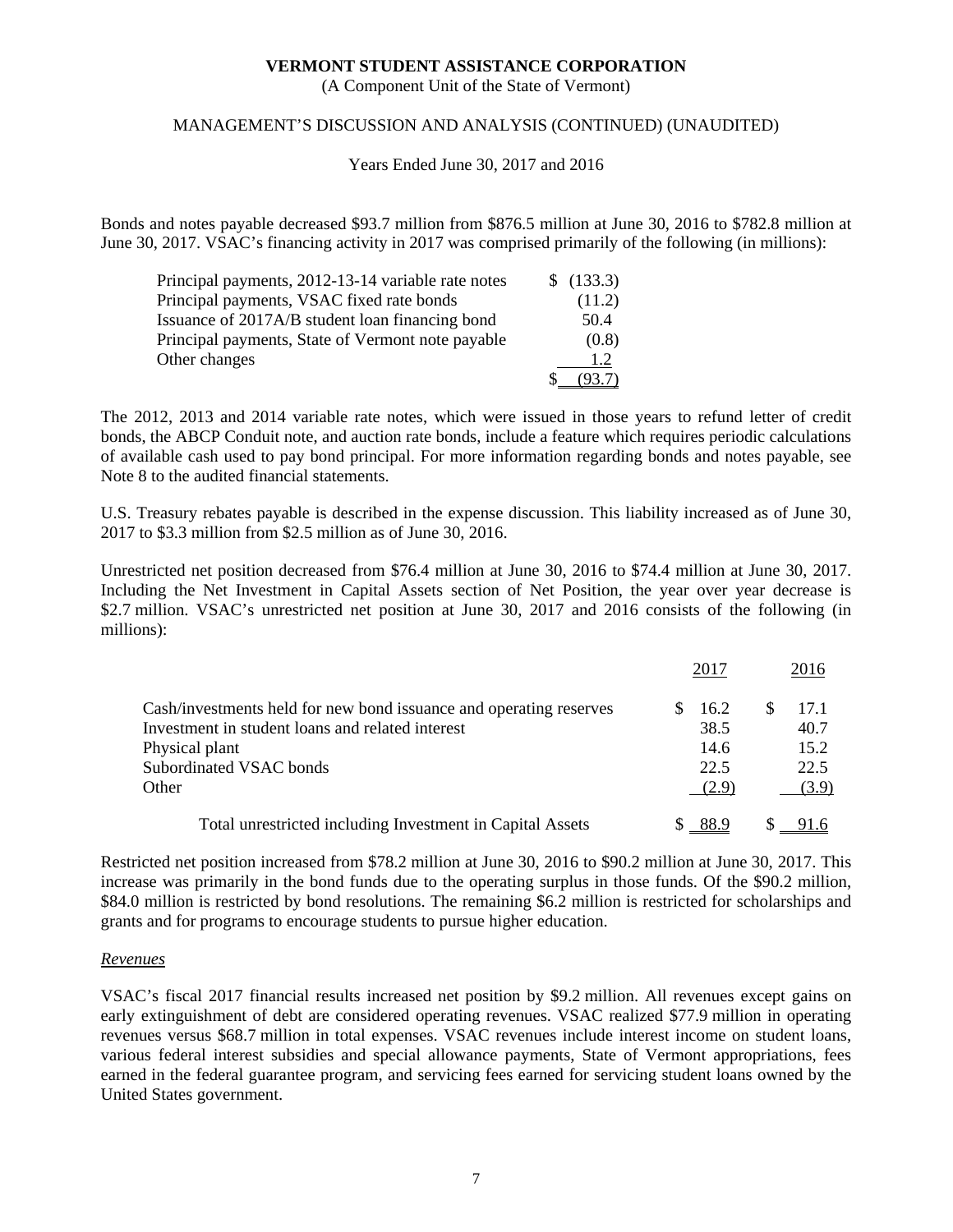# VERMONT STUDENT ASSISTANCE CORPORATION

(A Component Unit of the State of Vermont)

MANAGEMENT'S DISCUSSION AND ANALYSIS (CONTINUED) (UNAUDITED)

Years Ended June 30, 2017 and 2016

Bonds and notes payable decreased $93.7 million from $876.5 million at June 30, 2016 to $782.8 million at June 30, 2017. VSAC's financing activity in 2017 was comprised primarily of the following (in millions):

| | |
|---|---|
| Principal payments, 2012-13-14 variable rate notes | $ (133.3) |
| Principal payments, VSAC fixed rate bonds | (11.2) |
| Issuance of 2017A/B student loan financing bond | 50.4 |
| Principal payments, State of Vermont note payable | (0.8) |
| Other changes | 1.2 |
| | $ (93.7) |

The 2012, 2013 and 2014 variable rate notes, which were issued in those years to refund letter of credit bonds, the ABCP Conduit note, and auction rate bonds, include a feature which requires periodic calculations of available cash used to pay bond principal. For more information regarding bonds and notes payable, see Note 8 to the audited financial statements.

U.S. Treasury rebates payable is described in the expense discussion. This liability increased as of June 30, 2017 to $3.3 million from $2.5 million as of June 30, 2016.

Unrestricted net position decreased from $76.4 million at June 30, 2016 to $74.4 million at June 30, 2017. Including the Net Investment in Capital Assets section of Net Position, the year over year decrease is $2.7 million. VSAC's unrestricted net position at June 30, 2017 and 2016 consists of the following (in millions):

| | 2017 | 2016 |
|---|---|---|
| Cash/investments held for new bond issuance and operating reserves | $ 16.2 | $ 17.1 |
| Investment in student loans and related interest | 38.5 | 40.7 |
| Physical plant | 14.6 | 15.2 |
| Subordinated VSAC bonds | 22.5 | 22.5 |
| Other | (2.9) | (3.9) |
| Total unrestricted including Investment in Capital Assets | $ 88.9 | $ 91.6 |

Restricted net position increased from $78.2 million at June 30, 2016 to $90.2 million at June 30, 2017. This increase was primarily in the bond funds due to the operating surplus in those funds. Of the $90.2 million, $84.0 million is restricted by bond resolutions. The remaining $6.2 million is restricted for scholarships and grants and for programs to encourage students to pursue higher education.

*Revenues*

VSAC's fiscal 2017 financial results increased net position by $9.2 million. All revenues except gains on early extinguishment of debt are considered operating revenues. VSAC realized $77.9 million in operating revenues versus $68.7 million in total expenses. VSAC revenues include interest income on student loans, various federal interest subsidies and special allowance payments, State of Vermont appropriations, fees earned in the federal guarantee program, and servicing fees earned for servicing student loans owned by the United States government.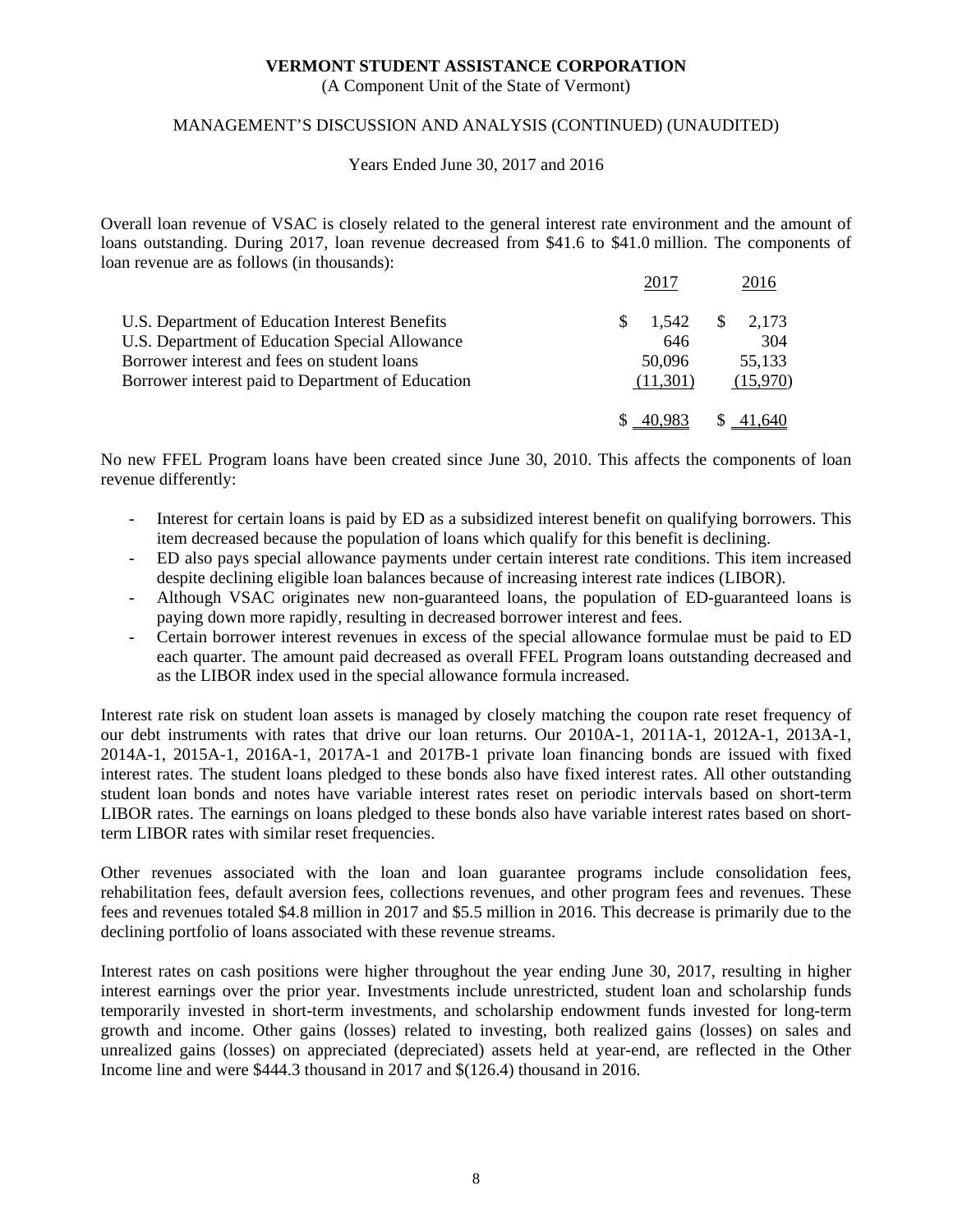**VERMONT STUDENT ASSISTANCE CORPORATION**

(A Component Unit of the State of Vermont)

MANAGEMENT'S DISCUSSION AND ANALYSIS (CONTINUED) (UNAUDITED)

Years Ended June 30, 2017 and 2016

Overall loan revenue of VSAC is closely related to the general interest rate environment and the amount of loans outstanding. During 2017, loan revenue decreased from $41.6 to $41.0 million. The components of loan revenue are as follows (in thousands):

| | 2017 | 2016 |
|---|---|---|
| U.S. Department of Education Interest Benefits | $ 1,542 | $ 2,173 |
| U.S. Department of Education Special Allowance | 646 | 304 |
| Borrower interest and fees on student loans | 50,096 | 55,133 |
| Borrower interest paid to Department of Education | (11,301) | (15,970) |
| | $ 40,983 | $ 41,640 |

No new FFEL Program loans have been created since June 30, 2010. This affects the components of loan revenue differently:

- Interest for certain loans is paid by ED as a subsidized interest benefit on qualifying borrowers. This item decreased because the population of loans which qualify for this benefit is declining.
- ED also pays special allowance payments under certain interest rate conditions. This item increased despite declining eligible loan balances because of increasing interest rate indices (LIBOR).
- Although VSAC originates new non-guaranteed loans, the population of ED-guaranteed loans is paying down more rapidly, resulting in decreased borrower interest and fees.
- Certain borrower interest revenues in excess of the special allowance formulae must be paid to ED each quarter. The amount paid decreased as overall FFEL Program loans outstanding decreased and as the LIBOR index used in the special allowance formula increased.

Interest rate risk on student loan assets is managed by closely matching the coupon rate reset frequency of our debt instruments with rates that drive our loan returns. Our 2010A-1, 2011A-1, 2012A-1, 2013A-1, 2014A-1, 2015A-1, 2016A-1, 2017A-1 and 2017B-1 private loan financing bonds are issued with fixed interest rates. The student loans pledged to these bonds also have fixed interest rates. All other outstanding student loan bonds and notes have variable interest rates reset on periodic intervals based on short-term LIBOR rates. The earnings on loans pledged to these bonds also have variable interest rates based on short-term LIBOR rates with similar reset frequencies.

Other revenues associated with the loan and loan guarantee programs include consolidation fees, rehabilitation fees, default aversion fees, collections revenues, and other program fees and revenues. These fees and revenues totaled $4.8 million in 2017 and $5.5 million in 2016. This decrease is primarily due to the declining portfolio of loans associated with these revenue streams.

Interest rates on cash positions were higher throughout the year ending June 30, 2017, resulting in higher interest earnings over the prior year. Investments include unrestricted, student loan and scholarship funds temporarily invested in short-term investments, and scholarship endowment funds invested for long-term growth and income. Other gains (losses) related to investing, both realized gains (losses) on sales and unrealized gains (losses) on appreciated (depreciated) assets held at year-end, are reflected in the Other Income line and were $444.3 thousand in 2017 and $(126.4) thousand in 2016.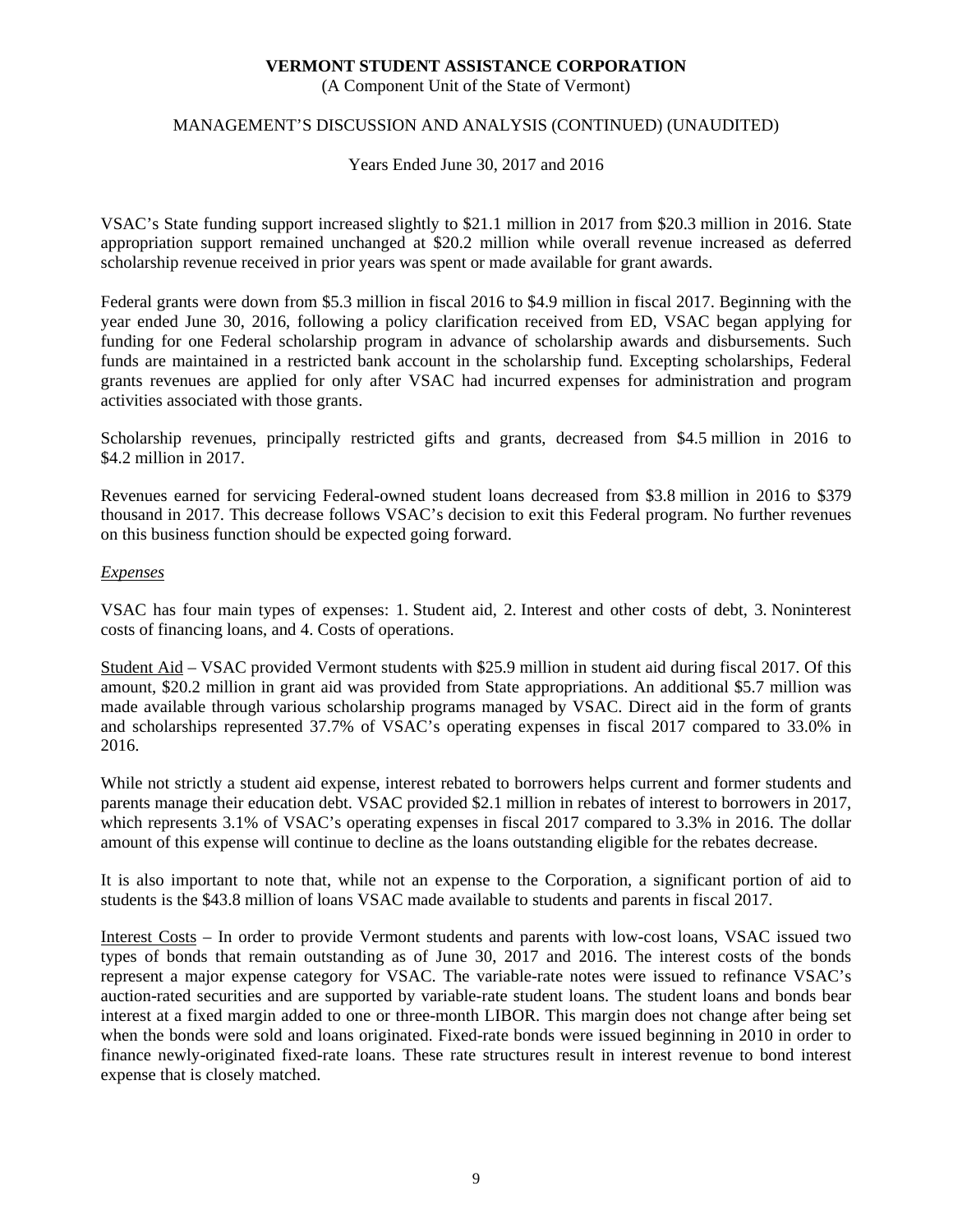VSAC's State funding support increased slightly to $21.1 million in 2017 from $20.3 million in 2016. State appropriation support remained unchanged at $20.2 million while overall revenue increased as deferred scholarship revenue received in prior years was spent or made available for grant awards.

Federal grants were down from $5.3 million in fiscal 2016 to $4.9 million in fiscal 2017. Beginning with the year ended June 30, 2016, following a policy clarification received from ED, VSAC began applying for funding for one Federal scholarship program in advance of scholarship awards and disbursements. Such funds are maintained in a restricted bank account in the scholarship fund. Excepting scholarships, Federal grants revenues are applied for only after VSAC had incurred expenses for administration and program activities associated with those grants.

Scholarship revenues, principally restricted gifts and grants, decreased from $4.5 million in 2016 to $4.2 million in 2017.

Revenues earned for servicing Federal-owned student loans decreased from $3.8 million in 2016 to $379 thousand in 2017. This decrease follows VSAC's decision to exit this Federal program. No further revenues on this business function should be expected going forward.

*Expenses*

VSAC has four main types of expenses: 1. Student aid, 2. Interest and other costs of debt, 3. Noninterest costs of financing loans, and 4. Costs of operations.

Student Aid – VSAC provided Vermont students with $25.9 million in student aid during fiscal 2017. Of this amount, $20.2 million in grant aid was provided from State appropriations. An additional $5.7 million was made available through various scholarship programs managed by VSAC. Direct aid in the form of grants and scholarships represented 37.7% of VSAC's operating expenses in fiscal 2017 compared to 33.0% in 2016.

While not strictly a student aid expense, interest rebated to borrowers helps current and former students and parents manage their education debt. VSAC provided $2.1 million in rebates of interest to borrowers in 2017, which represents 3.1% of VSAC's operating expenses in fiscal 2017 compared to 3.3% in 2016. The dollar amount of this expense will continue to decline as the loans outstanding eligible for the rebates decrease.

It is also important to note that, while not an expense to the Corporation, a significant portion of aid to students is the $43.8 million of loans VSAC made available to students and parents in fiscal 2017.

Interest Costs – In order to provide Vermont students and parents with low-cost loans, VSAC issued two types of bonds that remain outstanding as of June 30, 2017 and 2016. The interest costs of the bonds represent a major expense category for VSAC. The variable-rate notes were issued to refinance VSAC's auction-rated securities and are supported by variable-rate student loans. The student loans and bonds bear interest at a fixed margin added to one or three-month LIBOR. This margin does not change after being set when the bonds were sold and loans originated. Fixed-rate bonds were issued beginning in 2010 in order to finance newly-originated fixed-rate loans. These rate structures result in interest revenue to bond interest expense that is closely matched.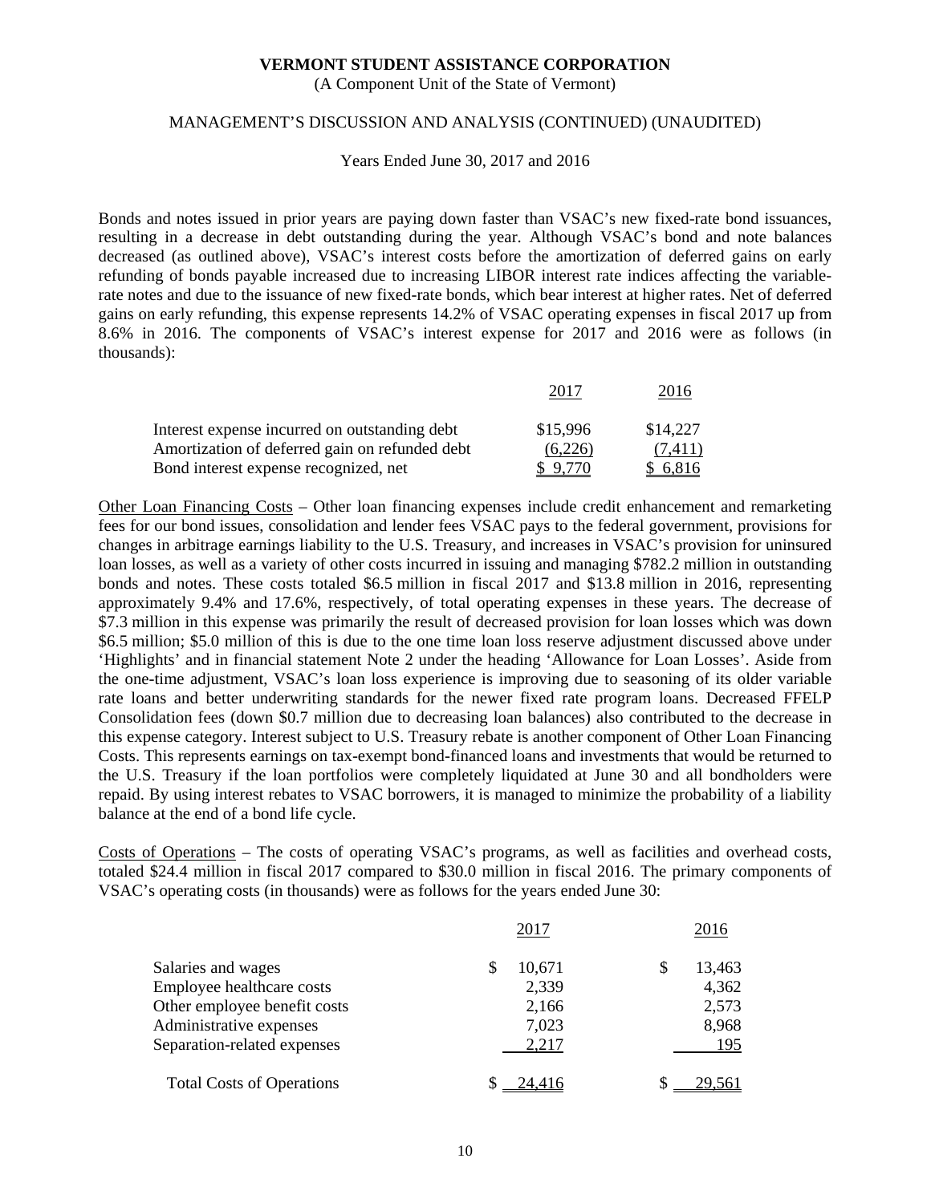Bonds and notes issued in prior years are paying down faster than VSAC's new fixed-rate bond issuances, resulting in a decrease in debt outstanding during the year. Although VSAC's bond and note balances decreased (as outlined above), VSAC's interest costs before the amortization of deferred gains on early refunding of bonds payable increased due to increasing LIBOR interest rate indices affecting the variable-rate notes and due to the issuance of new fixed-rate bonds, which bear interest at higher rates. Net of deferred gains on early refunding, this expense represents 14.2% of VSAC operating expenses in fiscal 2017 up from 8.6% in 2016. The components of VSAC's interest expense for 2017 and 2016 were as follows (in thousands):

| | 2017 | 2016 |
|---|---|---|
| Interest expense incurred on outstanding debt | $15,996 | $14,227 |
| Amortization of deferred gain on refunded debt | (6,226) | (7,411) |
| Bond interest expense recognized, net | $ 9,770 | $ 6,816 |

Other Loan Financing Costs – Other loan financing expenses include credit enhancement and remarketing fees for our bond issues, consolidation and lender fees VSAC pays to the federal government, provisions for changes in arbitrage earnings liability to the U.S. Treasury, and increases in VSAC's provision for uninsured loan losses, as well as a variety of other costs incurred in issuing and managing $782.2 million in outstanding bonds and notes. These costs totaled $6.5 million in fiscal 2017 and $13.8 million in 2016, representing approximately 9.4% and 17.6%, respectively, of total operating expenses in these years. The decrease of $7.3 million in this expense was primarily the result of decreased provision for loan losses which was down $6.5 million; $5.0 million of this is due to the one time loan loss reserve adjustment discussed above under 'Highlights' and in financial statement Note 2 under the heading 'Allowance for Loan Losses'. Aside from the one-time adjustment, VSAC's loan loss experience is improving due to seasoning of its older variable rate loans and better underwriting standards for the newer fixed rate program loans. Decreased FFELP Consolidation fees (down $0.7 million due to decreasing loan balances) also contributed to the decrease in this expense category. Interest subject to U.S. Treasury rebate is another component of Other Loan Financing Costs. This represents earnings on tax-exempt bond-financed loans and investments that would be returned to the U.S. Treasury if the loan portfolios were completely liquidated at June 30 and all bondholders were repaid. By using interest rebates to VSAC borrowers, it is managed to minimize the probability of a liability balance at the end of a bond life cycle.

Costs of Operations – The costs of operating VSAC's programs, as well as facilities and overhead costs, totaled $24.4 million in fiscal 2017 compared to $30.0 million in fiscal 2016. The primary components of VSAC's operating costs (in thousands) were as follows for the years ended June 30:

| | 2017 | 2016 |
|---|---|---|
| Salaries and wages | $ 10,671 | $ 13,463 |
| Employee healthcare costs | 2,339 | 4,362 |
| Other employee benefit costs | 2,166 | 2,573 |
| Administrative expenses | 7,023 | 8,968 |
| Separation-related expenses | 2,217 | 195 |
| Total Costs of Operations | $ 24,416 | $ 29,561 |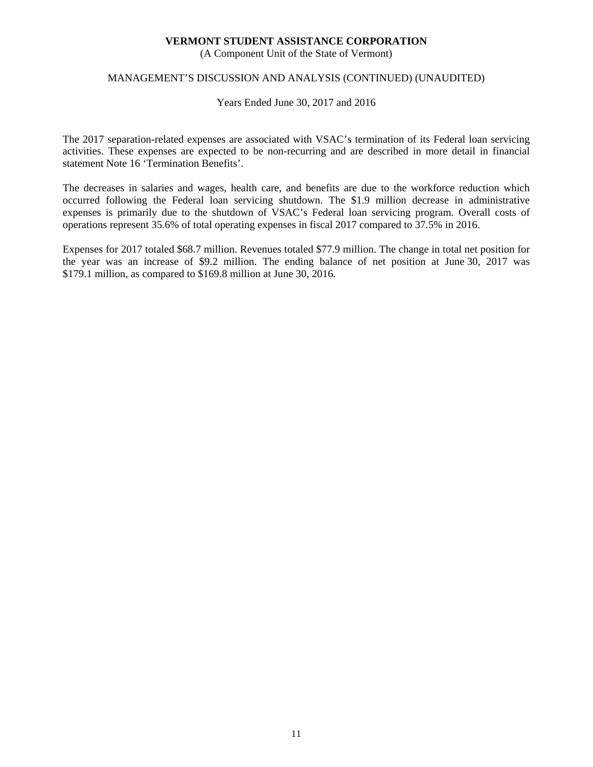The 2017 separation-related expenses are associated with VSAC's termination of its Federal loan servicing activities. These expenses are expected to be non-recurring and are described in more detail in financial statement Note 16 'Termination Benefits'.

The decreases in salaries and wages, health care, and benefits are due to the workforce reduction which occurred following the Federal loan servicing shutdown. The $1.9 million decrease in administrative expenses is primarily due to the shutdown of VSAC's Federal loan servicing program. Overall costs of operations represent 35.6% of total operating expenses in fiscal 2017 compared to 37.5% in 2016.

Expenses for 2017 totaled $68.7 million. Revenues totaled $77.9 million. The change in total net position for the year was an increase of $9.2 million. The ending balance of net position at June 30, 2017 was $179.1 million, as compared to $169.8 million at June 30, 2016.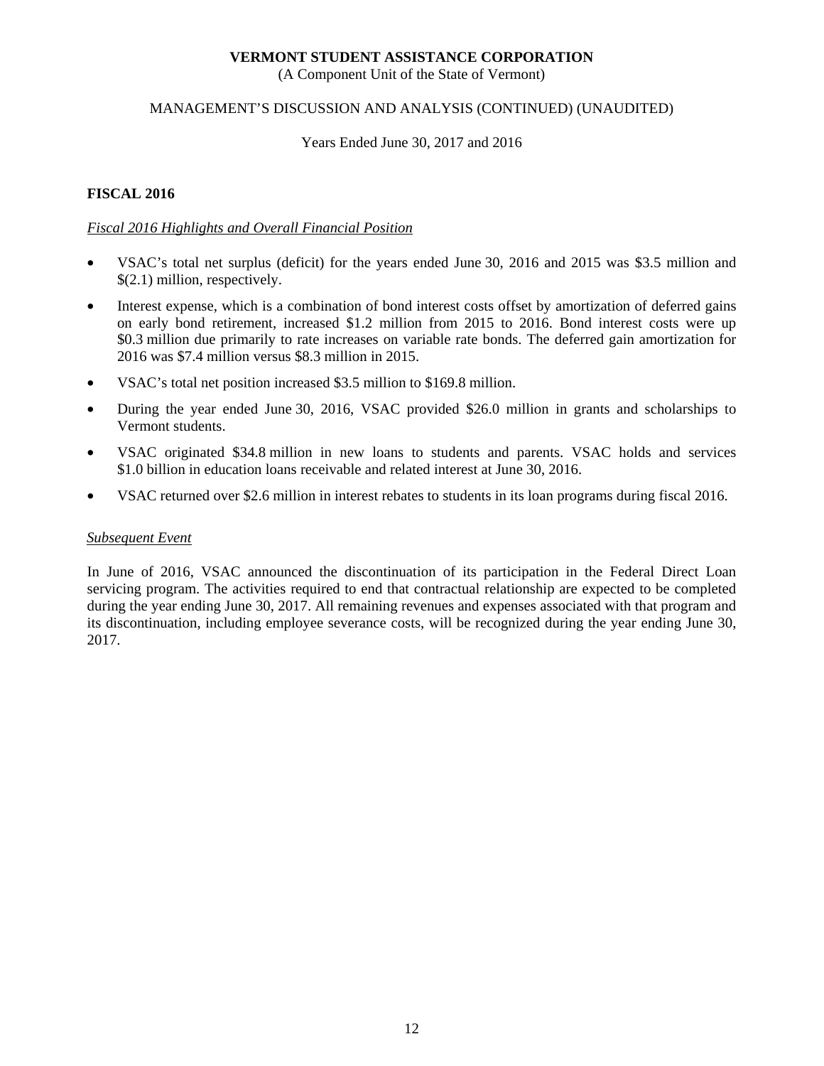## FISCAL 2016

### *Fiscal 2016 Highlights and Overall Financial Position*

- VSAC's total net surplus (deficit) for the years ended June 30, 2016 and 2015 was $3.5 million and $(2.1) million, respectively.
- Interest expense, which is a combination of bond interest costs offset by amortization of deferred gains on early bond retirement, increased $1.2 million from 2015 to 2016. Bond interest costs were up $0.3 million due primarily to rate increases on variable rate bonds. The deferred gain amortization for 2016 was $7.4 million versus $8.3 million in 2015.
- VSAC's total net position increased $3.5 million to $169.8 million.
- During the year ended June 30, 2016, VSAC provided $26.0 million in grants and scholarships to Vermont students.
- VSAC originated $34.8 million in new loans to students and parents. VSAC holds and services $1.0 billion in education loans receivable and related interest at June 30, 2016.
- VSAC returned over $2.6 million in interest rebates to students in its loan programs during fiscal 2016.

### *Subsequent Event*

In June of 2016, VSAC announced the discontinuation of its participation in the Federal Direct Loan servicing program. The activities required to end that contractual relationship are expected to be completed during the year ending June 30, 2017. All remaining revenues and expenses associated with that program and its discontinuation, including employee severance costs, will be recognized during the year ending June 30, 2017.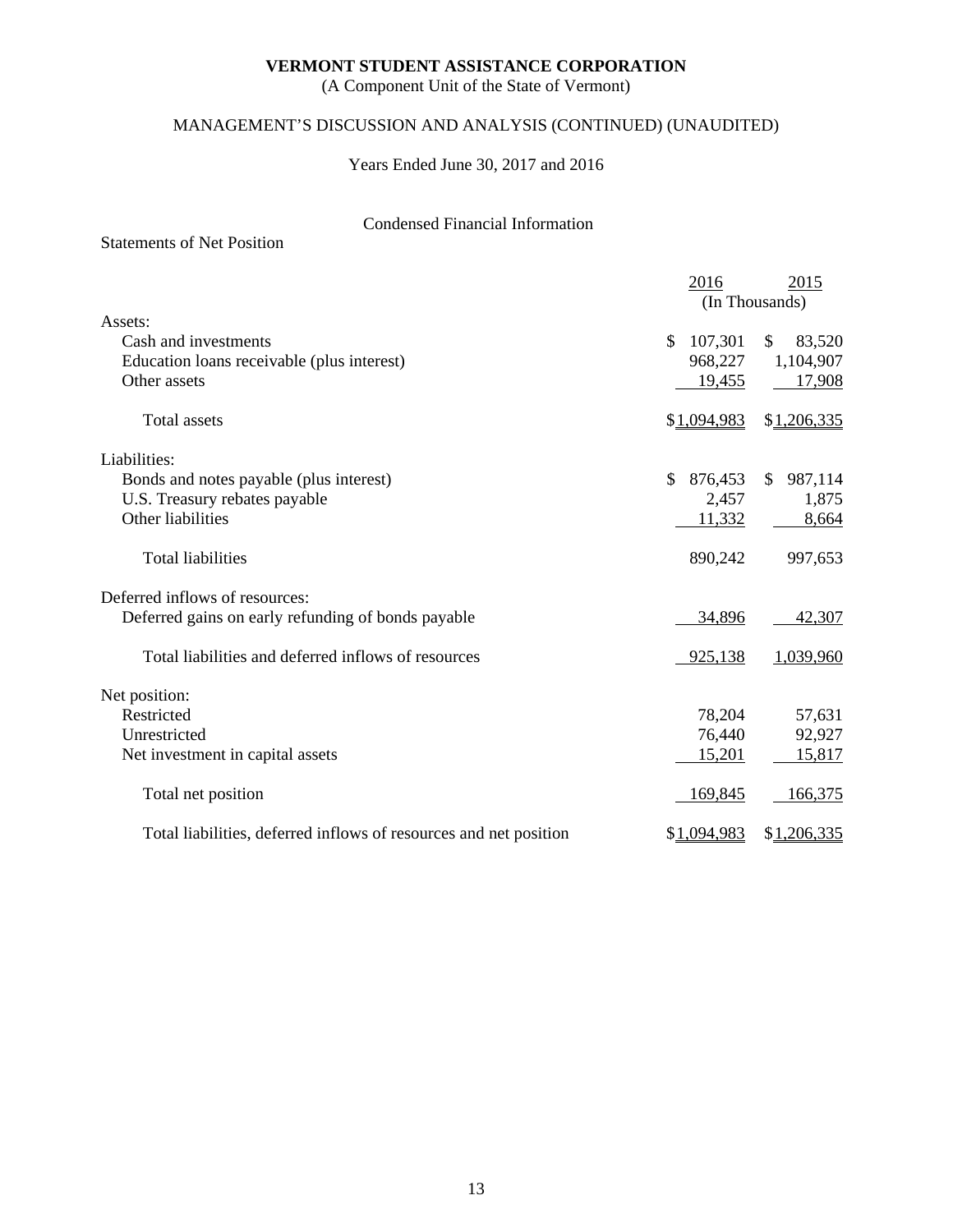# VERMONT STUDENT ASSISTANCE CORPORATION

(A Component Unit of the State of Vermont)

## MANAGEMENT'S DISCUSSION AND ANALYSIS (CONTINUED) (UNAUDITED)

Years Ended June 30, 2017 and 2016

### Condensed Financial Information

Statements of Net Position

| | 2016 | 2015 |
|---|---|---|
| | (In Thousands) | |
| Assets: | | |
| Cash and investments | $ 107,301 | $ 83,520 |
| Education loans receivable (plus interest) | 968,227 | 1,104,907 |
| Other assets | 19,455 | 17,908 |
| Total assets | $1,094,983 | $1,206,335 |
| Liabilities: | | |
| Bonds and notes payable (plus interest) | $ 876,453 | $ 987,114 |
| U.S. Treasury rebates payable | 2,457 | 1,875 |
| Other liabilities | 11,332 | 8,664 |
| Total liabilities | 890,242 | 997,653 |
| Deferred inflows of resources: | | |
| Deferred gains on early refunding of bonds payable | 34,896 | 42,307 |
| Total liabilities and deferred inflows of resources | 925,138 | 1,039,960 |
| Net position: | | |
| Restricted | 78,204 | 57,631 |
| Unrestricted | 76,440 | 92,927 |
| Net investment in capital assets | 15,201 | 15,817 |
| Total net position | 169,845 | 166,375 |
| Total liabilities, deferred inflows of resources and net position | $1,094,983 | $1,206,335 |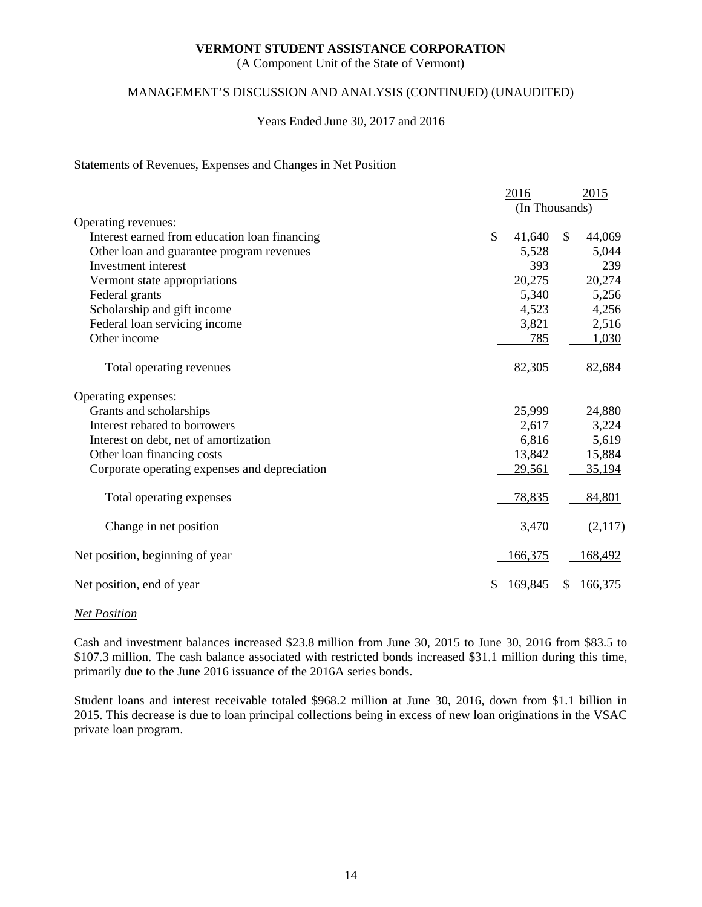**VERMONT STUDENT ASSISTANCE CORPORATION**
(A Component Unit of the State of Vermont)

MANAGEMENT'S DISCUSSION AND ANALYSIS (CONTINUED) (UNAUDITED)

Years Ended June 30, 2017 and 2016

Statements of Revenues, Expenses and Changes in Net Position

| | 2016 | 2015 |
|---|---|---|
| | (In Thousands) | |
| Operating revenues: | | |
| Interest earned from education loan financing | $ 41,640 | $ 44,069 |
| Other loan and guarantee program revenues | 5,528 | 5,044 |
| Investment interest | 393 | 239 |
| Vermont state appropriations | 20,275 | 20,274 |
| Federal grants | 5,340 | 5,256 |
| Scholarship and gift income | 4,523 | 4,256 |
| Federal loan servicing income | 3,821 | 2,516 |
| Other income | 785 | 1,030 |
| Total operating revenues | 82,305 | 82,684 |
| Operating expenses: | | |
| Grants and scholarships | 25,999 | 24,880 |
| Interest rebated to borrowers | 2,617 | 3,224 |
| Interest on debt, net of amortization | 6,816 | 5,619 |
| Other loan financing costs | 13,842 | 15,884 |
| Corporate operating expenses and depreciation | 29,561 | 35,194 |
| Total operating expenses | 78,835 | 84,801 |
| Change in net position | 3,470 | (2,117) |
| Net position, beginning of year | 166,375 | 168,492 |
| Net position, end of year | $ 169,845 | $ 166,375 |

***Net Position***

Cash and investment balances increased $23.8 million from June 30, 2015 to June 30, 2016 from $83.5 to $107.3 million. The cash balance associated with restricted bonds increased $31.1 million during this time, primarily due to the June 2016 issuance of the 2016A series bonds.

Student loans and interest receivable totaled $968.2 million at June 30, 2016, down from $1.1 billion in 2015. This decrease is due to loan principal collections being in excess of new loan originations in the VSAC private loan program.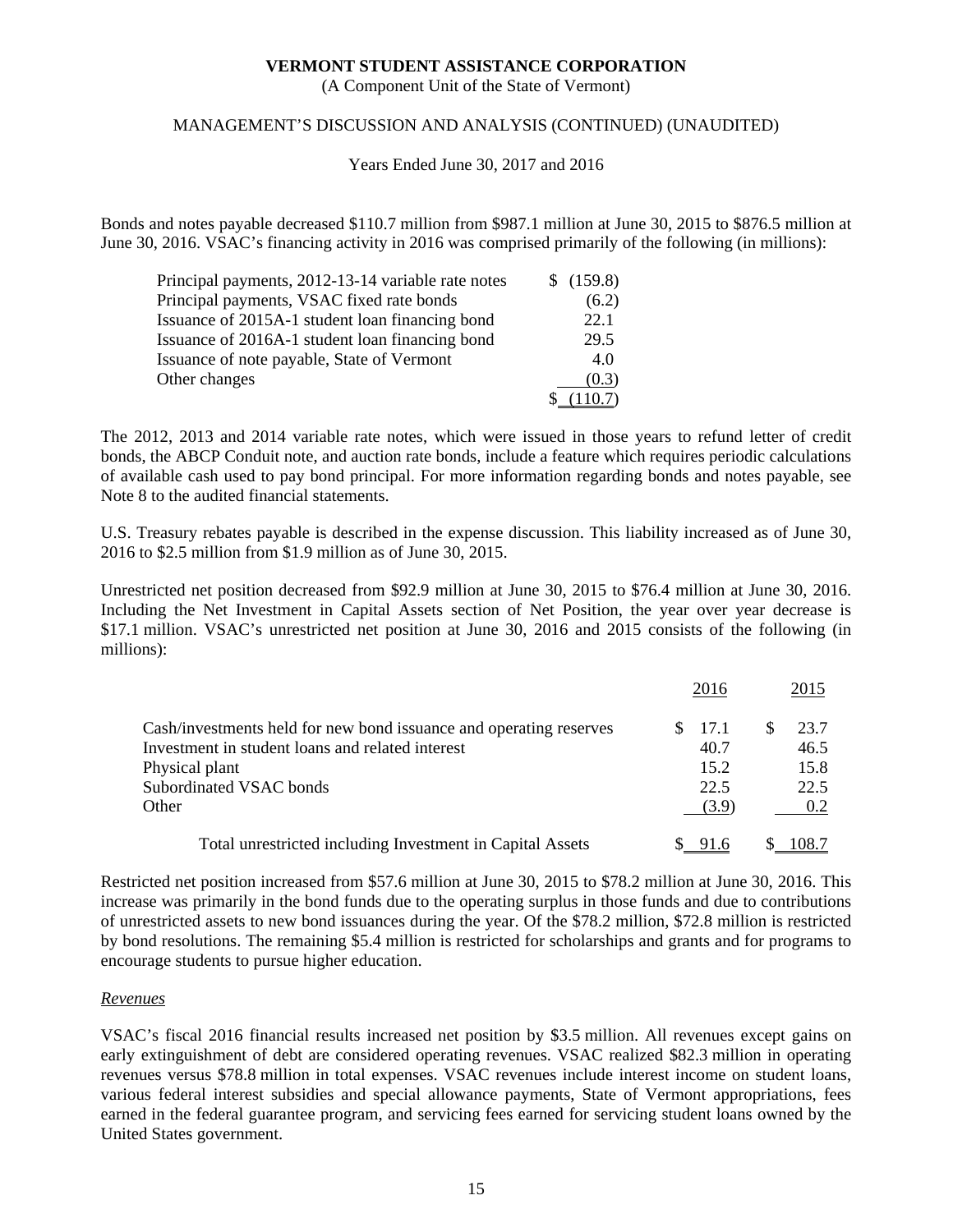Bonds and notes payable decreased $110.7 million from $987.1 million at June 30, 2015 to $876.5 million at June 30, 2016. VSAC's financing activity in 2016 was comprised primarily of the following (in millions):

| | |
|---|---|
| Principal payments, 2012-13-14 variable rate notes | $ (159.8) |
| Principal payments, VSAC fixed rate bonds | (6.2) |
| Issuance of 2015A-1 student loan financing bond | 22.1 |
| Issuance of 2016A-1 student loan financing bond | 29.5 |
| Issuance of note payable, State of Vermont | 4.0 |
| Other changes | (0.3) |
| | $ (110.7) |

The 2012, 2013 and 2014 variable rate notes, which were issued in those years to refund letter of credit bonds, the ABCP Conduit note, and auction rate bonds, include a feature which requires periodic calculations of available cash used to pay bond principal. For more information regarding bonds and notes payable, see Note 8 to the audited financial statements.

U.S. Treasury rebates payable is described in the expense discussion. This liability increased as of June 30, 2016 to $2.5 million from $1.9 million as of June 30, 2015.

Unrestricted net position decreased from $92.9 million at June 30, 2015 to $76.4 million at June 30, 2016. Including the Net Investment in Capital Assets section of Net Position, the year over year decrease is $17.1 million. VSAC's unrestricted net position at June 30, 2016 and 2015 consists of the following (in millions):

| | 2016 | 2015 |
|---|---|---|
| Cash/investments held for new bond issuance and operating reserves | $ 17.1 | $ 23.7 |
| Investment in student loans and related interest | 40.7 | 46.5 |
| Physical plant | 15.2 | 15.8 |
| Subordinated VSAC bonds | 22.5 | 22.5 |
| Other | (3.9) | 0.2 |
| Total unrestricted including Investment in Capital Assets | $ 91.6 | $ 108.7 |

Restricted net position increased from $57.6 million at June 30, 2015 to $78.2 million at June 30, 2016. This increase was primarily in the bond funds due to the operating surplus in those funds and due to contributions of unrestricted assets to new bond issuances during the year. Of the $78.2 million, $72.8 million is restricted by bond resolutions. The remaining $5.4 million is restricted for scholarships and grants and for programs to encourage students to pursue higher education.

*Revenues*

VSAC's fiscal 2016 financial results increased net position by $3.5 million. All revenues except gains on early extinguishment of debt are considered operating revenues. VSAC realized $82.3 million in operating revenues versus $78.8 million in total expenses. VSAC revenues include interest income on student loans, various federal interest subsidies and special allowance payments, State of Vermont appropriations, fees earned in the federal guarantee program, and servicing fees earned for servicing student loans owned by the United States government.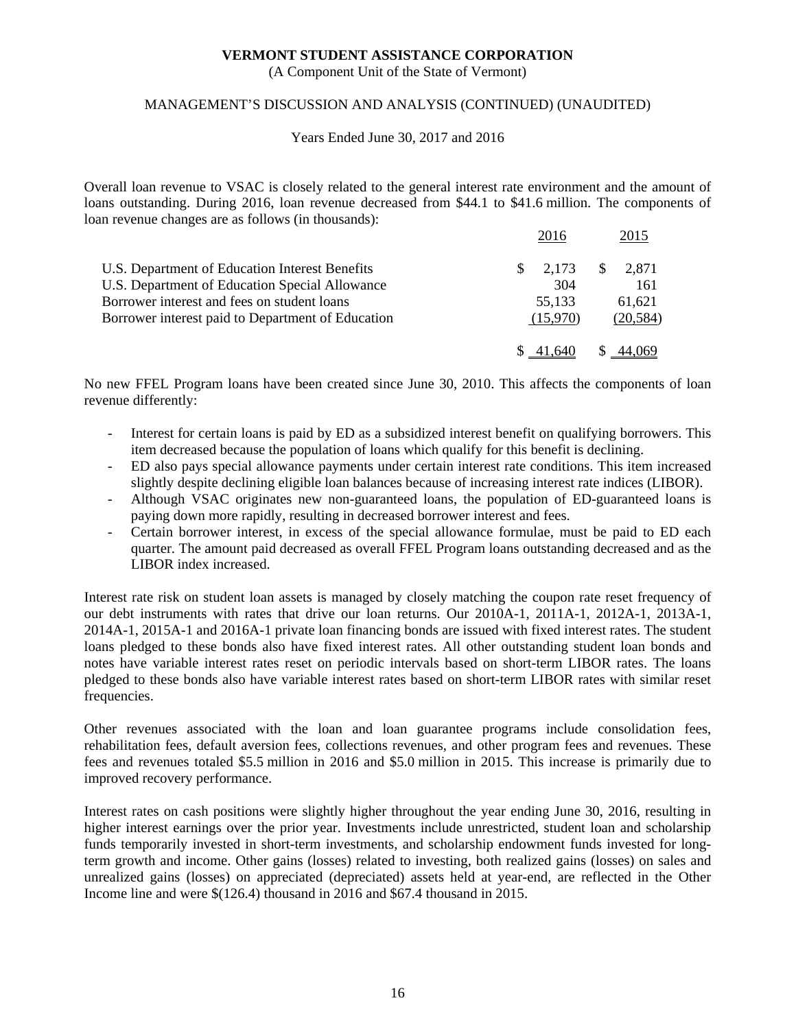**VERMONT STUDENT ASSISTANCE CORPORATION**
(A Component Unit of the State of Vermont)

MANAGEMENT'S DISCUSSION AND ANALYSIS (CONTINUED) (UNAUDITED)

Years Ended June 30, 2017 and 2016

Overall loan revenue to VSAC is closely related to the general interest rate environment and the amount of loans outstanding. During 2016, loan revenue decreased from $44.1 to $41.6 million. The components of loan revenue changes are as follows (in thousands):

| | 2016 | 2015 |
|---|---|---|
| U.S. Department of Education Interest Benefits | $ 2,173 | $ 2,871 |
| U.S. Department of Education Special Allowance | 304 | 161 |
| Borrower interest and fees on student loans | 55,133 | 61,621 |
| Borrower interest paid to Department of Education | (15,970) | (20,584) |
| | $ 41,640 | $ 44,069 |

No new FFEL Program loans have been created since June 30, 2010. This affects the components of loan revenue differently:

- Interest for certain loans is paid by ED as a subsidized interest benefit on qualifying borrowers. This item decreased because the population of loans which qualify for this benefit is declining.
- ED also pays special allowance payments under certain interest rate conditions. This item increased slightly despite declining eligible loan balances because of increasing interest rate indices (LIBOR).
- Although VSAC originates new non-guaranteed loans, the population of ED-guaranteed loans is paying down more rapidly, resulting in decreased borrower interest and fees.
- Certain borrower interest, in excess of the special allowance formulae, must be paid to ED each quarter. The amount paid decreased as overall FFEL Program loans outstanding decreased and as the LIBOR index increased.

Interest rate risk on student loan assets is managed by closely matching the coupon rate reset frequency of our debt instruments with rates that drive our loan returns. Our 2010A-1, 2011A-1, 2012A-1, 2013A-1, 2014A-1, 2015A-1 and 2016A-1 private loan financing bonds are issued with fixed interest rates. The student loans pledged to these bonds also have fixed interest rates. All other outstanding student loan bonds and notes have variable interest rates reset on periodic intervals based on short-term LIBOR rates. The loans pledged to these bonds also have variable interest rates based on short-term LIBOR rates with similar reset frequencies.

Other revenues associated with the loan and loan guarantee programs include consolidation fees, rehabilitation fees, default aversion fees, collections revenues, and other program fees and revenues. These fees and revenues totaled $5.5 million in 2016 and $5.0 million in 2015. This increase is primarily due to improved recovery performance.

Interest rates on cash positions were slightly higher throughout the year ending June 30, 2016, resulting in higher interest earnings over the prior year. Investments include unrestricted, student loan and scholarship funds temporarily invested in short-term investments, and scholarship endowment funds invested for long-term growth and income. Other gains (losses) related to investing, both realized gains (losses) on sales and unrealized gains (losses) on appreciated (depreciated) assets held at year-end, are reflected in the Other Income line and were $(126.4) thousand in 2016 and $67.4 thousand in 2015.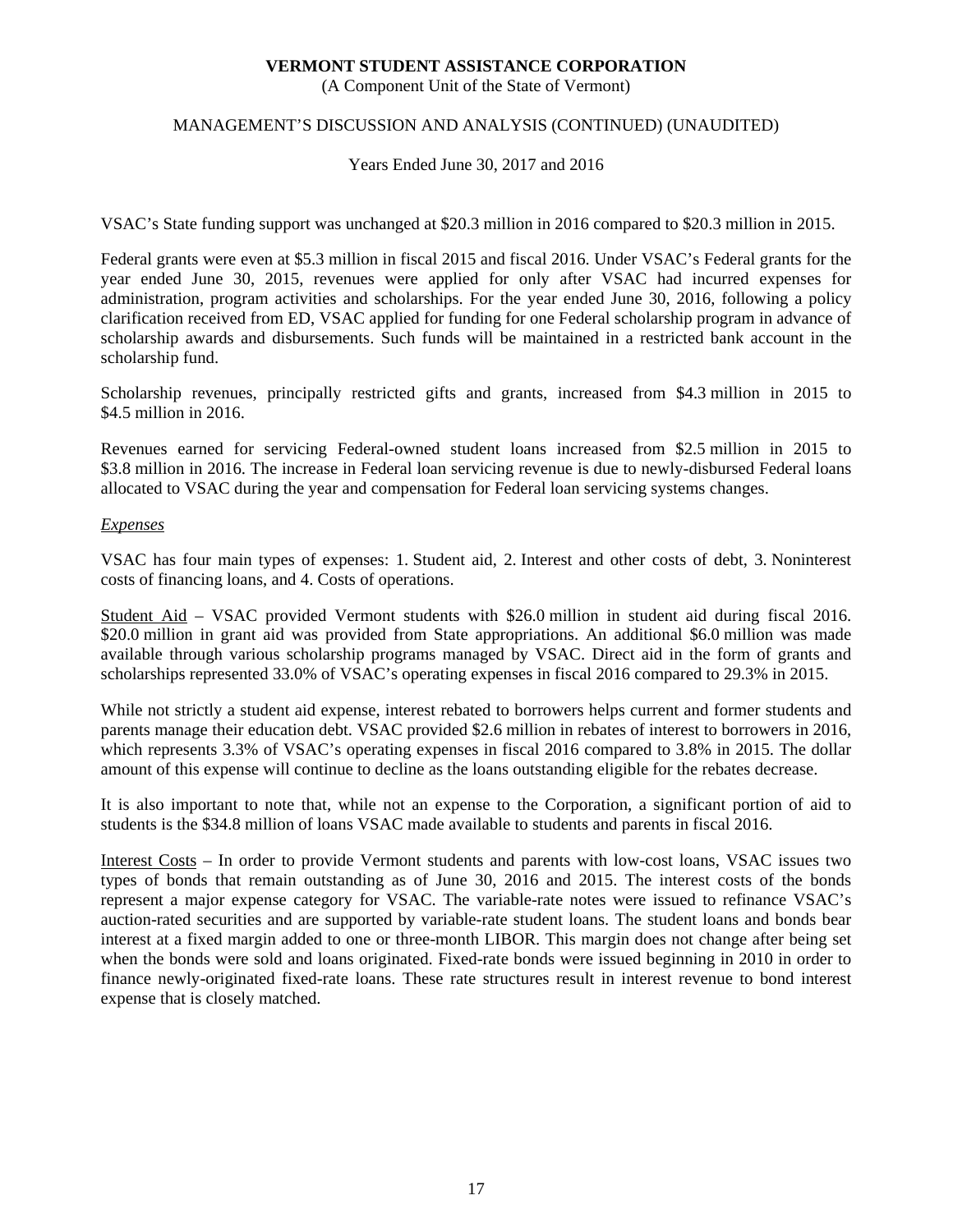VSAC's State funding support was unchanged at $20.3 million in 2016 compared to $20.3 million in 2015.

Federal grants were even at $5.3 million in fiscal 2015 and fiscal 2016. Under VSAC's Federal grants for the year ended June 30, 2015, revenues were applied for only after VSAC had incurred expenses for administration, program activities and scholarships. For the year ended June 30, 2016, following a policy clarification received from ED, VSAC applied for funding for one Federal scholarship program in advance of scholarship awards and disbursements. Such funds will be maintained in a restricted bank account in the scholarship fund.

Scholarship revenues, principally restricted gifts and grants, increased from $4.3 million in 2015 to $4.5 million in 2016.

Revenues earned for servicing Federal-owned student loans increased from $2.5 million in 2015 to $3.8 million in 2016. The increase in Federal loan servicing revenue is due to newly-disbursed Federal loans allocated to VSAC during the year and compensation for Federal loan servicing systems changes.

*Expenses*

VSAC has four main types of expenses: 1. Student aid, 2. Interest and other costs of debt, 3. Noninterest costs of financing loans, and 4. Costs of operations.

Student Aid – VSAC provided Vermont students with $26.0 million in student aid during fiscal 2016. $20.0 million in grant aid was provided from State appropriations. An additional $6.0 million was made available through various scholarship programs managed by VSAC. Direct aid in the form of grants and scholarships represented 33.0% of VSAC's operating expenses in fiscal 2016 compared to 29.3% in 2015.

While not strictly a student aid expense, interest rebated to borrowers helps current and former students and parents manage their education debt. VSAC provided $2.6 million in rebates of interest to borrowers in 2016, which represents 3.3% of VSAC's operating expenses in fiscal 2016 compared to 3.8% in 2015. The dollar amount of this expense will continue to decline as the loans outstanding eligible for the rebates decrease.

It is also important to note that, while not an expense to the Corporation, a significant portion of aid to students is the $34.8 million of loans VSAC made available to students and parents in fiscal 2016.

Interest Costs – In order to provide Vermont students and parents with low-cost loans, VSAC issues two types of bonds that remain outstanding as of June 30, 2016 and 2015. The interest costs of the bonds represent a major expense category for VSAC. The variable-rate notes were issued to refinance VSAC's auction-rated securities and are supported by variable-rate student loans. The student loans and bonds bear interest at a fixed margin added to one or three-month LIBOR. This margin does not change after being set when the bonds were sold and loans originated. Fixed-rate bonds were issued beginning in 2010 in order to finance newly-originated fixed-rate loans. These rate structures result in interest revenue to bond interest expense that is closely matched.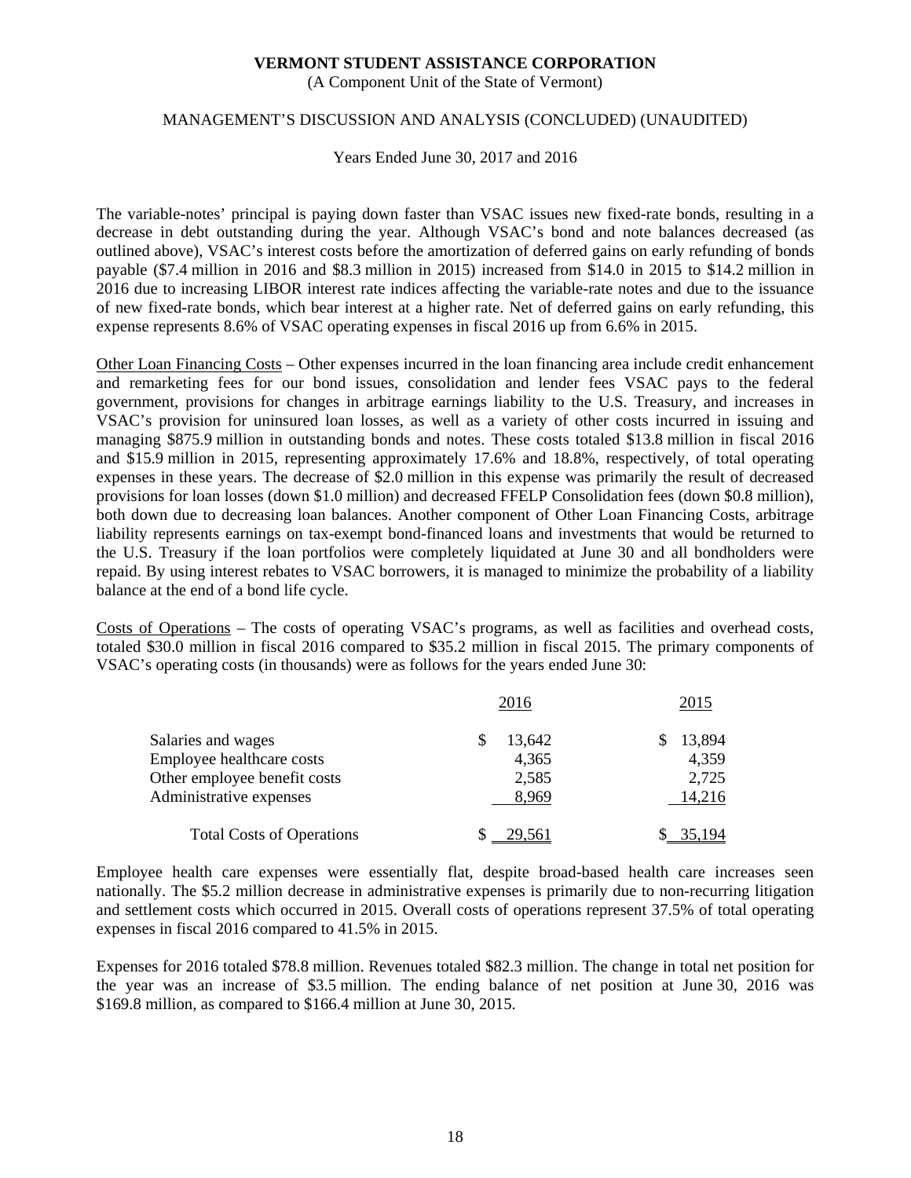**VERMONT STUDENT ASSISTANCE CORPORATION**
(A Component Unit of the State of Vermont)

MANAGEMENT'S DISCUSSION AND ANALYSIS (CONCLUDED) (UNAUDITED)

Years Ended June 30, 2017 and 2016

The variable-notes' principal is paying down faster than VSAC issues new fixed-rate bonds, resulting in a decrease in debt outstanding during the year. Although VSAC's bond and note balances decreased (as outlined above), VSAC's interest costs before the amortization of deferred gains on early refunding of bonds payable ($7.4 million in 2016 and $8.3 million in 2015) increased from $14.0 in 2015 to $14.2 million in 2016 due to increasing LIBOR interest rate indices affecting the variable-rate notes and due to the issuance of new fixed-rate bonds, which bear interest at a higher rate. Net of deferred gains on early refunding, this expense represents 8.6% of VSAC operating expenses in fiscal 2016 up from 6.6% in 2015.

Other Loan Financing Costs – Other expenses incurred in the loan financing area include credit enhancement and remarketing fees for our bond issues, consolidation and lender fees VSAC pays to the federal government, provisions for changes in arbitrage earnings liability to the U.S. Treasury, and increases in VSAC's provision for uninsured loan losses, as well as a variety of other costs incurred in issuing and managing $875.9 million in outstanding bonds and notes. These costs totaled $13.8 million in fiscal 2016 and $15.9 million in 2015, representing approximately 17.6% and 18.8%, respectively, of total operating expenses in these years. The decrease of $2.0 million in this expense was primarily the result of decreased provisions for loan losses (down $1.0 million) and decreased FFELP Consolidation fees (down $0.8 million), both down due to decreasing loan balances. Another component of Other Loan Financing Costs, arbitrage liability represents earnings on tax-exempt bond-financed loans and investments that would be returned to the U.S. Treasury if the loan portfolios were completely liquidated at June 30 and all bondholders were repaid. By using interest rebates to VSAC borrowers, it is managed to minimize the probability of a liability balance at the end of a bond life cycle.

Costs of Operations – The costs of operating VSAC's programs, as well as facilities and overhead costs, totaled $30.0 million in fiscal 2016 compared to $35.2 million in fiscal 2015. The primary components of VSAC's operating costs (in thousands) were as follows for the years ended June 30:

| | 2016 | 2015 |
|---|---|---|
| Salaries and wages | $ 13,642 | $ 13,894 |
| Employee healthcare costs | 4,365 | 4,359 |
| Other employee benefit costs | 2,585 | 2,725 |
| Administrative expenses | 8,969 | 14,216 |
| Total Costs of Operations | $ 29,561 | $ 35,194 |

Employee health care expenses were essentially flat, despite broad-based health care increases seen nationally. The $5.2 million decrease in administrative expenses is primarily due to non-recurring litigation and settlement costs which occurred in 2015. Overall costs of operations represent 37.5% of total operating expenses in fiscal 2016 compared to 41.5% in 2015.

Expenses for 2016 totaled $78.8 million. Revenues totaled $82.3 million. The change in total net position for the year was an increase of $3.5 million. The ending balance of net position at June 30, 2016 was $169.8 million, as compared to $166.4 million at June 30, 2015.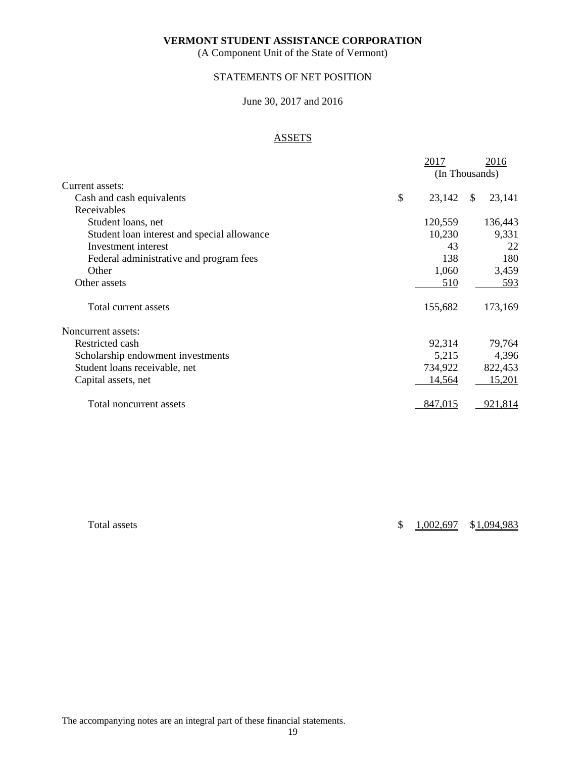**VERMONT STUDENT ASSISTANCE CORPORATION**

(A Component Unit of the State of Vermont)

STATEMENTS OF NET POSITION

June 30, 2017 and 2016

ASSETS

| | 2017 | 2016 |
|---|---|---|
| | (In Thousands) | |
| Current assets: | | |
| Cash and cash equivalents | $ 23,142 | $ 23,141 |
| Receivables | | |
| Student loans, net | 120,559 | 136,443 |
| Student loan interest and special allowance | 10,230 | 9,331 |
| Investment interest | 43 | 22 |
| Federal administrative and program fees | 138 | 180 |
| Other | 1,060 | 3,459 |
| Other assets | 510 | 593 |
| Total current assets | 155,682 | 173,169 |
| Noncurrent assets: | | |
| Restricted cash | 92,314 | 79,764 |
| Scholarship endowment investments | 5,215 | 4,396 |
| Student loans receivable, net | 734,922 | 822,453 |
| Capital assets, net | 14,564 | 15,201 |
| Total noncurrent assets | 847,015 | 921,814 |
| Total assets | $ 1,002,697 | $ 1,094,983 |

The accompanying notes are an integral part of these financial statements.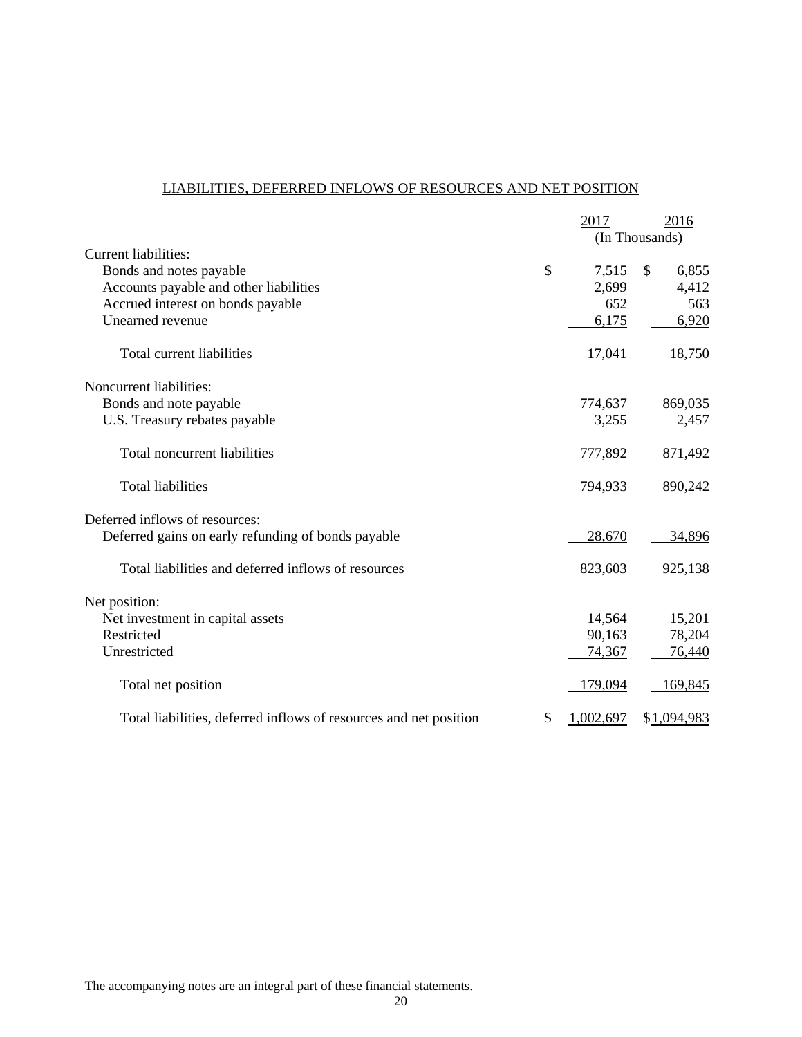## LIABILITIES, DEFERRED INFLOWS OF RESOURCES AND NET POSITION

| | 2017 | 2016 |
|---|---|---|
| | (In Thousands) | |
| Current liabilities: | | |
| Bonds and notes payable | $ 7,515 | $ 6,855 |
| Accounts payable and other liabilities | 2,699 | 4,412 |
| Accrued interest on bonds payable | 652 | 563 |
| Unearned revenue | 6,175 | 6,920 |
| Total current liabilities | 17,041 | 18,750 |
| Noncurrent liabilities: | | |
| Bonds and note payable | 774,637 | 869,035 |
| U.S. Treasury rebates payable | 3,255 | 2,457 |
| Total noncurrent liabilities | 777,892 | 871,492 |
| Total liabilities | 794,933 | 890,242 |
| Deferred inflows of resources: | | |
| Deferred gains on early refunding of bonds payable | 28,670 | 34,896 |
| Total liabilities and deferred inflows of resources | 823,603 | 925,138 |
| Net position: | | |
| Net investment in capital assets | 14,564 | 15,201 |
| Restricted | 90,163 | 78,204 |
| Unrestricted | 74,367 | 76,440 |
| Total net position | 179,094 | 169,845 |
| Total liabilities, deferred inflows of resources and net position | $ 1,002,697 | $ 1,094,983 |

The accompanying notes are an integral part of these financial statements.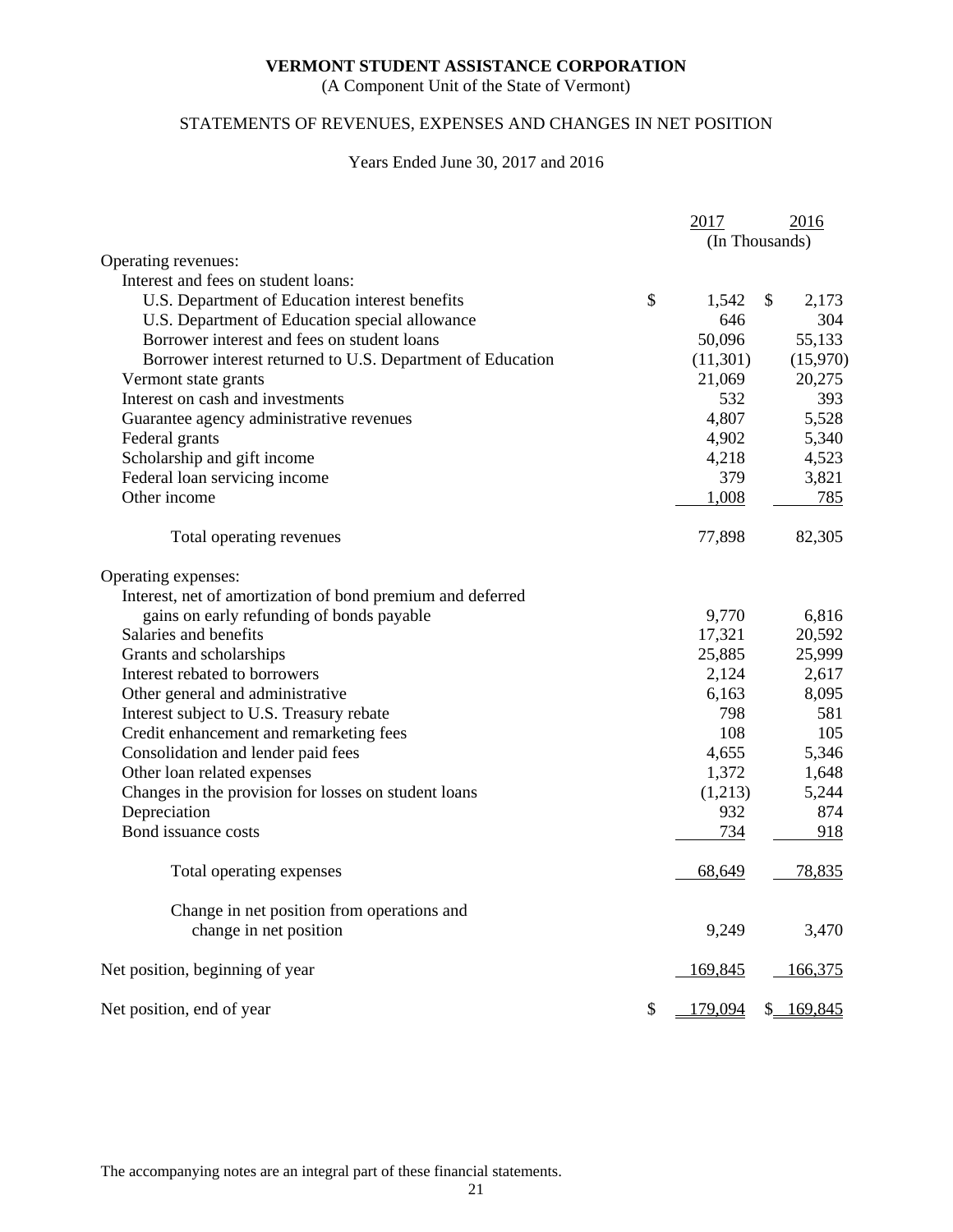# VERMONT STUDENT ASSISTANCE CORPORATION

(A Component Unit of the State of Vermont)

## STATEMENTS OF REVENUES, EXPENSES AND CHANGES IN NET POSITION

Years Ended June 30, 2017 and 2016

| | 2017 | 2016 |
|---|---|---|
| | (In Thousands) | |
| Operating revenues: | | |
| Interest and fees on student loans: | | |
| U.S. Department of Education interest benefits | $ 1,542 | $ 2,173 |
| U.S. Department of Education special allowance | 646 | 304 |
| Borrower interest and fees on student loans | 50,096 | 55,133 |
| Borrower interest returned to U.S. Department of Education | (11,301) | (15,970) |
| Vermont state grants | 21,069 | 20,275 |
| Interest on cash and investments | 532 | 393 |
| Guarantee agency administrative revenues | 4,807 | 5,528 |
| Federal grants | 4,902 | 5,340 |
| Scholarship and gift income | 4,218 | 4,523 |
| Federal loan servicing income | 379 | 3,821 |
| Other income | 1,008 | 785 |
| Total operating revenues | 77,898 | 82,305 |
| Operating expenses: | | |
| Interest, net of amortization of bond premium and deferred gains on early refunding of bonds payable | 9,770 | 6,816 |
| Salaries and benefits | 17,321 | 20,592 |
| Grants and scholarships | 25,885 | 25,999 |
| Interest rebated to borrowers | 2,124 | 2,617 |
| Other general and administrative | 6,163 | 8,095 |
| Interest subject to U.S. Treasury rebate | 798 | 581 |
| Credit enhancement and remarketing fees | 108 | 105 |
| Consolidation and lender paid fees | 4,655 | 5,346 |
| Other loan related expenses | 1,372 | 1,648 |
| Changes in the provision for losses on student loans | (1,213) | 5,244 |
| Depreciation | 932 | 874 |
| Bond issuance costs | 734 | 918 |
| Total operating expenses | 68,649 | 78,835 |
| Change in net position from operations and change in net position | 9,249 | 3,470 |
| Net position, beginning of year | 169,845 | 166,375 |
| Net position, end of year | $ 179,094 | $ 169,845 |

The accompanying notes are an integral part of these financial statements.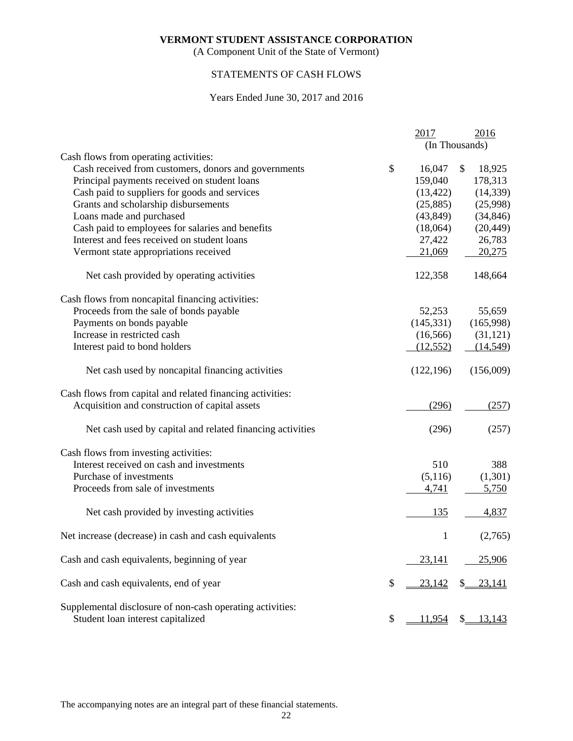**VERMONT STUDENT ASSISTANCE CORPORATION**

(A Component Unit of the State of Vermont)

STATEMENTS OF CASH FLOWS

Years Ended June 30, 2017 and 2016

| | 2017 | 2016 |
|---|---|---|
| | (In Thousands) | |
| Cash flows from operating activities: | | |
| Cash received from customers, donors and governments | $ 16,047 | $ 18,925 |
| Principal payments received on student loans | 159,040 | 178,313 |
| Cash paid to suppliers for goods and services | (13,422) | (14,339) |
| Grants and scholarship disbursements | (25,885) | (25,998) |
| Loans made and purchased | (43,849) | (34,846) |
| Cash paid to employees for salaries and benefits | (18,064) | (20,449) |
| Interest and fees received on student loans | 27,422 | 26,783 |
| Vermont state appropriations received | 21,069 | 20,275 |
| Net cash provided by operating activities | 122,358 | 148,664 |
| Cash flows from noncapital financing activities: | | |
| Proceeds from the sale of bonds payable | 52,253 | 55,659 |
| Payments on bonds payable | (145,331) | (165,998) |
| Increase in restricted cash | (16,566) | (31,121) |
| Interest paid to bond holders | (12,552) | (14,549) |
| Net cash used by noncapital financing activities | (122,196) | (156,009) |
| Cash flows from capital and related financing activities: | | |
| Acquisition and construction of capital assets | (296) | (257) |
| Net cash used by capital and related financing activities | (296) | (257) |
| Cash flows from investing activities: | | |
| Interest received on cash and investments | 510 | 388 |
| Purchase of investments | (5,116) | (1,301) |
| Proceeds from sale of investments | 4,741 | 5,750 |
| Net cash provided by investing activities | 135 | 4,837 |
| Net increase (decrease) in cash and cash equivalents | 1 | (2,765) |
| Cash and cash equivalents, beginning of year | 23,141 | 25,906 |
| Cash and cash equivalents, end of year | $ 23,142 | $ 23,141 |
| Supplemental disclosure of non-cash operating activities: | | |
| Student loan interest capitalized | $ 11,954 | $ 13,143 |

The accompanying notes are an integral part of these financial statements.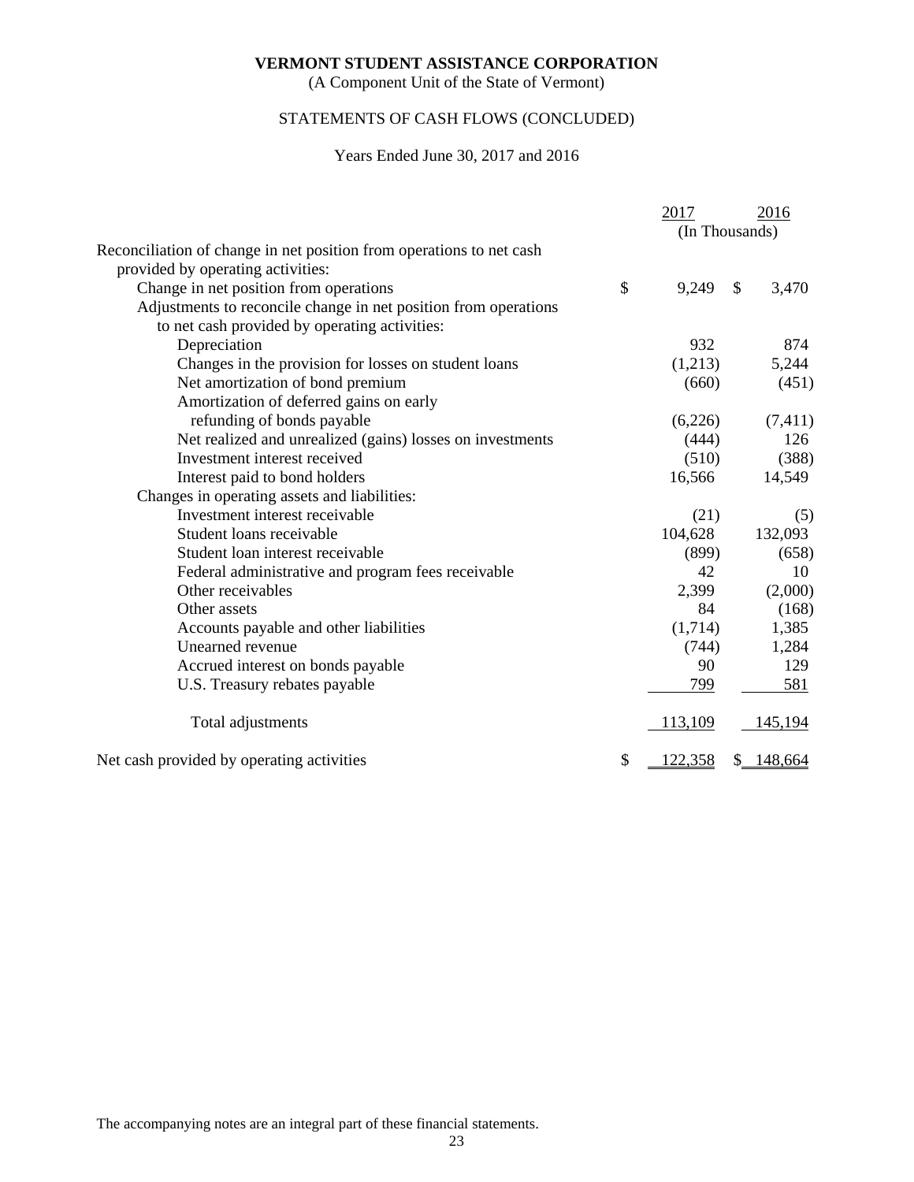**VERMONT STUDENT ASSISTANCE CORPORATION**

(A Component Unit of the State of Vermont)

STATEMENTS OF CASH FLOWS (CONCLUDED)

Years Ended June 30, 2017 and 2016

| | 2017 | 2016 |
|---|---|---|
| | (In Thousands) | |
| Reconciliation of change in net position from operations to net cash provided by operating activities: | | |
| Change in net position from operations | $ 9,249 | $ 3,470 |
| Adjustments to reconcile change in net position from operations to net cash provided by operating activities: | | |
| Depreciation | 932 | 874 |
| Changes in the provision for losses on student loans | (1,213) | 5,244 |
| Net amortization of bond premium | (660) | (451) |
| Amortization of deferred gains on early refunding of bonds payable | (6,226) | (7,411) |
| Net realized and unrealized (gains) losses on investments | (444) | 126 |
| Investment interest received | (510) | (388) |
| Interest paid to bond holders | 16,566 | 14,549 |
| Changes in operating assets and liabilities: | | |
| Investment interest receivable | (21) | (5) |
| Student loans receivable | 104,628 | 132,093 |
| Student loan interest receivable | (899) | (658) |
| Federal administrative and program fees receivable | 42 | 10 |
| Other receivables | 2,399 | (2,000) |
| Other assets | 84 | (168) |
| Accounts payable and other liabilities | (1,714) | 1,385 |
| Unearned revenue | (744) | 1,284 |
| Accrued interest on bonds payable | 90 | 129 |
| U.S. Treasury rebates payable | 799 | 581 |
| Total adjustments | 113,109 | 145,194 |
| Net cash provided by operating activities | $ 122,358 | $ 148,664 |

The accompanying notes are an integral part of these financial statements.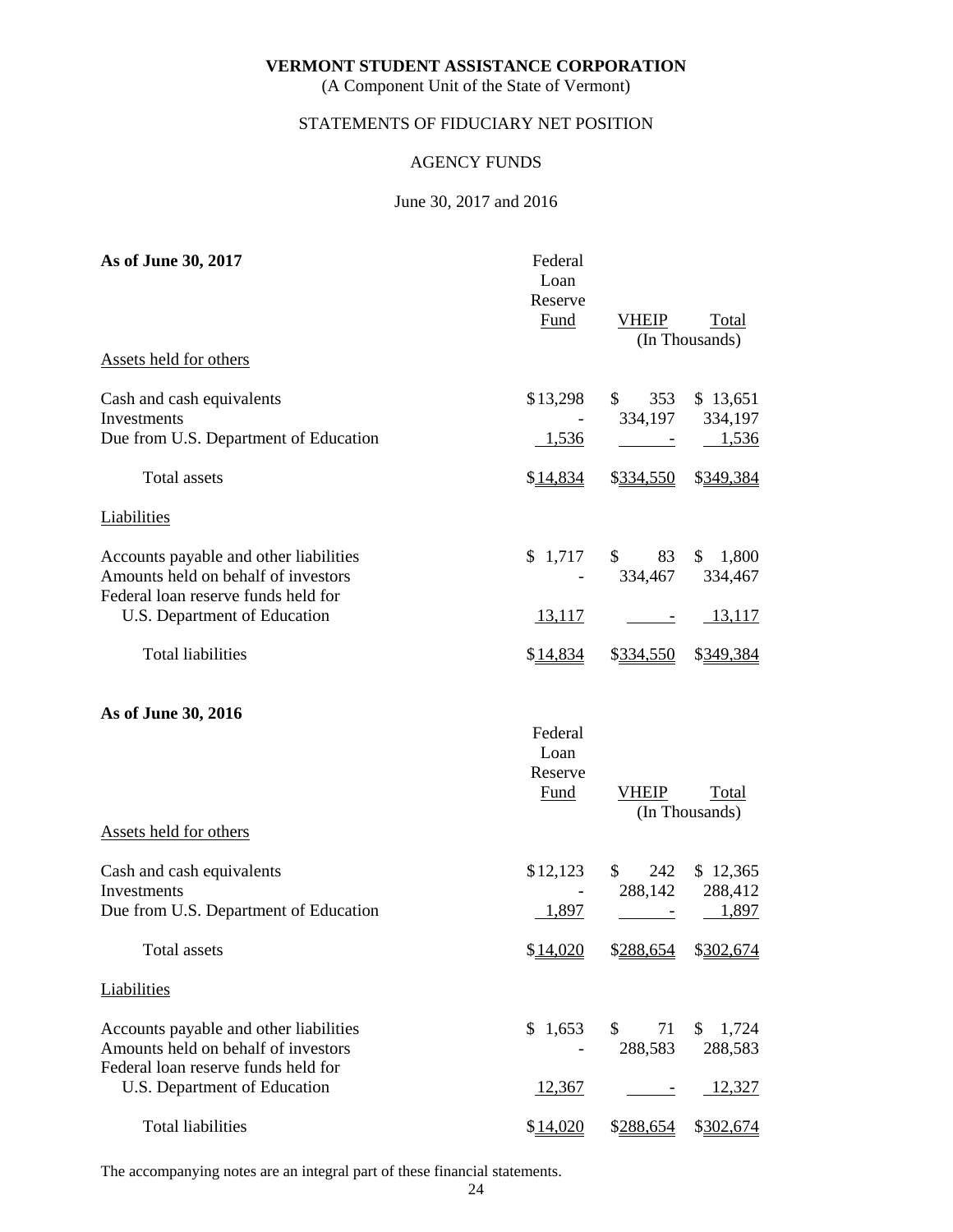**VERMONT STUDENT ASSISTANCE CORPORATION**
(A Component Unit of the State of Vermont)

STATEMENTS OF FIDUCIARY NET POSITION

AGENCY FUNDS

June 30, 2017 and 2016

**As of June 30, 2017**

| | Federal Loan Reserve Fund | VHEIP | Total |
|---|---|---|---|
| | | (In Thousands) | |
| Assets held for others | | | |
| Cash and cash equivalents | $13,298 | $ 353 | $ 13,651 |
| Investments | - | 334,197 | 334,197 |
| Due from U.S. Department of Education | 1,536 | - | 1,536 |
| Total assets | $14,834 | $334,550 | $349,384 |
| Liabilities | | | |
| Accounts payable and other liabilities | $ 1,717 | $ 83 | $ 1,800 |
| Amounts held on behalf of investors | - | 334,467 | 334,467 |
| Federal loan reserve funds held for U.S. Department of Education | 13,117 | - | 13,117 |
| Total liabilities | $14,834 | $334,550 | $349,384 |

**As of June 30, 2016**

| | Federal Loan Reserve Fund | VHEIP | Total |
|---|---|---|---|
| | | (In Thousands) | |
| Assets held for others | | | |
| Cash and cash equivalents | $12,123 | $ 242 | $ 12,365 |
| Investments | - | 288,142 | 288,412 |
| Due from U.S. Department of Education | 1,897 | - | 1,897 |
| Total assets | $14,020 | $288,654 | $302,674 |
| Liabilities | | | |
| Accounts payable and other liabilities | $ 1,653 | $ 71 | $ 1,724 |
| Amounts held on behalf of investors | - | 288,583 | 288,583 |
| Federal loan reserve funds held for U.S. Department of Education | 12,367 | - | 12,327 |
| Total liabilities | $14,020 | $288,654 | $302,674 |

The accompanying notes are an integral part of these financial statements.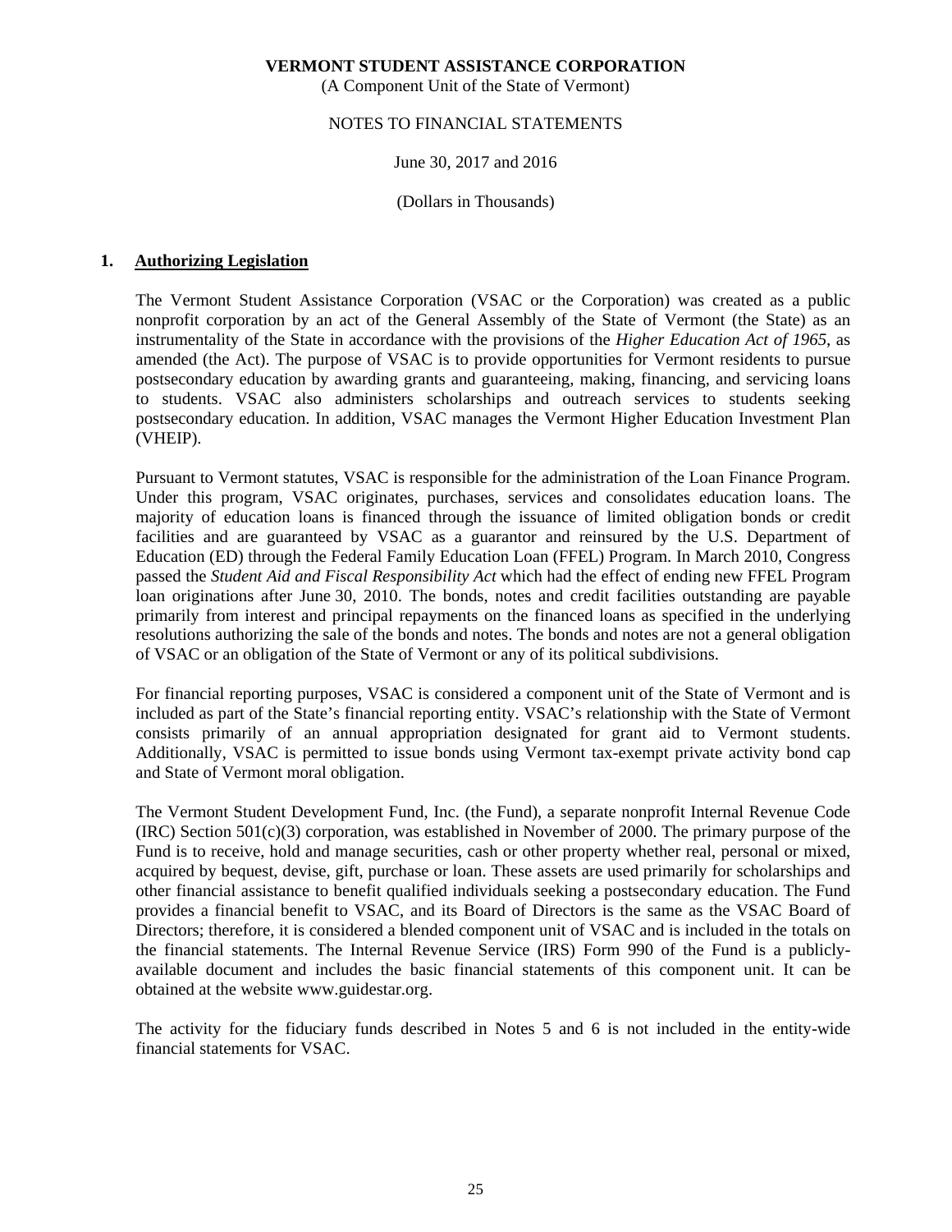**VERMONT STUDENT ASSISTANCE CORPORATION**
(A Component Unit of the State of Vermont)

NOTES TO FINANCIAL STATEMENTS

June 30, 2017 and 2016

(Dollars in Thousands)

## 1. Authorizing Legislation

The Vermont Student Assistance Corporation (VSAC or the Corporation) was created as a public nonprofit corporation by an act of the General Assembly of the State of Vermont (the State) as an instrumentality of the State in accordance with the provisions of the *Higher Education Act of 1965*, as amended (the Act). The purpose of VSAC is to provide opportunities for Vermont residents to pursue postsecondary education by awarding grants and guaranteeing, making, financing, and servicing loans to students. VSAC also administers scholarships and outreach services to students seeking postsecondary education. In addition, VSAC manages the Vermont Higher Education Investment Plan (VHEIP).

Pursuant to Vermont statutes, VSAC is responsible for the administration of the Loan Finance Program. Under this program, VSAC originates, purchases, services and consolidates education loans. The majority of education loans is financed through the issuance of limited obligation bonds or credit facilities and are guaranteed by VSAC as a guarantor and reinsured by the U.S. Department of Education (ED) through the Federal Family Education Loan (FFEL) Program. In March 2010, Congress passed the *Student Aid and Fiscal Responsibility Act* which had the effect of ending new FFEL Program loan originations after June 30, 2010. The bonds, notes and credit facilities outstanding are payable primarily from interest and principal repayments on the financed loans as specified in the underlying resolutions authorizing the sale of the bonds and notes. The bonds and notes are not a general obligation of VSAC or an obligation of the State of Vermont or any of its political subdivisions.

For financial reporting purposes, VSAC is considered a component unit of the State of Vermont and is included as part of the State's financial reporting entity. VSAC's relationship with the State of Vermont consists primarily of an annual appropriation designated for grant aid to Vermont students. Additionally, VSAC is permitted to issue bonds using Vermont tax-exempt private activity bond cap and State of Vermont moral obligation.

The Vermont Student Development Fund, Inc. (the Fund), a separate nonprofit Internal Revenue Code (IRC) Section 501(c)(3) corporation, was established in November of 2000. The primary purpose of the Fund is to receive, hold and manage securities, cash or other property whether real, personal or mixed, acquired by bequest, devise, gift, purchase or loan. These assets are used primarily for scholarships and other financial assistance to benefit qualified individuals seeking a postsecondary education. The Fund provides a financial benefit to VSAC, and its Board of Directors is the same as the VSAC Board of Directors; therefore, it is considered a blended component unit of VSAC and is included in the totals on the financial statements. The Internal Revenue Service (IRS) Form 990 of the Fund is a publicly-available document and includes the basic financial statements of this component unit. It can be obtained at the website www.guidestar.org.

The activity for the fiduciary funds described in Notes 5 and 6 is not included in the entity-wide financial statements for VSAC.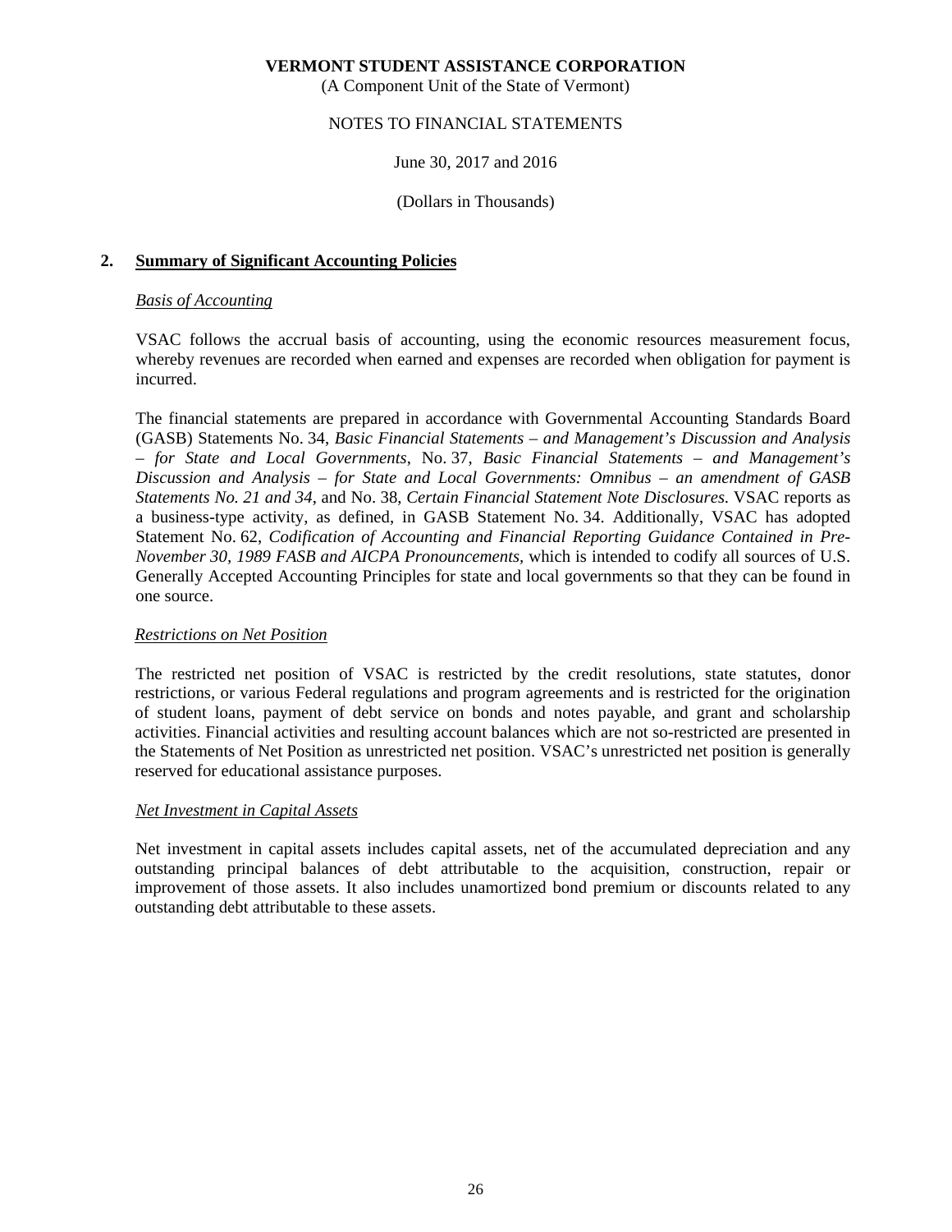**VERMONT STUDENT ASSISTANCE CORPORATION**
(A Component Unit of the State of Vermont)

NOTES TO FINANCIAL STATEMENTS

June 30, 2017 and 2016

(Dollars in Thousands)

## 2. Summary of Significant Accounting Policies

*Basis of Accounting*

VSAC follows the accrual basis of accounting, using the economic resources measurement focus, whereby revenues are recorded when earned and expenses are recorded when obligation for payment is incurred.

The financial statements are prepared in accordance with Governmental Accounting Standards Board (GASB) Statements No. 34, *Basic Financial Statements – and Management's Discussion and Analysis – for State and Local Governments*, No. 37, *Basic Financial Statements – and Management's Discussion and Analysis – for State and Local Governments: Omnibus – an amendment of GASB Statements No. 21 and 34*, and No. 38, *Certain Financial Statement Note Disclosures*. VSAC reports as a business-type activity, as defined, in GASB Statement No. 34. Additionally, VSAC has adopted Statement No. 62, *Codification of Accounting and Financial Reporting Guidance Contained in Pre-November 30, 1989 FASB and AICPA Pronouncements*, which is intended to codify all sources of U.S. Generally Accepted Accounting Principles for state and local governments so that they can be found in one source.

*Restrictions on Net Position*

The restricted net position of VSAC is restricted by the credit resolutions, state statutes, donor restrictions, or various Federal regulations and program agreements and is restricted for the origination of student loans, payment of debt service on bonds and notes payable, and grant and scholarship activities. Financial activities and resulting account balances which are not so-restricted are presented in the Statements of Net Position as unrestricted net position. VSAC's unrestricted net position is generally reserved for educational assistance purposes.

*Net Investment in Capital Assets*

Net investment in capital assets includes capital assets, net of the accumulated depreciation and any outstanding principal balances of debt attributable to the acquisition, construction, repair or improvement of those assets. It also includes unamortized bond premium or discounts related to any outstanding debt attributable to these assets.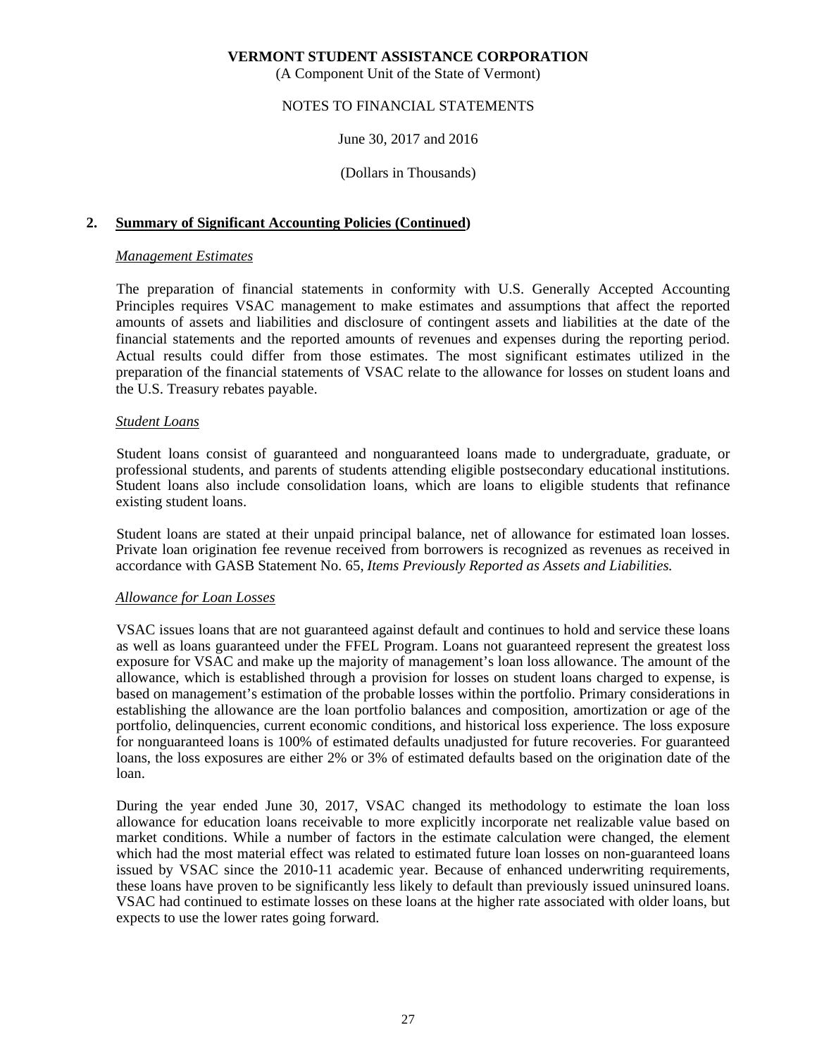**VERMONT STUDENT ASSISTANCE CORPORATION**
(A Component Unit of the State of Vermont)

NOTES TO FINANCIAL STATEMENTS

June 30, 2017 and 2016

(Dollars in Thousands)

## 2. Summary of Significant Accounting Policies (Continued)

### *Management Estimates*

The preparation of financial statements in conformity with U.S. Generally Accepted Accounting Principles requires VSAC management to make estimates and assumptions that affect the reported amounts of assets and liabilities and disclosure of contingent assets and liabilities at the date of the financial statements and the reported amounts of revenues and expenses during the reporting period. Actual results could differ from those estimates. The most significant estimates utilized in the preparation of the financial statements of VSAC relate to the allowance for losses on student loans and the U.S. Treasury rebates payable.

### *Student Loans*

Student loans consist of guaranteed and nonguaranteed loans made to undergraduate, graduate, or professional students, and parents of students attending eligible postsecondary educational institutions. Student loans also include consolidation loans, which are loans to eligible students that refinance existing student loans.

Student loans are stated at their unpaid principal balance, net of allowance for estimated loan losses. Private loan origination fee revenue received from borrowers is recognized as revenues as received in accordance with GASB Statement No. 65, *Items Previously Reported as Assets and Liabilities.*

### *Allowance for Loan Losses*

VSAC issues loans that are not guaranteed against default and continues to hold and service these loans as well as loans guaranteed under the FFEL Program. Loans not guaranteed represent the greatest loss exposure for VSAC and make up the majority of management's loan loss allowance. The amount of the allowance, which is established through a provision for losses on student loans charged to expense, is based on management's estimation of the probable losses within the portfolio. Primary considerations in establishing the allowance are the loan portfolio balances and composition, amortization or age of the portfolio, delinquencies, current economic conditions, and historical loss experience. The loss exposure for nonguaranteed loans is 100% of estimated defaults unadjusted for future recoveries. For guaranteed loans, the loss exposures are either 2% or 3% of estimated defaults based on the origination date of the loan.

During the year ended June 30, 2017, VSAC changed its methodology to estimate the loan loss allowance for education loans receivable to more explicitly incorporate net realizable value based on market conditions. While a number of factors in the estimate calculation were changed, the element which had the most material effect was related to estimated future loan losses on non-guaranteed loans issued by VSAC since the 2010-11 academic year. Because of enhanced underwriting requirements, these loans have proven to be significantly less likely to default than previously issued uninsured loans. VSAC had continued to estimate losses on these loans at the higher rate associated with older loans, but expects to use the lower rates going forward.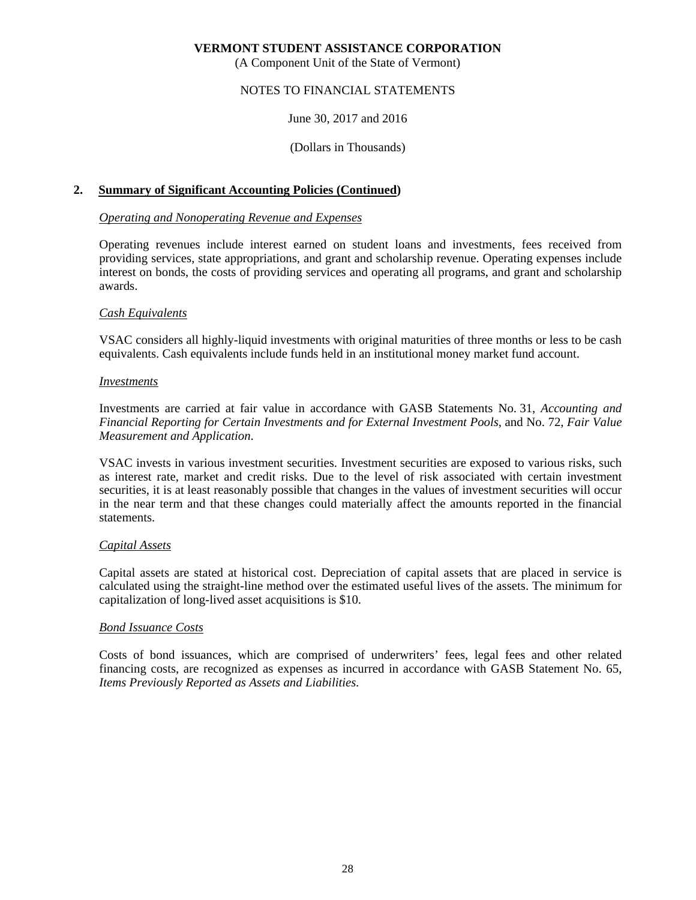## 2. Summary of Significant Accounting Policies (Continued)

### *Operating and Nonoperating Revenue and Expenses*

Operating revenues include interest earned on student loans and investments, fees received from providing services, state appropriations, and grant and scholarship revenue. Operating expenses include interest on bonds, the costs of providing services and operating all programs, and grant and scholarship awards.

### *Cash Equivalents*

VSAC considers all highly-liquid investments with original maturities of three months or less to be cash equivalents. Cash equivalents include funds held in an institutional money market fund account.

### *Investments*

Investments are carried at fair value in accordance with GASB Statements No. 31, *Accounting and Financial Reporting for Certain Investments and for External Investment Pools*, and No. 72, *Fair Value Measurement and Application*.

VSAC invests in various investment securities. Investment securities are exposed to various risks, such as interest rate, market and credit risks. Due to the level of risk associated with certain investment securities, it is at least reasonably possible that changes in the values of investment securities will occur in the near term and that these changes could materially affect the amounts reported in the financial statements.

### *Capital Assets*

Capital assets are stated at historical cost. Depreciation of capital assets that are placed in service is calculated using the straight-line method over the estimated useful lives of the assets. The minimum for capitalization of long-lived asset acquisitions is $10.

### *Bond Issuance Costs*

Costs of bond issuances, which are comprised of underwriters' fees, legal fees and other related financing costs, are recognized as expenses as incurred in accordance with GASB Statement No. 65, *Items Previously Reported as Assets and Liabilities.*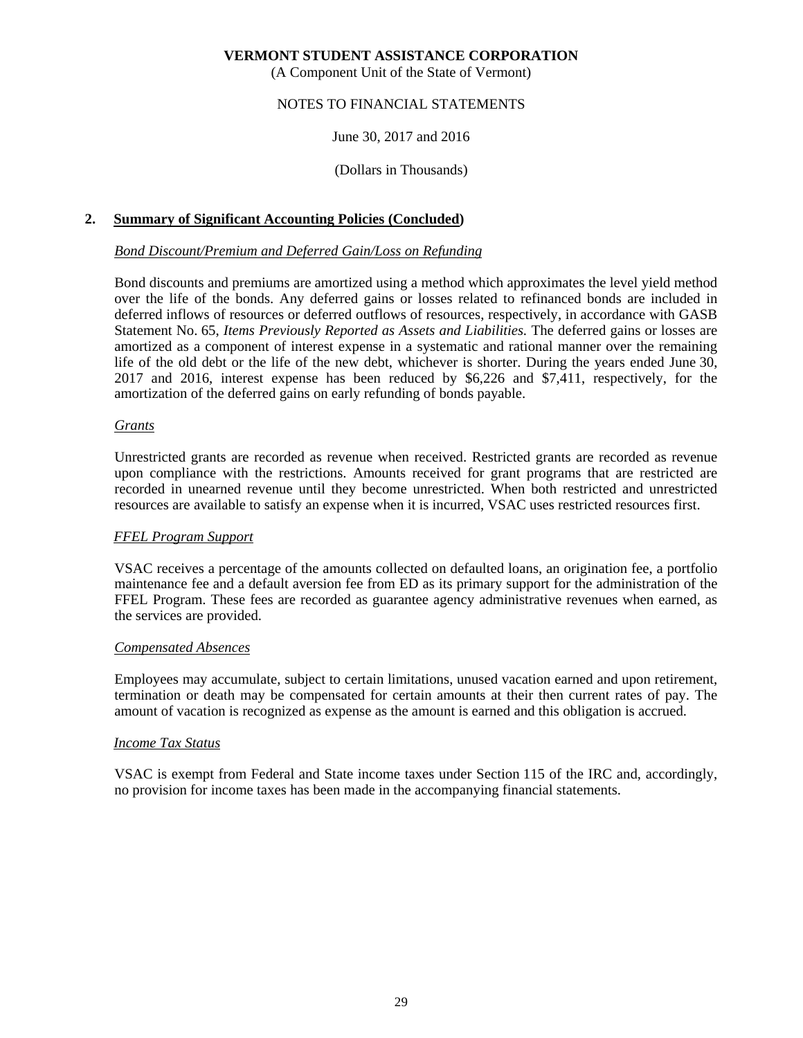**VERMONT STUDENT ASSISTANCE CORPORATION**
(A Component Unit of the State of Vermont)

NOTES TO FINANCIAL STATEMENTS

June 30, 2017 and 2016

(Dollars in Thousands)

## 2. Summary of Significant Accounting Policies (Concluded)

*Bond Discount/Premium and Deferred Gain/Loss on Refunding*

Bond discounts and premiums are amortized using a method which approximates the level yield method over the life of the bonds. Any deferred gains or losses related to refinanced bonds are included in deferred inflows of resources or deferred outflows of resources, respectively, in accordance with GASB Statement No. 65, *Items Previously Reported as Assets and Liabilities*. The deferred gains or losses are amortized as a component of interest expense in a systematic and rational manner over the remaining life of the old debt or the life of the new debt, whichever is shorter. During the years ended June 30, 2017 and 2016, interest expense has been reduced by $6,226 and $7,411, respectively, for the amortization of the deferred gains on early refunding of bonds payable.

*Grants*

Unrestricted grants are recorded as revenue when received. Restricted grants are recorded as revenue upon compliance with the restrictions. Amounts received for grant programs that are restricted are recorded in unearned revenue until they become unrestricted. When both restricted and unrestricted resources are available to satisfy an expense when it is incurred, VSAC uses restricted resources first.

*FFEL Program Support*

VSAC receives a percentage of the amounts collected on defaulted loans, an origination fee, a portfolio maintenance fee and a default aversion fee from ED as its primary support for the administration of the FFEL Program. These fees are recorded as guarantee agency administrative revenues when earned, as the services are provided.

*Compensated Absences*

Employees may accumulate, subject to certain limitations, unused vacation earned and upon retirement, termination or death may be compensated for certain amounts at their then current rates of pay. The amount of vacation is recognized as expense as the amount is earned and this obligation is accrued.

*Income Tax Status*

VSAC is exempt from Federal and State income taxes under Section 115 of the IRC and, accordingly, no provision for income taxes has been made in the accompanying financial statements.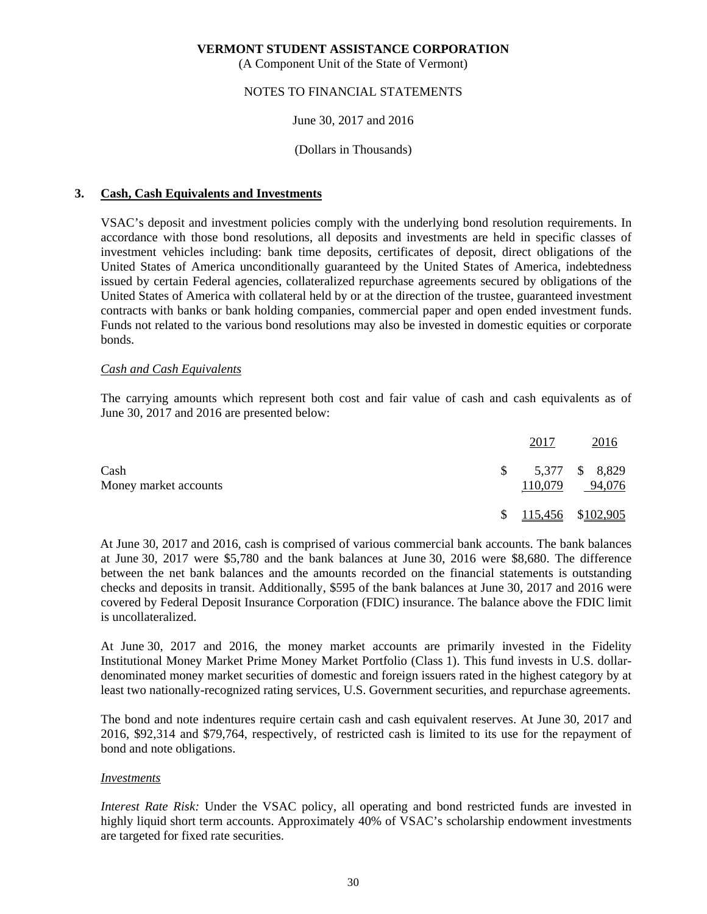**VERMONT STUDENT ASSISTANCE CORPORATION**
(A Component Unit of the State of Vermont)

NOTES TO FINANCIAL STATEMENTS

June 30, 2017 and 2016

(Dollars in Thousands)

## 3. Cash, Cash Equivalents and Investments

VSAC's deposit and investment policies comply with the underlying bond resolution requirements. In accordance with those bond resolutions, all deposits and investments are held in specific classes of investment vehicles including: bank time deposits, certificates of deposit, direct obligations of the United States of America unconditionally guaranteed by the United States of America, indebtedness issued by certain Federal agencies, collateralized repurchase agreements secured by obligations of the United States of America with collateral held by or at the direction of the trustee, guaranteed investment contracts with banks or bank holding companies, commercial paper and open ended investment funds. Funds not related to the various bond resolutions may also be invested in domestic equities or corporate bonds.

*Cash and Cash Equivalents*

The carrying amounts which represent both cost and fair value of cash and cash equivalents as of June 30, 2017 and 2016 are presented below:

| | 2017 | 2016 |
|---|---|---|
| Cash | $ 5,377 | $ 8,829 |
| Money market accounts | 110,079 | 94,076 |
| | $ 115,456 | $102,905 |

At June 30, 2017 and 2016, cash is comprised of various commercial bank accounts. The bank balances at June 30, 2017 were $5,780 and the bank balances at June 30, 2016 were $8,680. The difference between the net bank balances and the amounts recorded on the financial statements is outstanding checks and deposits in transit. Additionally, $595 of the bank balances at June 30, 2017 and 2016 were covered by Federal Deposit Insurance Corporation (FDIC) insurance. The balance above the FDIC limit is uncollateralized.

At June 30, 2017 and 2016, the money market accounts are primarily invested in the Fidelity Institutional Money Market Prime Money Market Portfolio (Class 1). This fund invests in U.S. dollar-denominated money market securities of domestic and foreign issuers rated in the highest category by at least two nationally-recognized rating services, U.S. Government securities, and repurchase agreements.

The bond and note indentures require certain cash and cash equivalent reserves. At June 30, 2017 and 2016, $92,314 and $79,764, respectively, of restricted cash is limited to its use for the repayment of bond and note obligations.

*Investments*

*Interest Rate Risk:* Under the VSAC policy, all operating and bond restricted funds are invested in highly liquid short term accounts. Approximately 40% of VSAC's scholarship endowment investments are targeted for fixed rate securities.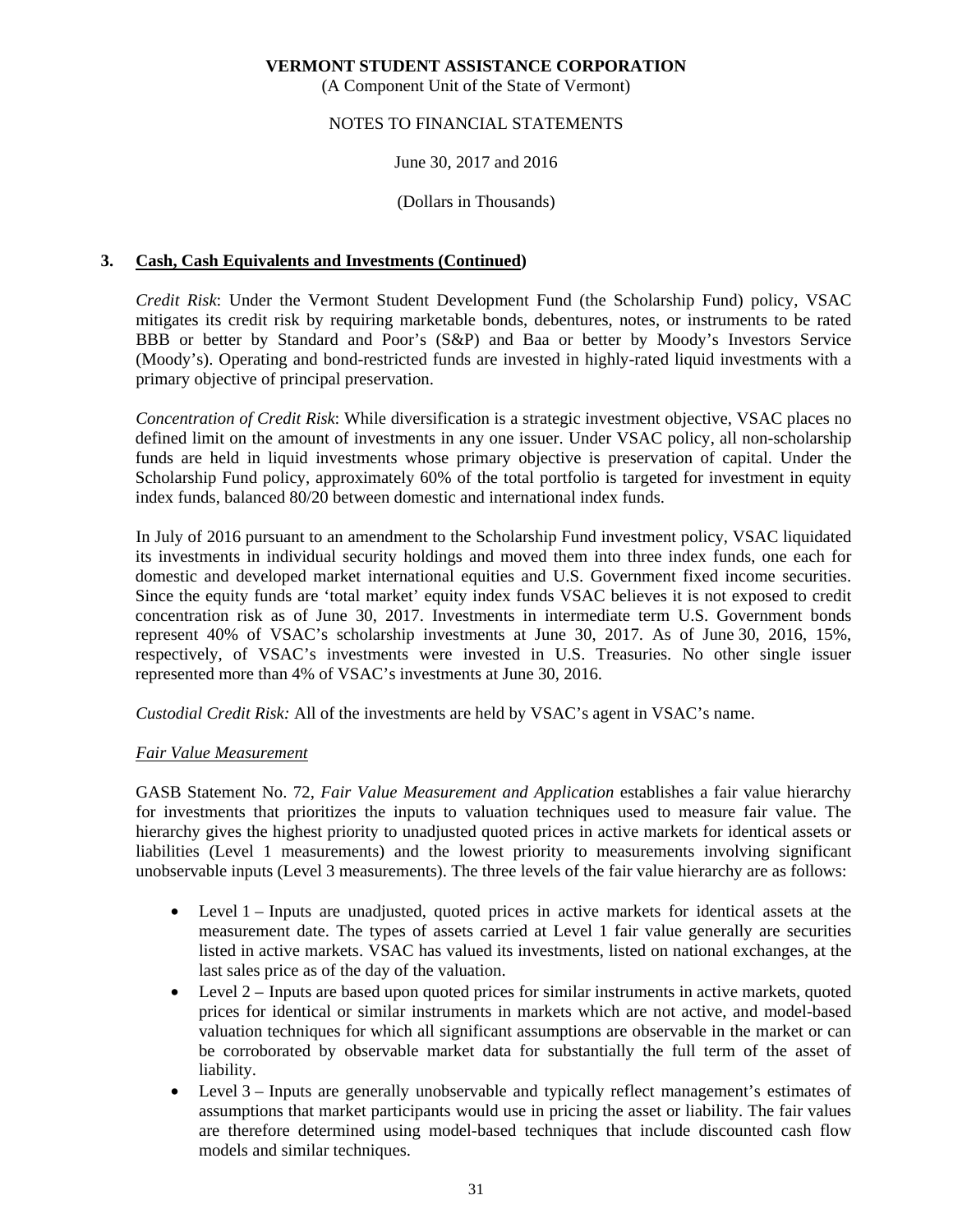VERMONT STUDENT ASSISTANCE CORPORATION
(A Component Unit of the State of Vermont)

NOTES TO FINANCIAL STATEMENTS

June 30, 2017 and 2016

(Dollars in Thousands)

## 3. Cash, Cash Equivalents and Investments (Continued)

*Credit Risk*: Under the Vermont Student Development Fund (the Scholarship Fund) policy, VSAC mitigates its credit risk by requiring marketable bonds, debentures, notes, or instruments to be rated BBB or better by Standard and Poor's (S&P) and Baa or better by Moody's Investors Service (Moody's). Operating and bond-restricted funds are invested in highly-rated liquid investments with a primary objective of principal preservation.

*Concentration of Credit Risk*: While diversification is a strategic investment objective, VSAC places no defined limit on the amount of investments in any one issuer. Under VSAC policy, all non-scholarship funds are held in liquid investments whose primary objective is preservation of capital. Under the Scholarship Fund policy, approximately 60% of the total portfolio is targeted for investment in equity index funds, balanced 80/20 between domestic and international index funds.

In July of 2016 pursuant to an amendment to the Scholarship Fund investment policy, VSAC liquidated its investments in individual security holdings and moved them into three index funds, one each for domestic and developed market international equities and U.S. Government fixed income securities. Since the equity funds are 'total market' equity index funds VSAC believes it is not exposed to credit concentration risk as of June 30, 2017. Investments in intermediate term U.S. Government bonds represent 40% of VSAC's scholarship investments at June 30, 2017. As of June 30, 2016, 15%, respectively, of VSAC's investments were invested in U.S. Treasuries. No other single issuer represented more than 4% of VSAC's investments at June 30, 2016.

*Custodial Credit Risk:* All of the investments are held by VSAC's agent in VSAC's name.

### *Fair Value Measurement*

GASB Statement No. 72, *Fair Value Measurement and Application* establishes a fair value hierarchy for investments that prioritizes the inputs to valuation techniques used to measure fair value. The hierarchy gives the highest priority to unadjusted quoted prices in active markets for identical assets or liabilities (Level 1 measurements) and the lowest priority to measurements involving significant unobservable inputs (Level 3 measurements). The three levels of the fair value hierarchy are as follows:

- Level 1 – Inputs are unadjusted, quoted prices in active markets for identical assets at the measurement date. The types of assets carried at Level 1 fair value generally are securities listed in active markets. VSAC has valued its investments, listed on national exchanges, at the last sales price as of the day of the valuation.
- Level 2 – Inputs are based upon quoted prices for similar instruments in active markets, quoted prices for identical or similar instruments in markets which are not active, and model-based valuation techniques for which all significant assumptions are observable in the market or can be corroborated by observable market data for substantially the full term of the asset of liability.
- Level 3 – Inputs are generally unobservable and typically reflect management's estimates of assumptions that market participants would use in pricing the asset or liability. The fair values are therefore determined using model-based techniques that include discounted cash flow models and similar techniques.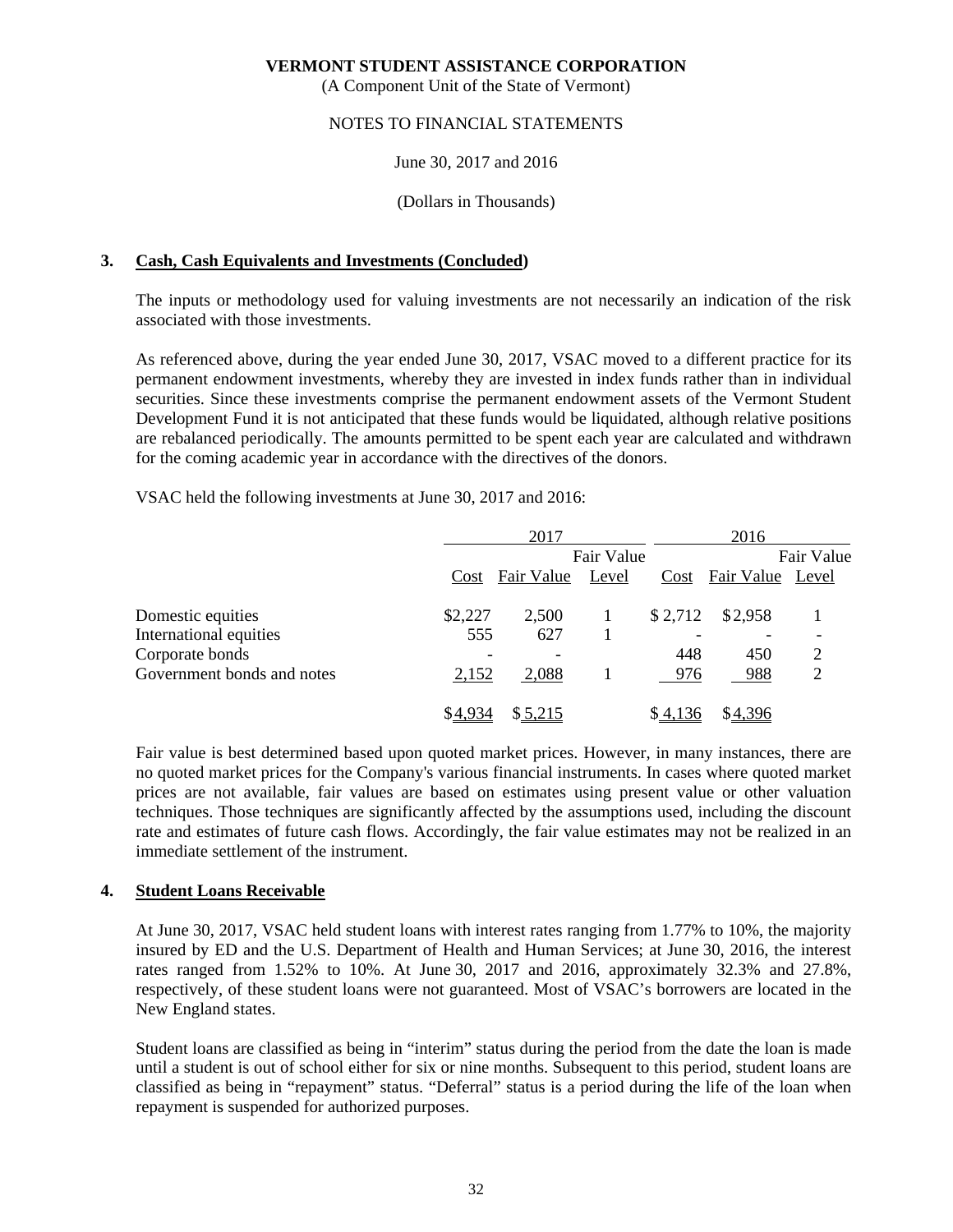**VERMONT STUDENT ASSISTANCE CORPORATION**
(A Component Unit of the State of Vermont)

NOTES TO FINANCIAL STATEMENTS

June 30, 2017 and 2016

(Dollars in Thousands)

## 3. Cash, Cash Equivalents and Investments (Concluded)

The inputs or methodology used for valuing investments are not necessarily an indication of the risk associated with those investments.

As referenced above, during the year ended June 30, 2017, VSAC moved to a different practice for its permanent endowment investments, whereby they are invested in index funds rather than in individual securities. Since these investments comprise the permanent endowment assets of the Vermont Student Development Fund it is not anticipated that these funds would be liquidated, although relative positions are rebalanced periodically. The amounts permitted to be spent each year are calculated and withdrawn for the coming academic year in accordance with the directives of the donors.

VSAC held the following investments at June 30, 2017 and 2016:

| | 2017 | | | 2016 | | |
|---|---|---|---|---|---|---|
| | Cost | Fair Value | Fair Value Level | Cost | Fair Value | Fair Value Level |
| Domestic equities | $2,227 | 2,500 | 1 | $ 2,712 | $2,958 | 1 |
| International equities | 555 | 627 | 1 | - | - | - |
| Corporate bonds | - | - | | 448 | 450 | 2 |
| Government bonds and notes | 2,152 | 2,088 | 1 | 976 | 988 | 2 |
| | $4,934 | $ 5,215 | | $ 4,136 | $4,396 | |

Fair value is best determined based upon quoted market prices. However, in many instances, there are no quoted market prices for the Company's various financial instruments. In cases where quoted market prices are not available, fair values are based on estimates using present value or other valuation techniques. Those techniques are significantly affected by the assumptions used, including the discount rate and estimates of future cash flows. Accordingly, the fair value estimates may not be realized in an immediate settlement of the instrument.

## 4. Student Loans Receivable

At June 30, 2017, VSAC held student loans with interest rates ranging from 1.77% to 10%, the majority insured by ED and the U.S. Department of Health and Human Services; at June 30, 2016, the interest rates ranged from 1.52% to 10%. At June 30, 2017 and 2016, approximately 32.3% and 27.8%, respectively, of these student loans were not guaranteed. Most of VSAC's borrowers are located in the New England states.

Student loans are classified as being in "interim" status during the period from the date the loan is made until a student is out of school either for six or nine months. Subsequent to this period, student loans are classified as being in "repayment" status. "Deferral" status is a period during the life of the loan when repayment is suspended for authorized purposes.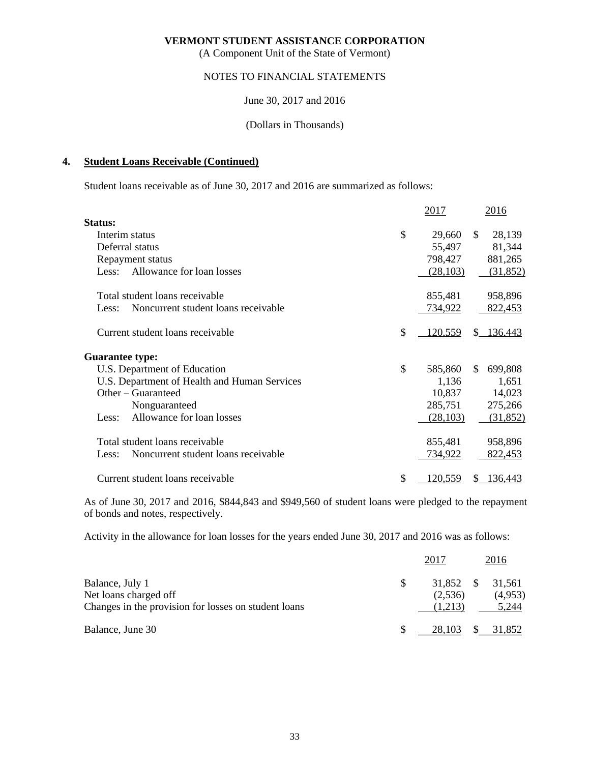**VERMONT STUDENT ASSISTANCE CORPORATION**
(A Component Unit of the State of Vermont)

NOTES TO FINANCIAL STATEMENTS

June 30, 2017 and 2016

(Dollars in Thousands)

## 4. Student Loans Receivable (Continued)

Student loans receivable as of June 30, 2017 and 2016 are summarized as follows:

| | 2017 | 2016 |
|---|---|---|
| **Status:** | | |
| Interim status | $ 29,660 | $ 28,139 |
| Deferral status | 55,497 | 81,344 |
| Repayment status | 798,427 | 881,265 |
| Less: Allowance for loan losses | (28,103) | (31,852) |
| Total student loans receivable | 855,481 | 958,896 |
| Less: Noncurrent student loans receivable | 734,922 | 822,453 |
| Current student loans receivable | $ 120,559 | $ 136,443 |
| **Guarantee type:** | | |
| U.S. Department of Education | $ 585,860 | $ 699,808 |
| U.S. Department of Health and Human Services | 1,136 | 1,651 |
| Other – Guaranteed | 10,837 | 14,023 |
| Nonguaranteed | 285,751 | 275,266 |
| Less: Allowance for loan losses | (28,103) | (31,852) |
| Total student loans receivable | 855,481 | 958,896 |
| Less: Noncurrent student loans receivable | 734,922 | 822,453 |
| Current student loans receivable | $ 120,559 | $ 136,443 |

As of June 30, 2017 and 2016, $844,843 and $949,560 of student loans were pledged to the repayment of bonds and notes, respectively.

Activity in the allowance for loan losses for the years ended June 30, 2017 and 2016 was as follows:

| | 2017 | 2016 |
|---|---|---|
| Balance, July 1 | $ 31,852 | $ 31,561 |
| Net loans charged off | (2,536) | (4,953) |
| Changes in the provision for losses on student loans | (1,213) | 5,244 |
| Balance, June 30 | $ 28,103 | $ 31,852 |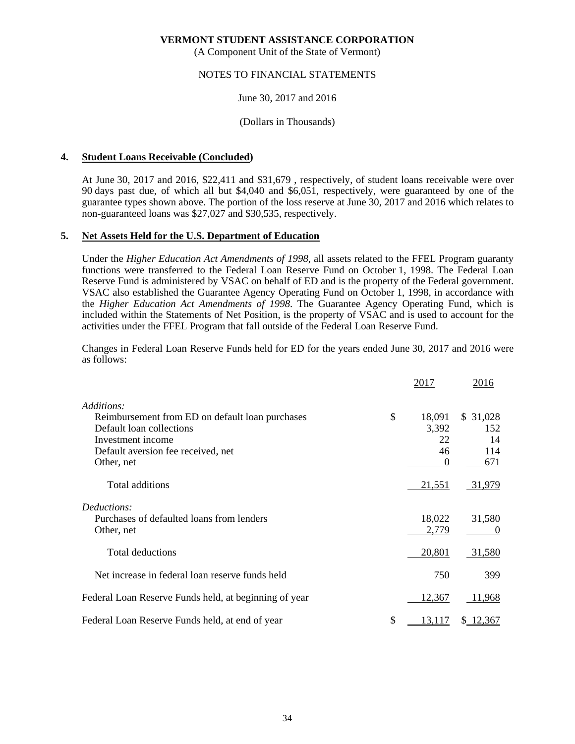**VERMONT STUDENT ASSISTANCE CORPORATION**
(A Component Unit of the State of Vermont)

NOTES TO FINANCIAL STATEMENTS

June 30, 2017 and 2016

(Dollars in Thousands)

## 4. Student Loans Receivable (Concluded)

At June 30, 2017 and 2016, $22,411 and $31,679 , respectively, of student loans receivable were over 90 days past due, of which all but $4,040 and $6,051, respectively, were guaranteed by one of the guarantee types shown above. The portion of the loss reserve at June 30, 2017 and 2016 which relates to non-guaranteed loans was $27,027 and $30,535, respectively.

## 5. Net Assets Held for the U.S. Department of Education

Under the *Higher Education Act Amendments of 1998*, all assets related to the FFEL Program guaranty functions were transferred to the Federal Loan Reserve Fund on October 1, 1998. The Federal Loan Reserve Fund is administered by VSAC on behalf of ED and is the property of the Federal government. VSAC also established the Guarantee Agency Operating Fund on October 1, 1998, in accordance with the *Higher Education Act Amendments of 1998*. The Guarantee Agency Operating Fund, which is included within the Statements of Net Position, is the property of VSAC and is used to account for the activities under the FFEL Program that fall outside of the Federal Loan Reserve Fund.

Changes in Federal Loan Reserve Funds held for ED for the years ended June 30, 2017 and 2016 were as follows:

| | 2017 | 2016 |
|---|---|---|
| *Additions:* | | |
| Reimbursement from ED on default loan purchases | $ 18,091 | $ 31,028 |
| Default loan collections | 3,392 | 152 |
| Investment income | 22 | 14 |
| Default aversion fee received, net | 46 | 114 |
| Other, net | 0 | 671 |
| Total additions | 21,551 | 31,979 |
| *Deductions:* | | |
| Purchases of defaulted loans from lenders | 18,022 | 31,580 |
| Other, net | 2,779 | 0 |
| Total deductions | 20,801 | 31,580 |
| Net increase in federal loan reserve funds held | 750 | 399 |
| Federal Loan Reserve Funds held, at beginning of year | 12,367 | 11,968 |
| Federal Loan Reserve Funds held, at end of year | $ 13,117 | $ 12,367 |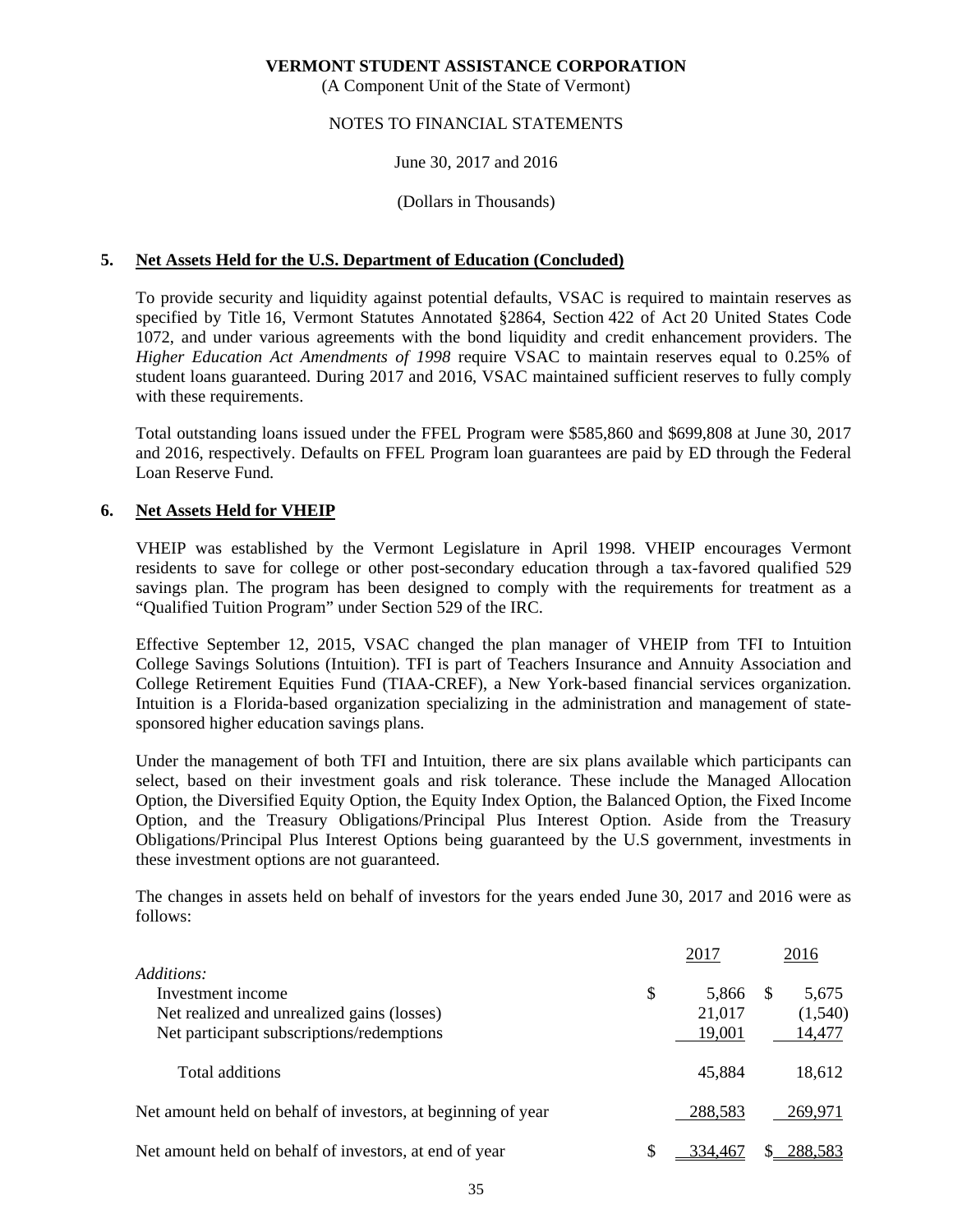# VERMONT STUDENT ASSISTANCE CORPORATION

(A Component Unit of the State of Vermont)

NOTES TO FINANCIAL STATEMENTS

June 30, 2017 and 2016

(Dollars in Thousands)

## 5. Net Assets Held for the U.S. Department of Education (Concluded)

To provide security and liquidity against potential defaults, VSAC is required to maintain reserves as specified by Title 16, Vermont Statutes Annotated §2864, Section 422 of Act 20 United States Code 1072, and under various agreements with the bond liquidity and credit enhancement providers. The *Higher Education Act Amendments of 1998* require VSAC to maintain reserves equal to 0.25% of student loans guaranteed. During 2017 and 2016, VSAC maintained sufficient reserves to fully comply with these requirements.

Total outstanding loans issued under the FFEL Program were $585,860 and $699,808 at June 30, 2017 and 2016, respectively. Defaults on FFEL Program loan guarantees are paid by ED through the Federal Loan Reserve Fund.

## 6. Net Assets Held for VHEIP

VHEIP was established by the Vermont Legislature in April 1998. VHEIP encourages Vermont residents to save for college or other post-secondary education through a tax-favored qualified 529 savings plan. The program has been designed to comply with the requirements for treatment as a "Qualified Tuition Program" under Section 529 of the IRC.

Effective September 12, 2015, VSAC changed the plan manager of VHEIP from TFI to Intuition College Savings Solutions (Intuition). TFI is part of Teachers Insurance and Annuity Association and College Retirement Equities Fund (TIAA-CREF), a New York-based financial services organization. Intuition is a Florida-based organization specializing in the administration and management of state-sponsored higher education savings plans.

Under the management of both TFI and Intuition, there are six plans available which participants can select, based on their investment goals and risk tolerance. These include the Managed Allocation Option, the Diversified Equity Option, the Equity Index Option, the Balanced Option, the Fixed Income Option, and the Treasury Obligations/Principal Plus Interest Option. Aside from the Treasury Obligations/Principal Plus Interest Options being guaranteed by the U.S government, investments in these investment options are not guaranteed.

The changes in assets held on behalf of investors for the years ended June 30, 2017 and 2016 were as follows:

| | 2017 | 2016 |
|---|---|---|
| *Additions:* | | |
| Investment income | $ 5,866 | $ 5,675 |
| Net realized and unrealized gains (losses) | 21,017 | (1,540) |
| Net participant subscriptions/redemptions | 19,001 | 14,477 |
| Total additions | 45,884 | 18,612 |
| Net amount held on behalf of investors, at beginning of year | 288,583 | 269,971 |
| Net amount held on behalf of investors, at end of year | $ 334,467 | $ 288,583 |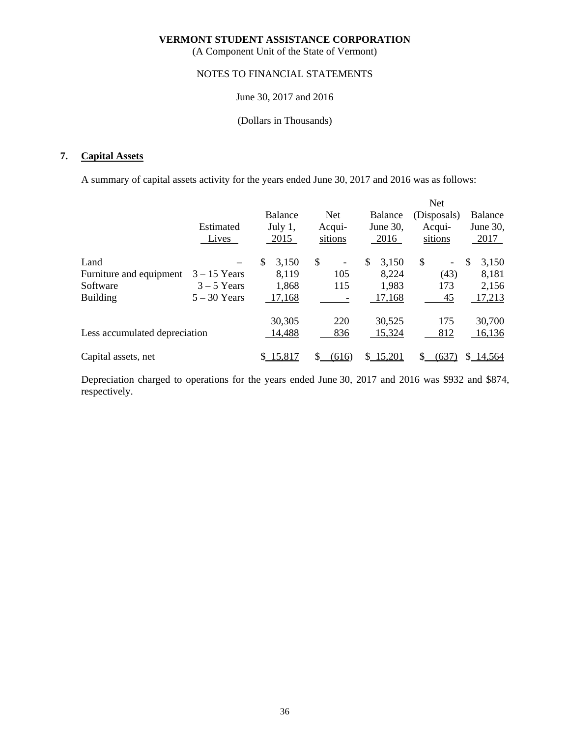**VERMONT STUDENT ASSISTANCE CORPORATION**
(A Component Unit of the State of Vermont)

NOTES TO FINANCIAL STATEMENTS

June 30, 2017 and 2016

(Dollars in Thousands)

## 7. Capital Assets

A summary of capital assets activity for the years ended June 30, 2017 and 2016 was as follows:

| | Estimated Lives | Balance July 1, 2015 | Net Acqui-sitions | Balance June 30, 2016 | Net (Disposals) Acqui-sitions | Balance June 30, 2017 |
|---|---|---|---|---|---|---|
| Land | – | $ 3,150 | $ - | $ 3,150 | $ - | $ 3,150 |
| Furniture and equipment | 3 – 15 Years | 8,119 | 105 | 8,224 | (43) | 8,181 |
| Software | 3 – 5 Years | 1,868 | 115 | 1,983 | 173 | 2,156 |
| Building | 5 – 30 Years | 17,168 | - | 17,168 | 45 | 17,213 |
| | | 30,305 | 220 | 30,525 | 175 | 30,700 |
| Less accumulated depreciation | | 14,488 | 836 | 15,324 | 812 | 16,136 |
| Capital assets, net | | $ 15,817 | $ (616) | $ 15,201 | $ (637) | $ 14,564 |

Depreciation charged to operations for the years ended June 30, 2017 and 2016 was $932 and $874, respectively.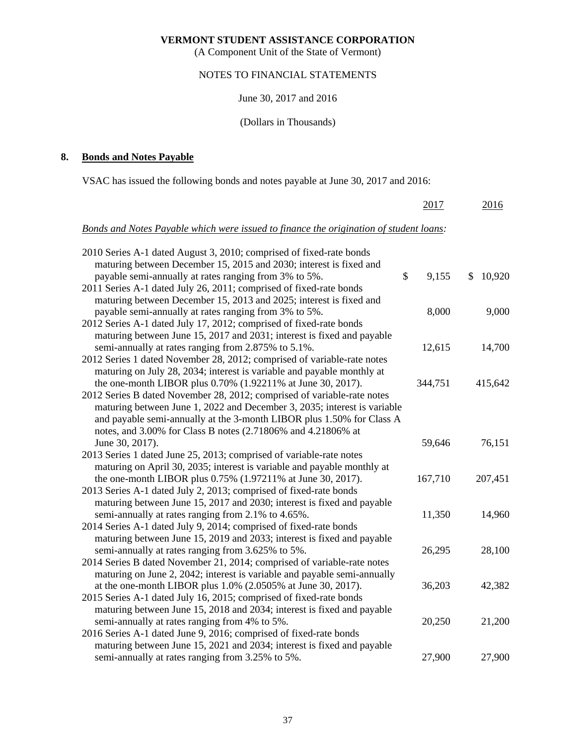**VERMONT STUDENT ASSISTANCE CORPORATION**

(A Component Unit of the State of Vermont)

NOTES TO FINANCIAL STATEMENTS

June 30, 2017 and 2016

(Dollars in Thousands)

## 8. Bonds and Notes Payable

VSAC has issued the following bonds and notes payable at June 30, 2017 and 2016:

| | 2017 | 2016 |
|---|---|---|
| *Bonds and Notes Payable which were issued to finance the origination of student loans:* | | |
| 2010 Series A-1 dated August 3, 2010; comprised of fixed-rate bonds maturing between December 15, 2015 and 2030; interest is fixed and payable semi-annually at rates ranging from 3% to 5%. | $ 9,155 | $ 10,920 |
| 2011 Series A-1 dated July 26, 2011; comprised of fixed-rate bonds maturing between December 15, 2013 and 2025; interest is fixed and payable semi-annually at rates ranging from 3% to 5%. | 8,000 | 9,000 |
| 2012 Series A-1 dated July 17, 2012; comprised of fixed-rate bonds maturing between June 15, 2017 and 2031; interest is fixed and payable semi-annually at rates ranging from 2.875% to 5.1%. | 12,615 | 14,700 |
| 2012 Series 1 dated November 28, 2012; comprised of variable-rate notes maturing on July 28, 2034; interest is variable and payable monthly at the one-month LIBOR plus 0.70% (1.92211% at June 30, 2017). | 344,751 | 415,642 |
| 2012 Series B dated November 28, 2012; comprised of variable-rate notes maturing between June 1, 2022 and December 3, 2035; interest is variable and payable semi-annually at the 3-month LIBOR plus 1.50% for Class A notes, and 3.00% for Class B notes (2.71806% and 4.21806% at June 30, 2017). | 59,646 | 76,151 |
| 2013 Series 1 dated June 25, 2013; comprised of variable-rate notes maturing on April 30, 2035; interest is variable and payable monthly at the one-month LIBOR plus 0.75% (1.97211% at June 30, 2017). | 167,710 | 207,451 |
| 2013 Series A-1 dated July 2, 2013; comprised of fixed-rate bonds maturing between June 15, 2017 and 2030; interest is fixed and payable semi-annually at rates ranging from 2.1% to 4.65%. | 11,350 | 14,960 |
| 2014 Series A-1 dated July 9, 2014; comprised of fixed-rate bonds maturing between June 15, 2019 and 2033; interest is fixed and payable semi-annually at rates ranging from 3.625% to 5%. | 26,295 | 28,100 |
| 2014 Series B dated November 21, 2014; comprised of variable-rate notes maturing on June 2, 2042; interest is variable and payable semi-annually at the one-month LIBOR plus 1.0% (2.0505% at June 30, 2017). | 36,203 | 42,382 |
| 2015 Series A-1 dated July 16, 2015; comprised of fixed-rate bonds maturing between June 15, 2018 and 2034; interest is fixed and payable semi-annually at rates ranging from 4% to 5%. | 20,250 | 21,200 |
| 2016 Series A-1 dated June 9, 2016; comprised of fixed-rate bonds maturing between June 15, 2021 and 2034; interest is fixed and payable semi-annually at rates ranging from 3.25% to 5%. | 27,900 | 27,900 |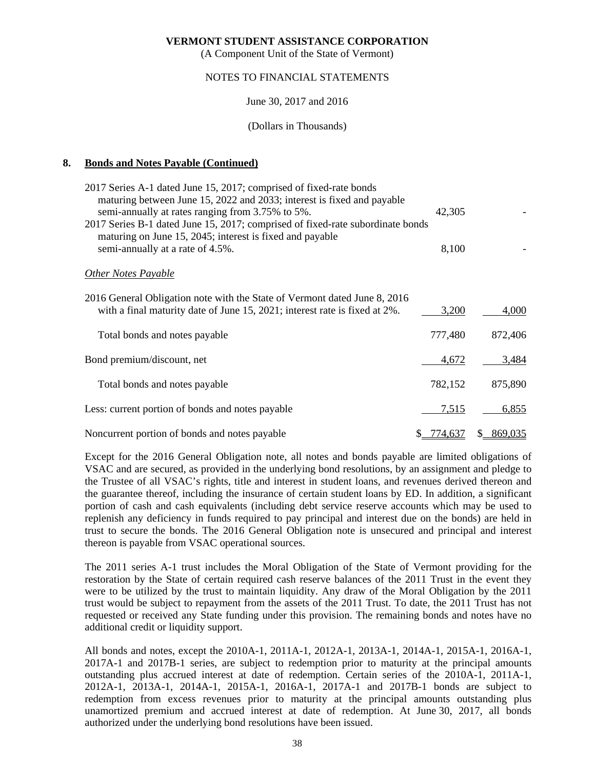VERMONT STUDENT ASSISTANCE CORPORATION
(A Component Unit of the State of Vermont)

NOTES TO FINANCIAL STATEMENTS

June 30, 2017 and 2016

(Dollars in Thousands)

**8. Bonds and Notes Payable (Continued)**

| | 2017 | 2016 |
|---|---|---|
| 2017 Series A-1 dated June 15, 2017; comprised of fixed-rate bonds maturing between June 15, 2022 and 2033; interest is fixed and payable semi-annually at rates ranging from 3.75% to 5%. | 42,305 | - |
| 2017 Series B-1 dated June 15, 2017; comprised of fixed-rate subordinate bonds maturing on June 15, 2045; interest is fixed and payable semi-annually at a rate of 4.5%. | 8,100 | - |
| *Other Notes Payable* | | |
| 2016 General Obligation note with the State of Vermont dated June 8, 2016 with a final maturity date of June 15, 2021; interest rate is fixed at 2%. | 3,200 | 4,000 |
| Total bonds and notes payable | 777,480 | 872,406 |
| Bond premium/discount, net | 4,672 | 3,484 |
| Total bonds and notes payable | 782,152 | 875,890 |
| Less: current portion of bonds and notes payable | 7,515 | 6,855 |
| Noncurrent portion of bonds and notes payable | $ 774,637 | $ 869,035 |

Except for the 2016 General Obligation note, all notes and bonds payable are limited obligations of VSAC and are secured, as provided in the underlying bond resolutions, by an assignment and pledge to the Trustee of all VSAC's rights, title and interest in student loans, and revenues derived thereon and the guarantee thereof, including the insurance of certain student loans by ED. In addition, a significant portion of cash and cash equivalents (including debt service reserve accounts which may be used to replenish any deficiency in funds required to pay principal and interest due on the bonds) are held in trust to secure the bonds. The 2016 General Obligation note is unsecured and principal and interest thereon is payable from VSAC operational sources.

The 2011 series A-1 trust includes the Moral Obligation of the State of Vermont providing for the restoration by the State of certain required cash reserve balances of the 2011 Trust in the event they were to be utilized by the trust to maintain liquidity. Any draw of the Moral Obligation by the 2011 trust would be subject to repayment from the assets of the 2011 Trust. To date, the 2011 Trust has not requested or received any State funding under this provision. The remaining bonds and notes have no additional credit or liquidity support.

All bonds and notes, except the 2010A-1, 2011A-1, 2012A-1, 2013A-1, 2014A-1, 2015A-1, 2016A-1, 2017A-1 and 2017B-1 series, are subject to redemption prior to maturity at the principal amounts outstanding plus accrued interest at date of redemption. Certain series of the 2010A-1, 2011A-1, 2012A-1, 2013A-1, 2014A-1, 2015A-1, 2016A-1, 2017A-1 and 2017B-1 bonds are subject to redemption from excess revenues prior to maturity at the principal amounts outstanding plus unamortized premium and accrued interest at date of redemption. At June 30, 2017, all bonds authorized under the underlying bond resolutions have been issued.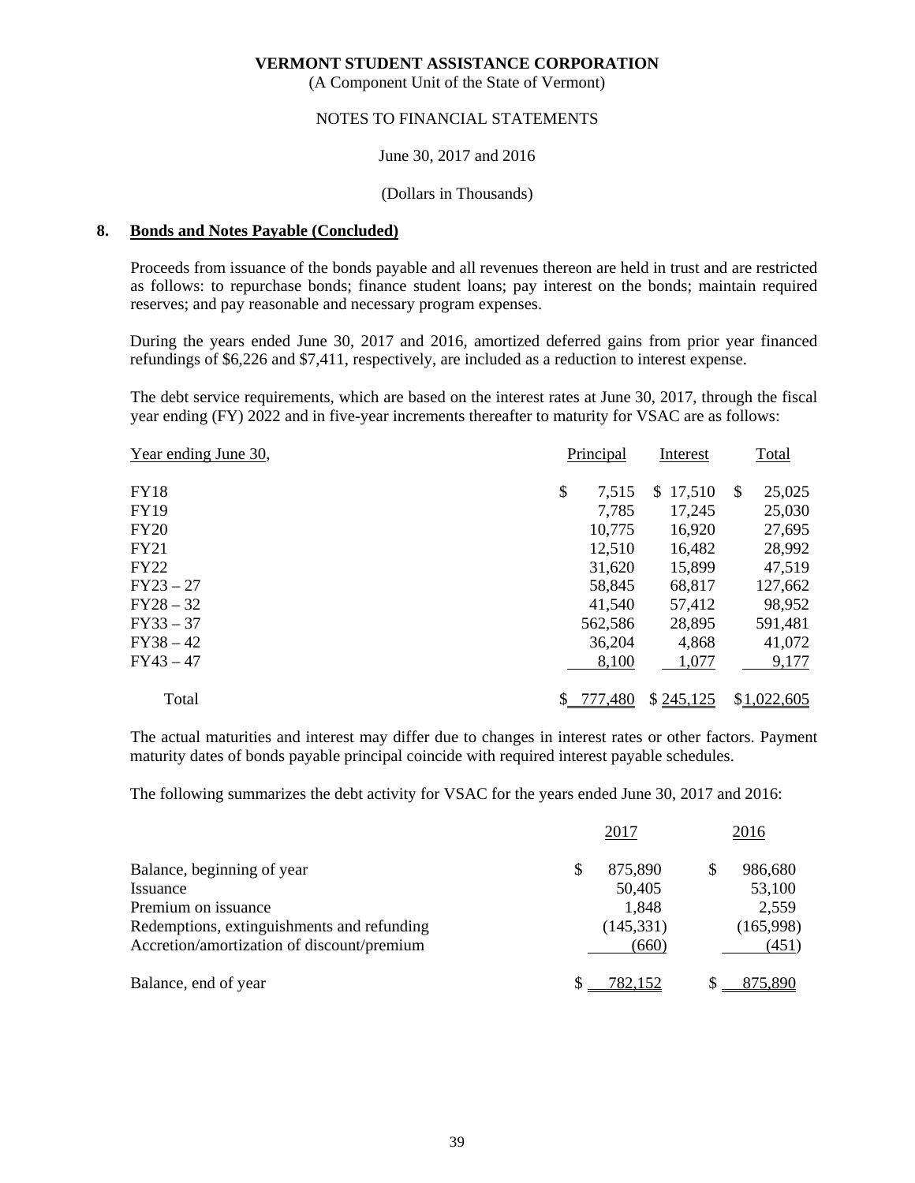**VERMONT STUDENT ASSISTANCE CORPORATION**
(A Component Unit of the State of Vermont)

NOTES TO FINANCIAL STATEMENTS

June 30, 2017 and 2016

(Dollars in Thousands)

## 8. Bonds and Notes Payable (Concluded)

Proceeds from issuance of the bonds payable and all revenues thereon are held in trust and are restricted as follows: to repurchase bonds; finance student loans; pay interest on the bonds; maintain required reserves; and pay reasonable and necessary program expenses.

During the years ended June 30, 2017 and 2016, amortized deferred gains from prior year financed refundings of $6,226 and $7,411, respectively, are included as a reduction to interest expense.

The debt service requirements, which are based on the interest rates at June 30, 2017, through the fiscal year ending (FY) 2022 and in five-year increments thereafter to maturity for VSAC are as follows:

| Year ending June 30, | Principal | Interest | Total |
|---|---|---|---|
| FY18 | $ 7,515 | $ 17,510 | $ 25,025 |
| FY19 | 7,785 | 17,245 | 25,030 |
| FY20 | 10,775 | 16,920 | 27,695 |
| FY21 | 12,510 | 16,482 | 28,992 |
| FY22 | 31,620 | 15,899 | 47,519 |
| FY23 – 27 | 58,845 | 68,817 | 127,662 |
| FY28 – 32 | 41,540 | 57,412 | 98,952 |
| FY33 – 37 | 562,586 | 28,895 | 591,481 |
| FY38 – 42 | 36,204 | 4,868 | 41,072 |
| FY43 – 47 | 8,100 | 1,077 | 9,177 |
| Total | $ 777,480 | $ 245,125 | $ 1,022,605 |

The actual maturities and interest may differ due to changes in interest rates or other factors. Payment maturity dates of bonds payable principal coincide with required interest payable schedules.

The following summarizes the debt activity for VSAC for the years ended June 30, 2017 and 2016:

| | 2017 | 2016 |
|---|---|---|
| Balance, beginning of year | $ 875,890 | $ 986,680 |
| Issuance | 50,405 | 53,100 |
| Premium on issuance | 1,848 | 2,559 |
| Redemptions, extinguishments and refunding | (145,331) | (165,998) |
| Accretion/amortization of discount/premium | (660) | (451) |
| Balance, end of year | $ 782,152 | $ 875,890 |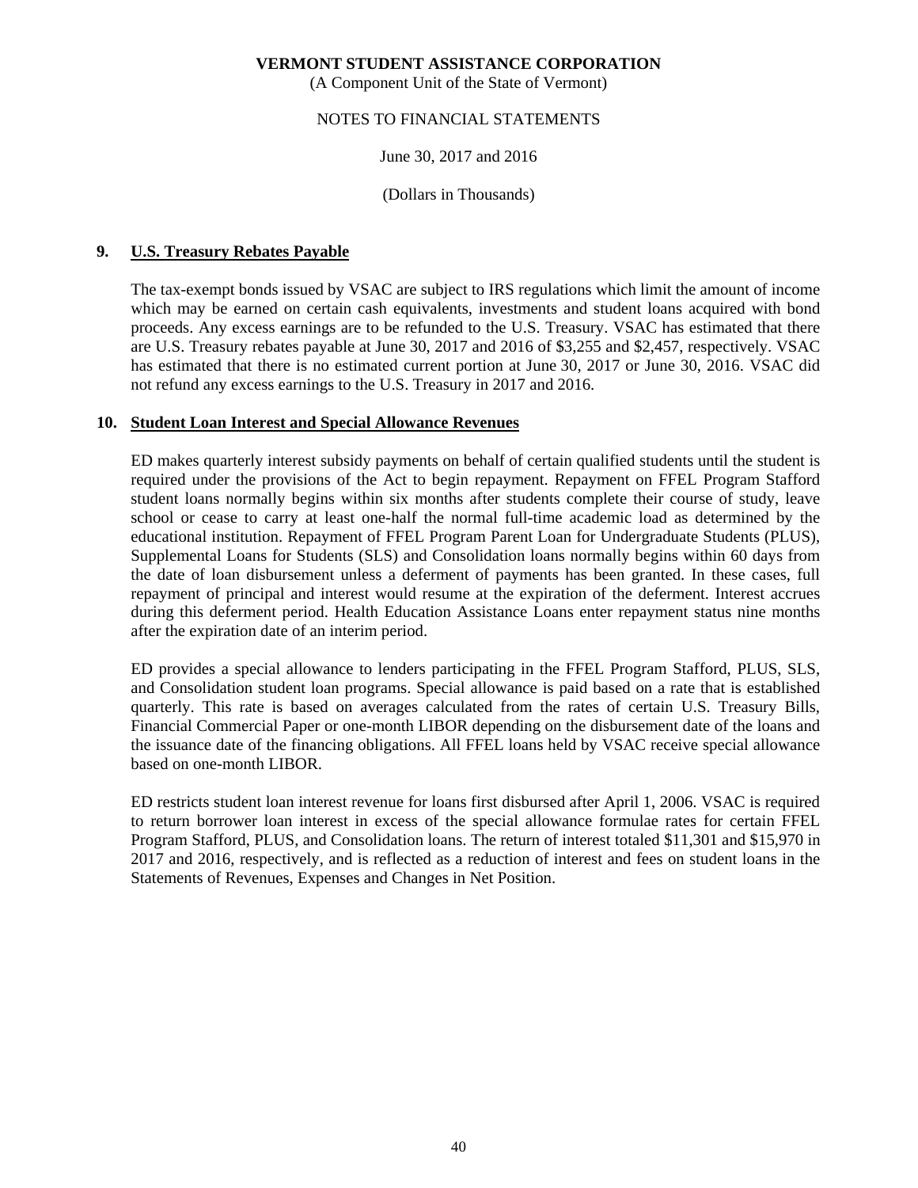VERMONT STUDENT ASSISTANCE CORPORATION

(A Component Unit of the State of Vermont)

NOTES TO FINANCIAL STATEMENTS

June 30, 2017 and 2016

(Dollars in Thousands)

## 9. U.S. Treasury Rebates Payable

The tax-exempt bonds issued by VSAC are subject to IRS regulations which limit the amount of income which may be earned on certain cash equivalents, investments and student loans acquired with bond proceeds. Any excess earnings are to be refunded to the U.S. Treasury. VSAC has estimated that there are U.S. Treasury rebates payable at June 30, 2017 and 2016 of $3,255 and $2,457, respectively. VSAC has estimated that there is no estimated current portion at June 30, 2017 or June 30, 2016. VSAC did not refund any excess earnings to the U.S. Treasury in 2017 and 2016.

## 10. Student Loan Interest and Special Allowance Revenues

ED makes quarterly interest subsidy payments on behalf of certain qualified students until the student is required under the provisions of the Act to begin repayment. Repayment on FFEL Program Stafford student loans normally begins within six months after students complete their course of study, leave school or cease to carry at least one-half the normal full-time academic load as determined by the educational institution. Repayment of FFEL Program Parent Loan for Undergraduate Students (PLUS), Supplemental Loans for Students (SLS) and Consolidation loans normally begins within 60 days from the date of loan disbursement unless a deferment of payments has been granted. In these cases, full repayment of principal and interest would resume at the expiration of the deferment. Interest accrues during this deferment period. Health Education Assistance Loans enter repayment status nine months after the expiration date of an interim period.

ED provides a special allowance to lenders participating in the FFEL Program Stafford, PLUS, SLS, and Consolidation student loan programs. Special allowance is paid based on a rate that is established quarterly. This rate is based on averages calculated from the rates of certain U.S. Treasury Bills, Financial Commercial Paper or one-month LIBOR depending on the disbursement date of the loans and the issuance date of the financing obligations. All FFEL loans held by VSAC receive special allowance based on one-month LIBOR.

ED restricts student loan interest revenue for loans first disbursed after April 1, 2006. VSAC is required to return borrower loan interest in excess of the special allowance formulae rates for certain FFEL Program Stafford, PLUS, and Consolidation loans. The return of interest totaled $11,301 and $15,970 in 2017 and 2016, respectively, and is reflected as a reduction of interest and fees on student loans in the Statements of Revenues, Expenses and Changes in Net Position.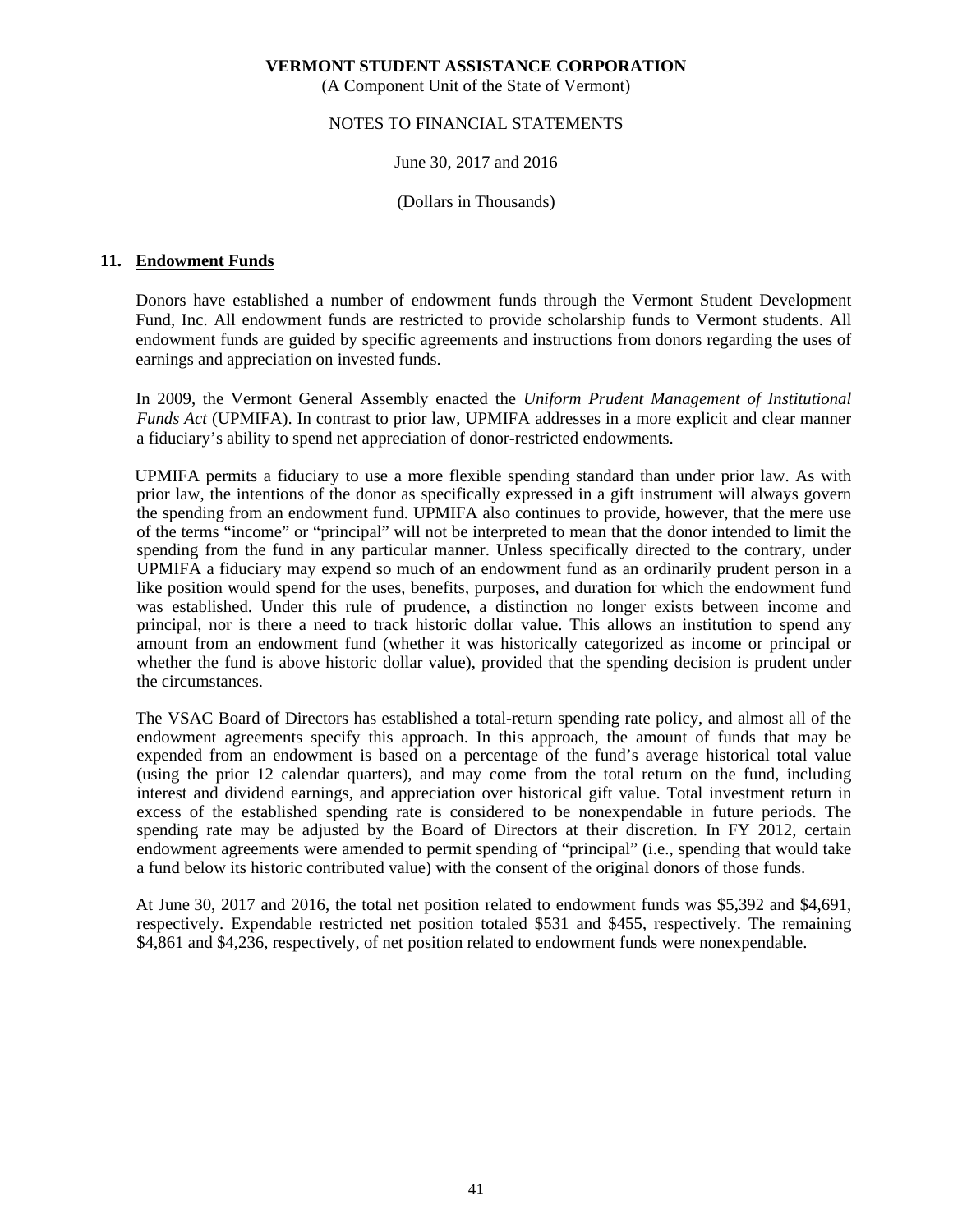**VERMONT STUDENT ASSISTANCE CORPORATION**

(A Component Unit of the State of Vermont)

NOTES TO FINANCIAL STATEMENTS

June 30, 2017 and 2016

(Dollars in Thousands)

## 11. Endowment Funds

Donors have established a number of endowment funds through the Vermont Student Development Fund, Inc. All endowment funds are restricted to provide scholarship funds to Vermont students. All endowment funds are guided by specific agreements and instructions from donors regarding the uses of earnings and appreciation on invested funds.

In 2009, the Vermont General Assembly enacted the *Uniform Prudent Management of Institutional Funds Act* (UPMIFA). In contrast to prior law, UPMIFA addresses in a more explicit and clear manner a fiduciary's ability to spend net appreciation of donor-restricted endowments.

UPMIFA permits a fiduciary to use a more flexible spending standard than under prior law. As with prior law, the intentions of the donor as specifically expressed in a gift instrument will always govern the spending from an endowment fund. UPMIFA also continues to provide, however, that the mere use of the terms "income" or "principal" will not be interpreted to mean that the donor intended to limit the spending from the fund in any particular manner. Unless specifically directed to the contrary, under UPMIFA a fiduciary may expend so much of an endowment fund as an ordinarily prudent person in a like position would spend for the uses, benefits, purposes, and duration for which the endowment fund was established. Under this rule of prudence, a distinction no longer exists between income and principal, nor is there a need to track historic dollar value. This allows an institution to spend any amount from an endowment fund (whether it was historically categorized as income or principal or whether the fund is above historic dollar value), provided that the spending decision is prudent under the circumstances.

The VSAC Board of Directors has established a total-return spending rate policy, and almost all of the endowment agreements specify this approach. In this approach, the amount of funds that may be expended from an endowment is based on a percentage of the fund's average historical total value (using the prior 12 calendar quarters), and may come from the total return on the fund, including interest and dividend earnings, and appreciation over historical gift value. Total investment return in excess of the established spending rate is considered to be nonexpendable in future periods. The spending rate may be adjusted by the Board of Directors at their discretion. In FY 2012, certain endowment agreements were amended to permit spending of "principal" (i.e., spending that would take a fund below its historic contributed value) with the consent of the original donors of those funds.

At June 30, 2017 and 2016, the total net position related to endowment funds was $5,392 and $4,691, respectively. Expendable restricted net position totaled $531 and $455, respectively. The remaining $4,861 and $4,236, respectively, of net position related to endowment funds were nonexpendable.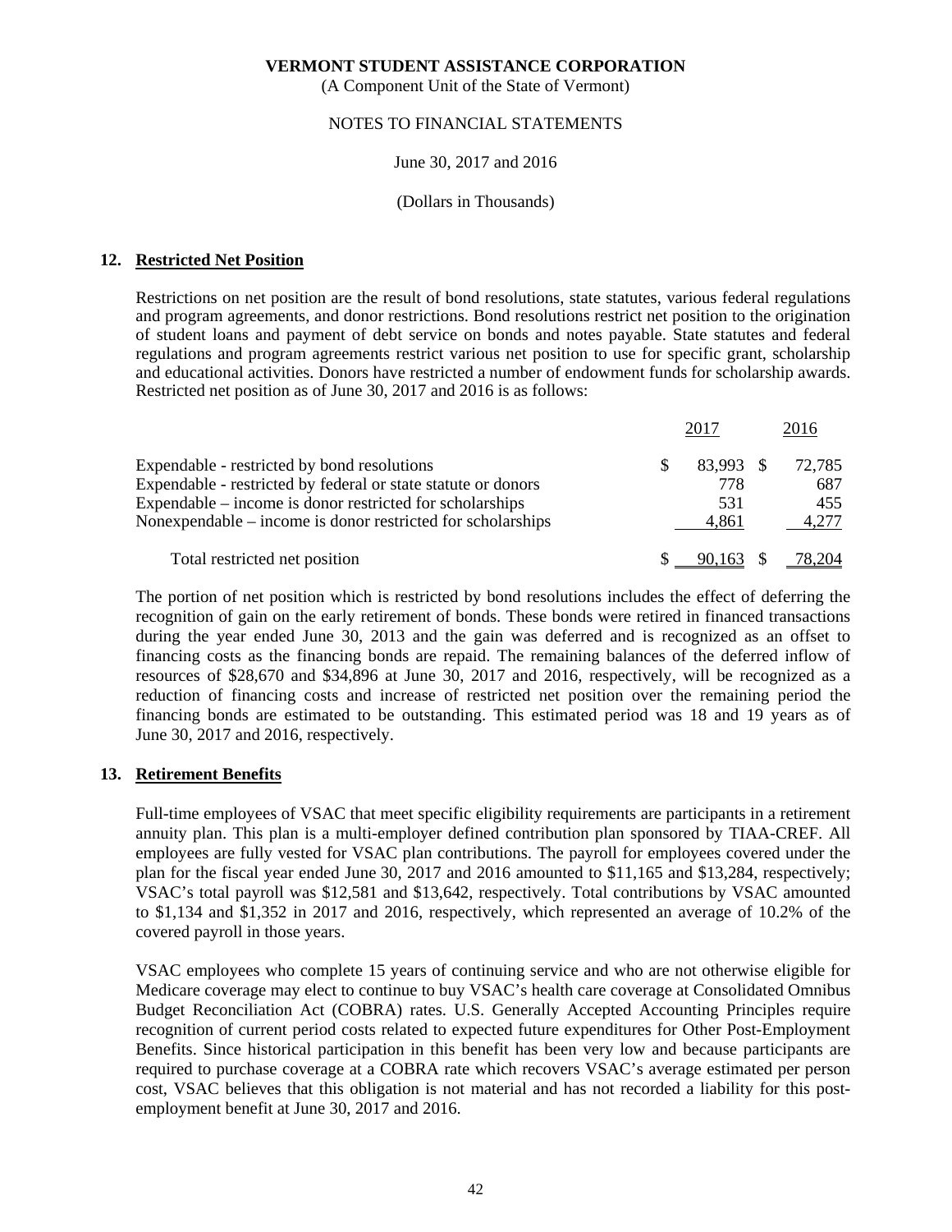VERMONT STUDENT ASSISTANCE CORPORATION

(A Component Unit of the State of Vermont)

NOTES TO FINANCIAL STATEMENTS

June 30, 2017 and 2016

(Dollars in Thousands)

## 12. Restricted Net Position

Restrictions on net position are the result of bond resolutions, state statutes, various federal regulations and program agreements, and donor restrictions. Bond resolutions restrict net position to the origination of student loans and payment of debt service on bonds and notes payable. State statutes and federal regulations and program agreements restrict various net position to use for specific grant, scholarship and educational activities. Donors have restricted a number of endowment funds for scholarship awards. Restricted net position as of June 30, 2017 and 2016 is as follows:

| | 2017 | 2016 |
|---|---|---|
| Expendable - restricted by bond resolutions | $ 83,993 | $ 72,785 |
| Expendable - restricted by federal or state statute or donors | 778 | 687 |
| Expendable – income is donor restricted for scholarships | 531 | 455 |
| Nonexpendable – income is donor restricted for scholarships | 4,861 | 4,277 |
| Total restricted net position | $ 90,163 | $ 78,204 |

The portion of net position which is restricted by bond resolutions includes the effect of deferring the recognition of gain on the early retirement of bonds. These bonds were retired in financed transactions during the year ended June 30, 2013 and the gain was deferred and is recognized as an offset to financing costs as the financing bonds are repaid. The remaining balances of the deferred inflow of resources of $28,670 and $34,896 at June 30, 2017 and 2016, respectively, will be recognized as a reduction of financing costs and increase of restricted net position over the remaining period the financing bonds are estimated to be outstanding. This estimated period was 18 and 19 years as of June 30, 2017 and 2016, respectively.

## 13. Retirement Benefits

Full-time employees of VSAC that meet specific eligibility requirements are participants in a retirement annuity plan. This plan is a multi-employer defined contribution plan sponsored by TIAA-CREF. All employees are fully vested for VSAC plan contributions. The payroll for employees covered under the plan for the fiscal year ended June 30, 2017 and 2016 amounted to $11,165 and $13,284, respectively; VSAC's total payroll was $12,581 and $13,642, respectively. Total contributions by VSAC amounted to $1,134 and $1,352 in 2017 and 2016, respectively, which represented an average of 10.2% of the covered payroll in those years.

VSAC employees who complete 15 years of continuing service and who are not otherwise eligible for Medicare coverage may elect to continue to buy VSAC's health care coverage at Consolidated Omnibus Budget Reconciliation Act (COBRA) rates. U.S. Generally Accepted Accounting Principles require recognition of current period costs related to expected future expenditures for Other Post-Employment Benefits. Since historical participation in this benefit has been very low and because participants are required to purchase coverage at a COBRA rate which recovers VSAC's average estimated per person cost, VSAC believes that this obligation is not material and has not recorded a liability for this post-employment benefit at June 30, 2017 and 2016.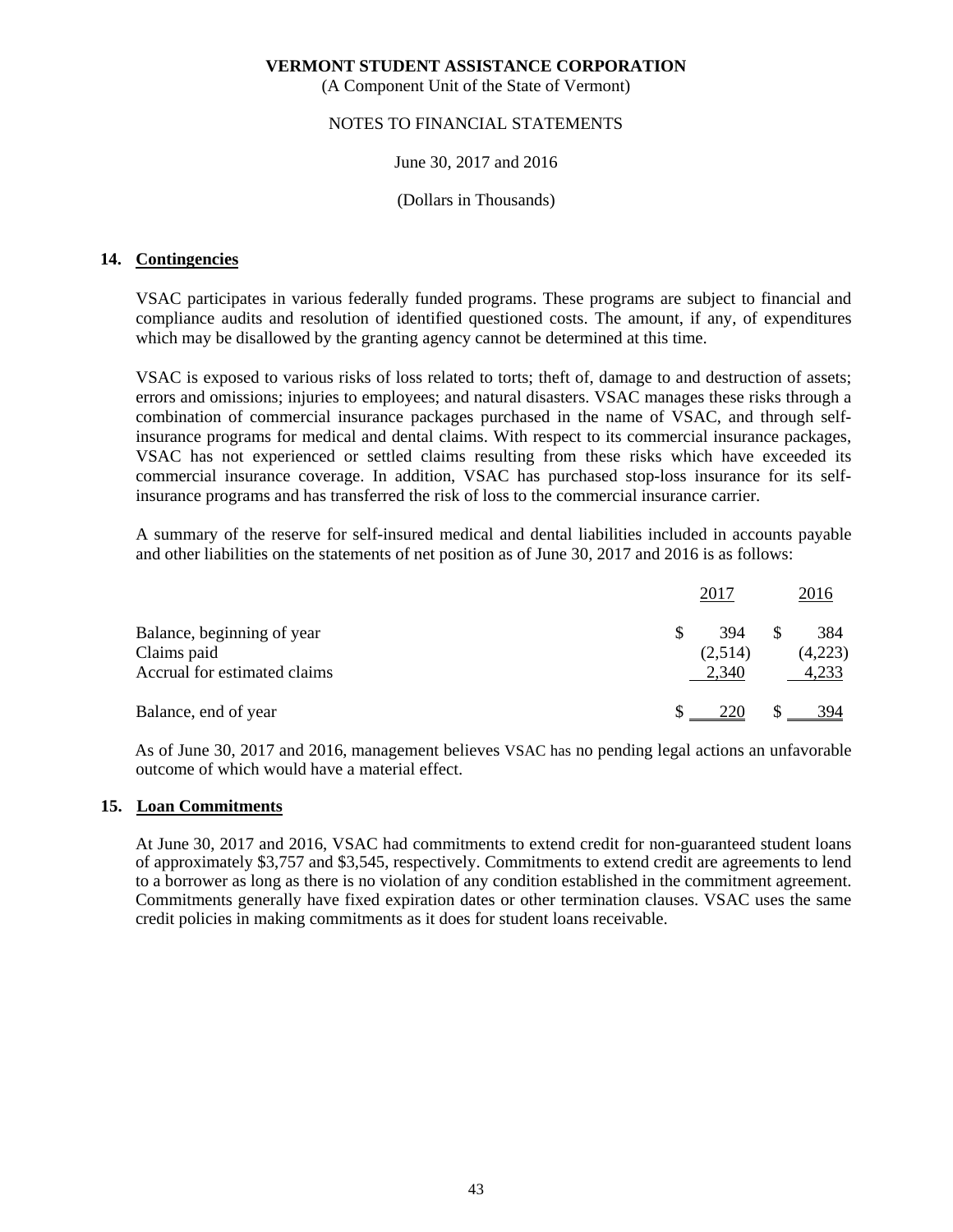**VERMONT STUDENT ASSISTANCE CORPORATION**
(A Component Unit of the State of Vermont)

NOTES TO FINANCIAL STATEMENTS

June 30, 2017 and 2016

(Dollars in Thousands)

## 14. Contingencies

VSAC participates in various federally funded programs. These programs are subject to financial and compliance audits and resolution of identified questioned costs. The amount, if any, of expenditures which may be disallowed by the granting agency cannot be determined at this time.

VSAC is exposed to various risks of loss related to torts; theft of, damage to and destruction of assets; errors and omissions; injuries to employees; and natural disasters. VSAC manages these risks through a combination of commercial insurance packages purchased in the name of VSAC, and through self-insurance programs for medical and dental claims. With respect to its commercial insurance packages, VSAC has not experienced or settled claims resulting from these risks which have exceeded its commercial insurance coverage. In addition, VSAC has purchased stop-loss insurance for its self-insurance programs and has transferred the risk of loss to the commercial insurance carrier.

A summary of the reserve for self-insured medical and dental liabilities included in accounts payable and other liabilities on the statements of net position as of June 30, 2017 and 2016 is as follows:

| | 2017 | 2016 |
|---|---|---|
| Balance, beginning of year | $ 394 | $ 384 |
| Claims paid | (2,514) | (4,223) |
| Accrual for estimated claims | 2,340 | 4,233 |
| Balance, end of year | $ 220 | $ 394 |

As of June 30, 2017 and 2016, management believes VSAC has no pending legal actions an unfavorable outcome of which would have a material effect.

## 15. Loan Commitments

At June 30, 2017 and 2016, VSAC had commitments to extend credit for non-guaranteed student loans of approximately $3,757 and $3,545, respectively. Commitments to extend credit are agreements to lend to a borrower as long as there is no violation of any condition established in the commitment agreement. Commitments generally have fixed expiration dates or other termination clauses. VSAC uses the same credit policies in making commitments as it does for student loans receivable.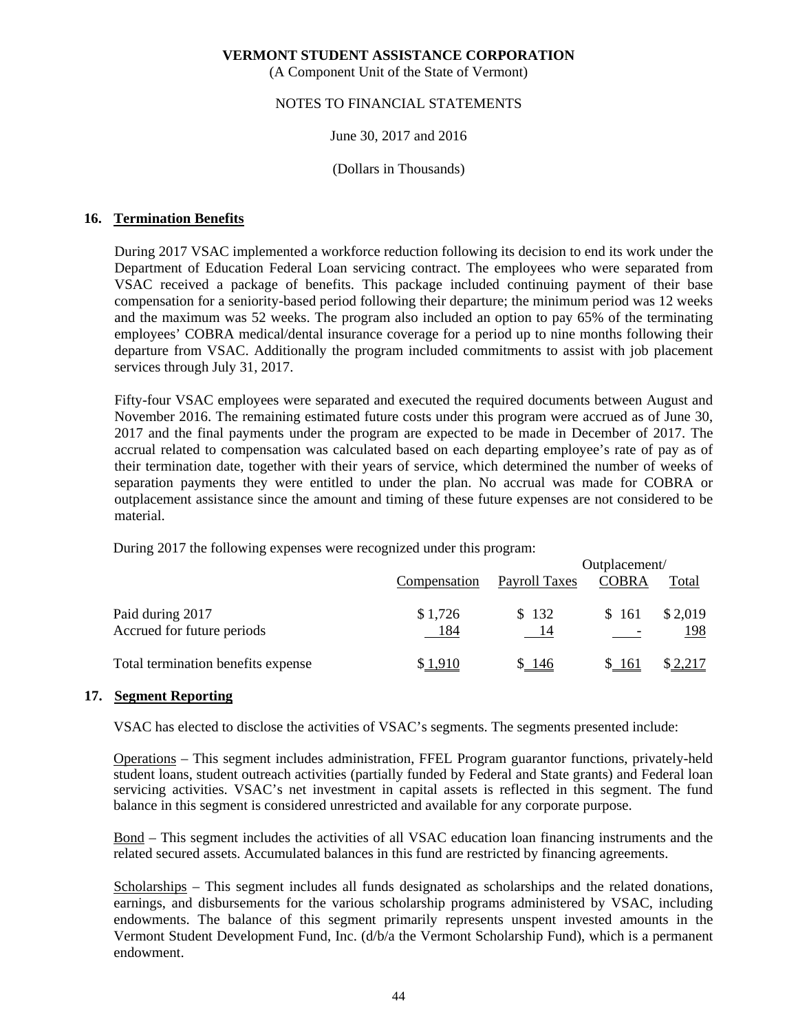**VERMONT STUDENT ASSISTANCE CORPORATION**
(A Component Unit of the State of Vermont)

NOTES TO FINANCIAL STATEMENTS

June 30, 2017 and 2016

(Dollars in Thousands)

## 16. Termination Benefits

During 2017 VSAC implemented a workforce reduction following its decision to end its work under the Department of Education Federal Loan servicing contract. The employees who were separated from VSAC received a package of benefits. This package included continuing payment of their base compensation for a seniority-based period following their departure; the minimum period was 12 weeks and the maximum was 52 weeks. The program also included an option to pay 65% of the terminating employees' COBRA medical/dental insurance coverage for a period up to nine months following their departure from VSAC. Additionally the program included commitments to assist with job placement services through July 31, 2017.

Fifty-four VSAC employees were separated and executed the required documents between August and November 2016. The remaining estimated future costs under this program were accrued as of June 30, 2017 and the final payments under the program are expected to be made in December of 2017. The accrual related to compensation was calculated based on each departing employee's rate of pay as of their termination date, together with their years of service, which determined the number of weeks of separation payments they were entitled to under the plan. No accrual was made for COBRA or outplacement assistance since the amount and timing of these future expenses are not considered to be material.

During 2017 the following expenses were recognized under this program:

| | Compensation | Payroll Taxes | Outplacement/ COBRA | Total |
|---|---|---|---|---|
| Paid during 2017 | $ 1,726 | $ 132 | $ 161 | $ 2,019 |
| Accrued for future periods | 184 | 14 | - | 198 |
| Total termination benefits expense | $ 1,910 | $ 146 | $ 161 | $ 2,217 |

## 17. Segment Reporting

VSAC has elected to disclose the activities of VSAC's segments. The segments presented include:

Operations – This segment includes administration, FFEL Program guarantor functions, privately-held student loans, student outreach activities (partially funded by Federal and State grants) and Federal loan servicing activities. VSAC's net investment in capital assets is reflected in this segment. The fund balance in this segment is considered unrestricted and available for any corporate purpose.

Bond – This segment includes the activities of all VSAC education loan financing instruments and the related secured assets. Accumulated balances in this fund are restricted by financing agreements.

Scholarships – This segment includes all funds designated as scholarships and the related donations, earnings, and disbursements for the various scholarship programs administered by VSAC, including endowments. The balance of this segment primarily represents unspent invested amounts in the Vermont Student Development Fund, Inc. (d/b/a the Vermont Scholarship Fund), which is a permanent endowment.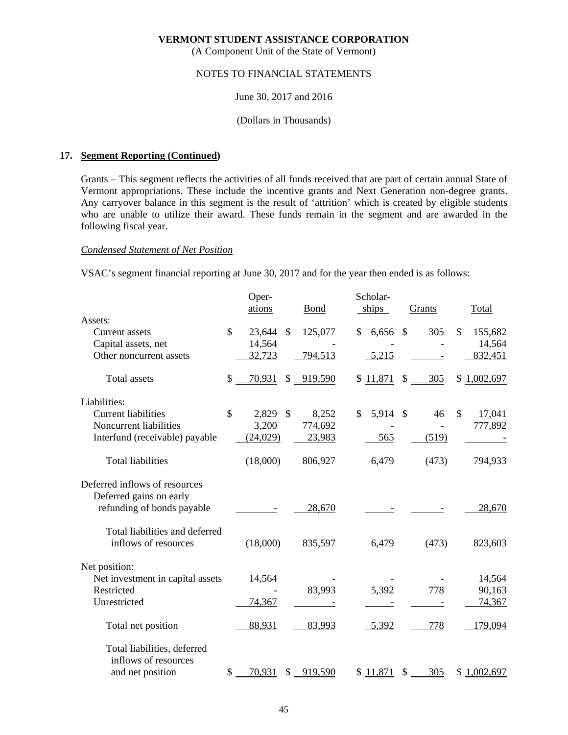**VERMONT STUDENT ASSISTANCE CORPORATION**
(A Component Unit of the State of Vermont)

NOTES TO FINANCIAL STATEMENTS

June 30, 2017 and 2016

(Dollars in Thousands)

## 17. Segment Reporting (Continued)

Grants – This segment reflects the activities of all funds received that are part of certain annual State of Vermont appropriations. These include the incentive grants and Next Generation non-degree grants. Any carryover balance in this segment is the result of 'attrition' which is created by eligible students who are unable to utilize their award. These funds remain in the segment and are awarded in the following fiscal year.

*Condensed Statement of Net Position*

VSAC's segment financial reporting at June 30, 2017 and for the year then ended is as follows:

| | Operations | Bond | Scholarships | Grants | Total |
|---|---|---|---|---|---|
| Assets: | | | | | |
| Current assets | $ 23,644 | $ 125,077 | $ 6,656 | $ 305 | $ 155,682 |
| Capital assets, net | 14,564 | - | - | - | 14,564 |
| Other noncurrent assets | 32,723 | 794,513 | 5,215 | - | 832,451 |
| Total assets | $ 70,931 | $ 919,590 | $ 11,871 | $ 305 | $ 1,002,697 |
| Liabilities: | | | | | |
| Current liabilities | $ 2,829 | $ 8,252 | $ 5,914 | $ 46 | $ 17,041 |
| Noncurrent liabilities | 3,200 | 774,692 | - | - | 777,892 |
| Interfund (receivable) payable | (24,029) | 23,983 | 565 | (519) | - |
| Total liabilities | (18,000) | 806,927 | 6,479 | (473) | 794,933 |
| Deferred inflows of resources | | | | | |
| Deferred gains on early refunding of bonds payable | - | 28,670 | - | - | 28,670 |
| Total liabilities and deferred inflows of resources | (18,000) | 835,597 | 6,479 | (473) | 823,603 |
| Net position: | | | | | |
| Net investment in capital assets | 14,564 | - | - | - | 14,564 |
| Restricted | - | 83,993 | 5,392 | 778 | 90,163 |
| Unrestricted | 74,367 | - | - | - | 74,367 |
| Total net position | 88,931 | 83,993 | 5,392 | 778 | 179,094 |
| Total liabilities, deferred inflows of resources and net position | $ 70,931 | $ 919,590 | $ 11,871 | $ 305 | $ 1,002,697 |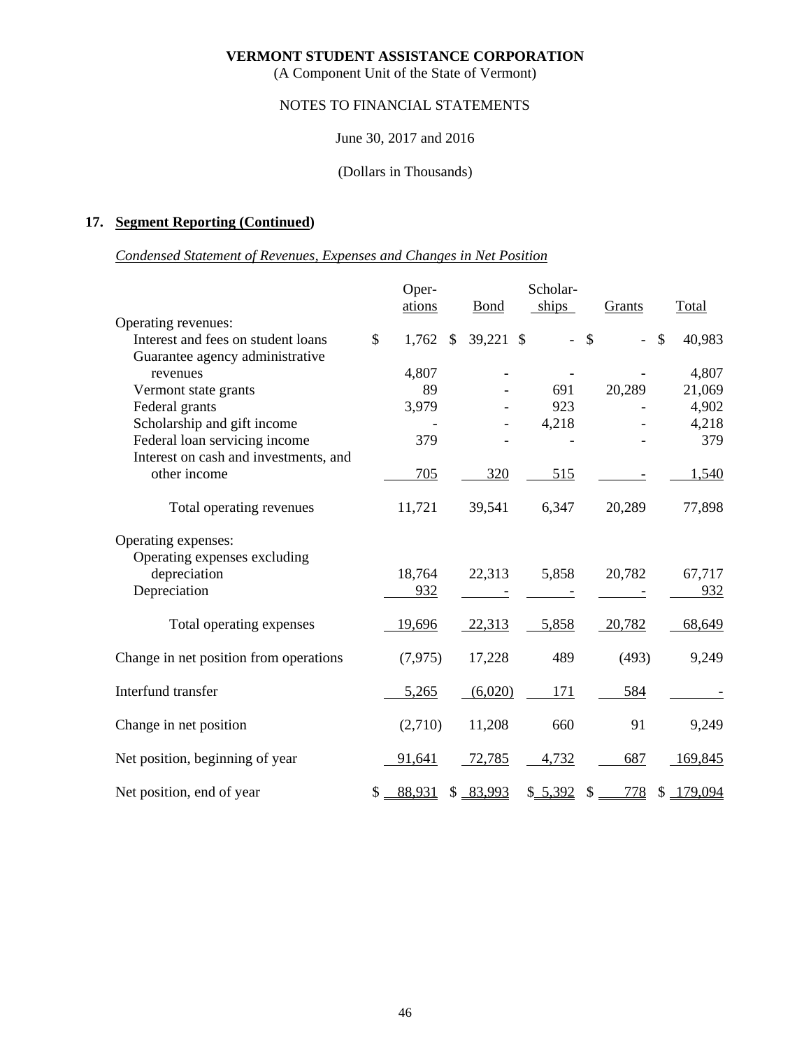**VERMONT STUDENT ASSISTANCE CORPORATION**
(A Component Unit of the State of Vermont)

NOTES TO FINANCIAL STATEMENTS

June 30, 2017 and 2016

(Dollars in Thousands)

## 17. Segment Reporting (Continued)

*Condensed Statement of Revenues, Expenses and Changes in Net Position*

| | Operations | Bond | Scholarships | Grants | Total |
|---|---|---|---|---|---|
| Operating revenues: | | | | | |
| Interest and fees on student loans | $ 1,762 | $ 39,221 | $ - | $ - | $ 40,983 |
| Guarantee agency administrative revenues | 4,807 | - | - | - | 4,807 |
| Vermont state grants | 89 | - | 691 | 20,289 | 21,069 |
| Federal grants | 3,979 | - | 923 | - | 4,902 |
| Scholarship and gift income | - | - | 4,218 | - | 4,218 |
| Federal loan servicing income | 379 | - | - | - | 379 |
| Interest on cash and investments, and other income | 705 | 320 | 515 | - | 1,540 |
| Total operating revenues | 11,721 | 39,541 | 6,347 | 20,289 | 77,898 |
| Operating expenses: | | | | | |
| Operating expenses excluding depreciation | 18,764 | 22,313 | 5,858 | 20,782 | 67,717 |
| Depreciation | 932 | - | - | - | 932 |
| Total operating expenses | 19,696 | 22,313 | 5,858 | 20,782 | 68,649 |
| Change in net position from operations | (7,975) | 17,228 | 489 | (493) | 9,249 |
| Interfund transfer | 5,265 | (6,020) | 171 | 584 | - |
| Change in net position | (2,710) | 11,208 | 660 | 91 | 9,249 |
| Net position, beginning of year | 91,641 | 72,785 | 4,732 | 687 | 169,845 |
| Net position, end of year | $ 88,931 | $ 83,993 | $ 5,392 | $ 778 | $ 179,094 |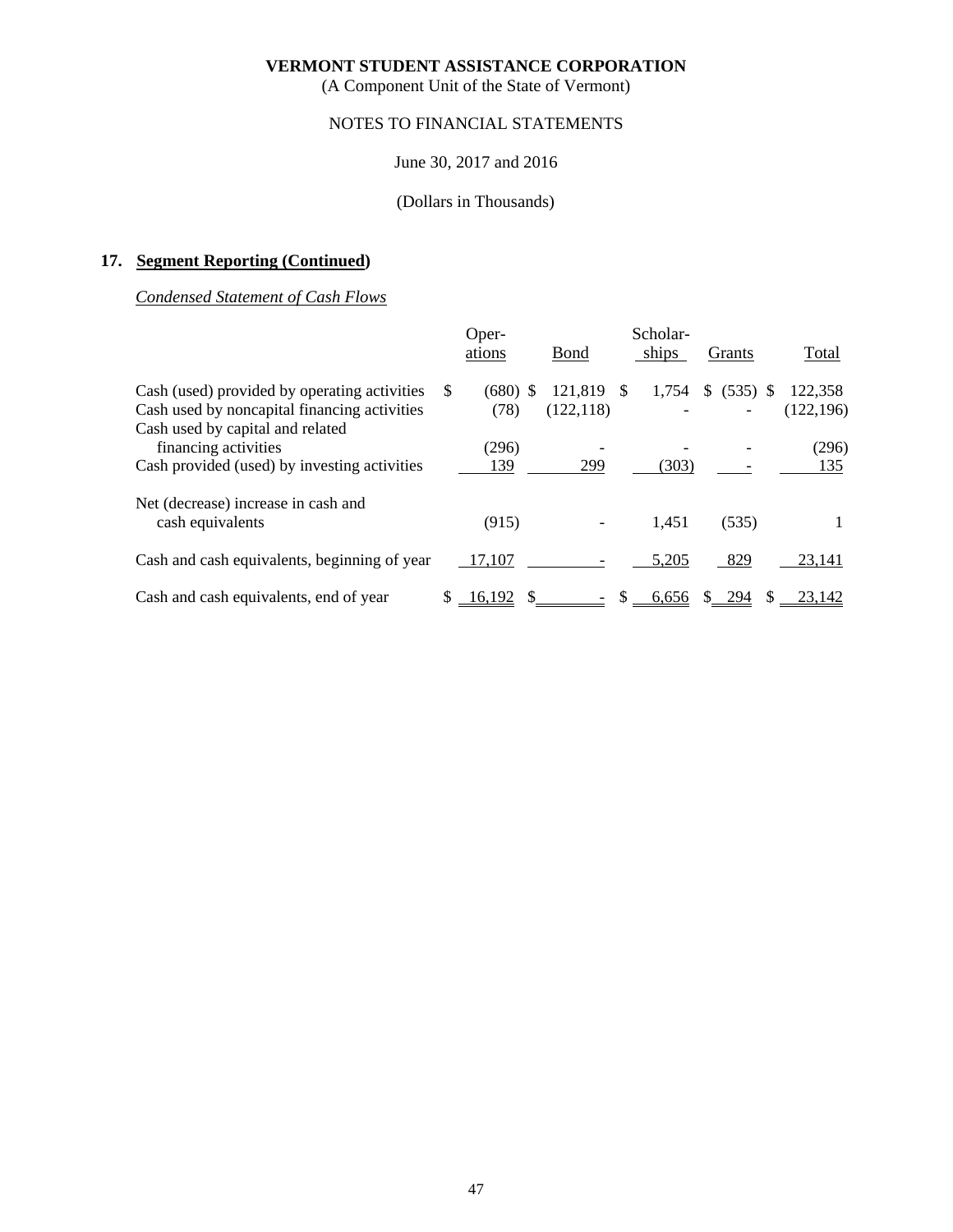**VERMONT STUDENT ASSISTANCE CORPORATION**

(A Component Unit of the State of Vermont)

NOTES TO FINANCIAL STATEMENTS

June 30, 2017 and 2016

(Dollars in Thousands)

## 17. Segment Reporting (Continued)

*Condensed Statement of Cash Flows*

| | Operations | Bond | Scholarships | Grants | Total |
|---|---|---|---|---|---|
| Cash (used) provided by operating activities | $ (680) | $ 121,819 | $ 1,754 | $ (535) | $ 122,358 |
| Cash used by noncapital financing activities | (78) | (122,118) | - | - | (122,196) |
| Cash used by capital and related financing activities | (296) | - | - | - | (296) |
| Cash provided (used) by investing activities | 139 | 299 | (303) | - | 135 |
| Net (decrease) increase in cash and cash equivalents | (915) | - | 1,451 | (535) | 1 |
| Cash and cash equivalents, beginning of year | 17,107 | - | 5,205 | 829 | 23,141 |
| Cash and cash equivalents, end of year | $ 16,192 | $ - | $ 6,656 | $ 294 | $ 23,142 |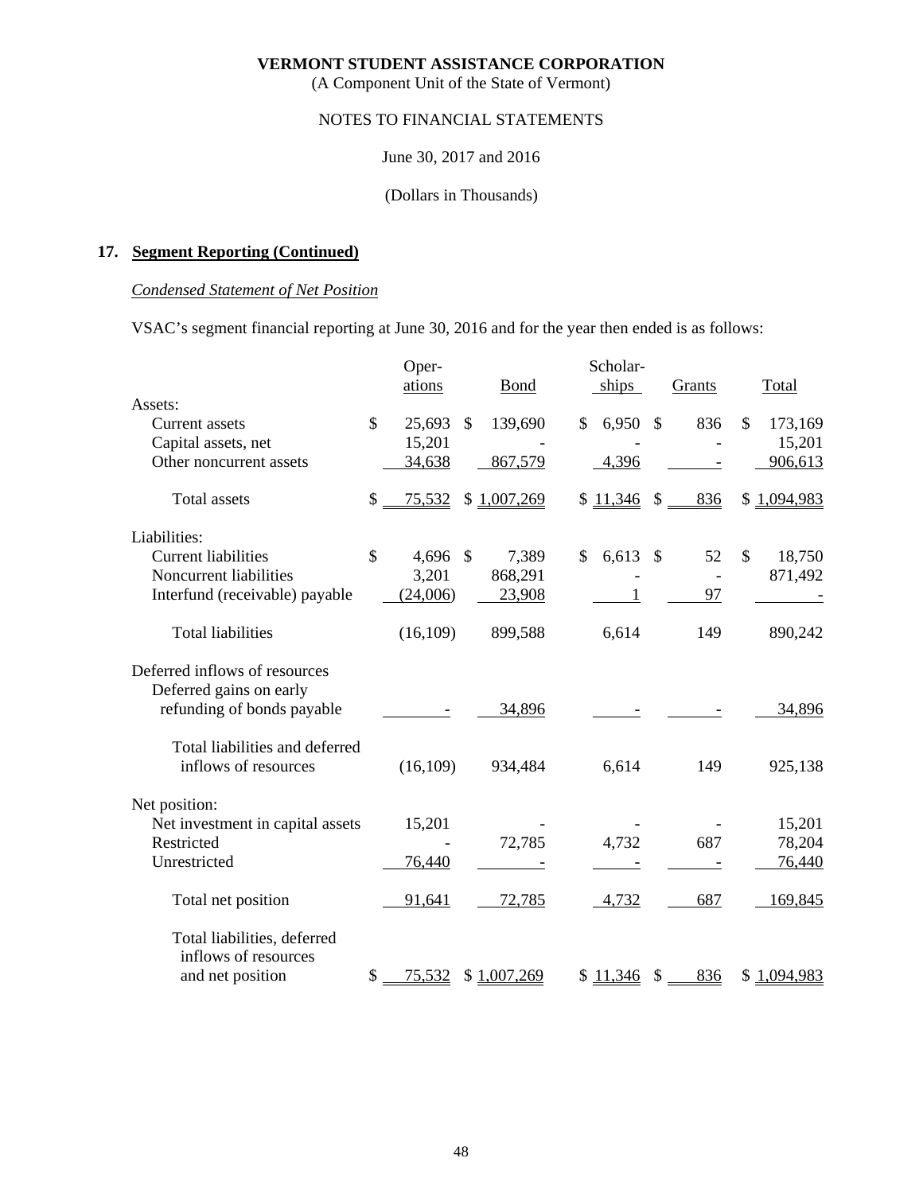**VERMONT STUDENT ASSISTANCE CORPORATION**
(A Component Unit of the State of Vermont)

NOTES TO FINANCIAL STATEMENTS

June 30, 2017 and 2016

(Dollars in Thousands)

## 17. Segment Reporting (Continued)

*Condensed Statement of Net Position*

VSAC's segment financial reporting at June 30, 2016 and for the year then ended is as follows:

| | Operations | Bond | Scholarships | Grants | Total |
|---|---|---|---|---|---|
| Assets: | | | | | |
| Current assets | $ 25,693 | $ 139,690 | $ 6,950 | $ 836 | $ 173,169 |
| Capital assets, net | 15,201 | - | - | - | 15,201 |
| Other noncurrent assets | 34,638 | 867,579 | 4,396 | - | 906,613 |
| Total assets | $ 75,532 | $ 1,007,269 | $ 11,346 | $ 836 | $ 1,094,983 |
| Liabilities: | | | | | |
| Current liabilities | $ 4,696 | $ 7,389 | $ 6,613 | $ 52 | $ 18,750 |
| Noncurrent liabilities | 3,201 | 868,291 | - | - | 871,492 |
| Interfund (receivable) payable | (24,006) | 23,908 | 1 | 97 | - |
| Total liabilities | (16,109) | 899,588 | 6,614 | 149 | 890,242 |
| Deferred inflows of resources | | | | | |
| Deferred gains on early refunding of bonds payable | - | 34,896 | - | - | 34,896 |
| Total liabilities and deferred inflows of resources | (16,109) | 934,484 | 6,614 | 149 | 925,138 |
| Net position: | | | | | |
| Net investment in capital assets | 15,201 | - | - | - | 15,201 |
| Restricted | - | 72,785 | 4,732 | 687 | 78,204 |
| Unrestricted | 76,440 | - | - | - | 76,440 |
| Total net position | 91,641 | 72,785 | 4,732 | 687 | 169,845 |
| Total liabilities, deferred inflows of resources and net position | $ 75,532 | $ 1,007,269 | $ 11,346 | $ 836 | $ 1,094,983 |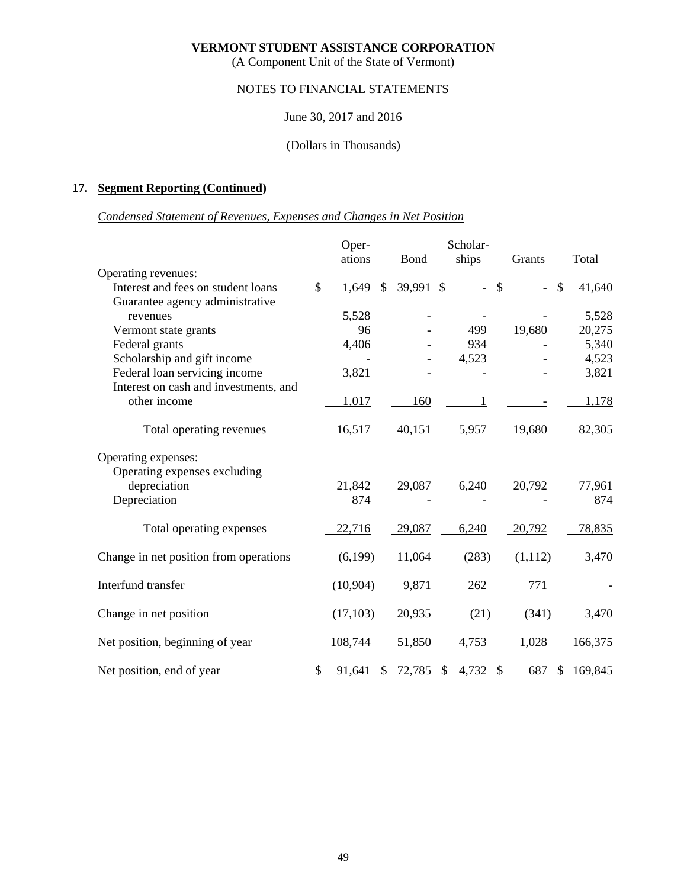**VERMONT STUDENT ASSISTANCE CORPORATION**
(A Component Unit of the State of Vermont)

NOTES TO FINANCIAL STATEMENTS

June 30, 2017 and 2016

(Dollars in Thousands)

## 17. Segment Reporting (Continued)

*Condensed Statement of Revenues, Expenses and Changes in Net Position*

| | Oper-ations | Bond | Scholar-ships | Grants | Total |
|---|---|---|---|---|---|
| Operating revenues: | | | | | |
| Interest and fees on student loans | $ 1,649 | $ 39,991 | $ - | $ - | $ 41,640 |
| Guarantee agency administrative revenues | 5,528 | - | - | - | 5,528 |
| Vermont state grants | 96 | - | 499 | 19,680 | 20,275 |
| Federal grants | 4,406 | - | 934 | - | 5,340 |
| Scholarship and gift income | - | - | 4,523 | - | 4,523 |
| Federal loan servicing income | 3,821 | - | - | - | 3,821 |
| Interest on cash and investments, and other income | 1,017 | 160 | 1 | - | 1,178 |
| Total operating revenues | 16,517 | 40,151 | 5,957 | 19,680 | 82,305 |
| Operating expenses: | | | | | |
| Operating expenses excluding depreciation | 21,842 | 29,087 | 6,240 | 20,792 | 77,961 |
| Depreciation | 874 | - | - | - | 874 |
| Total operating expenses | 22,716 | 29,087 | 6,240 | 20,792 | 78,835 |
| Change in net position from operations | (6,199) | 11,064 | (283) | (1,112) | 3,470 |
| Interfund transfer | (10,904) | 9,871 | 262 | 771 | - |
| Change in net position | (17,103) | 20,935 | (21) | (341) | 3,470 |
| Net position, beginning of year | 108,744 | 51,850 | 4,753 | 1,028 | 166,375 |
| Net position, end of year | $ 91,641 | $ 72,785 | $ 4,732 | $ 687 | $ 169,845 |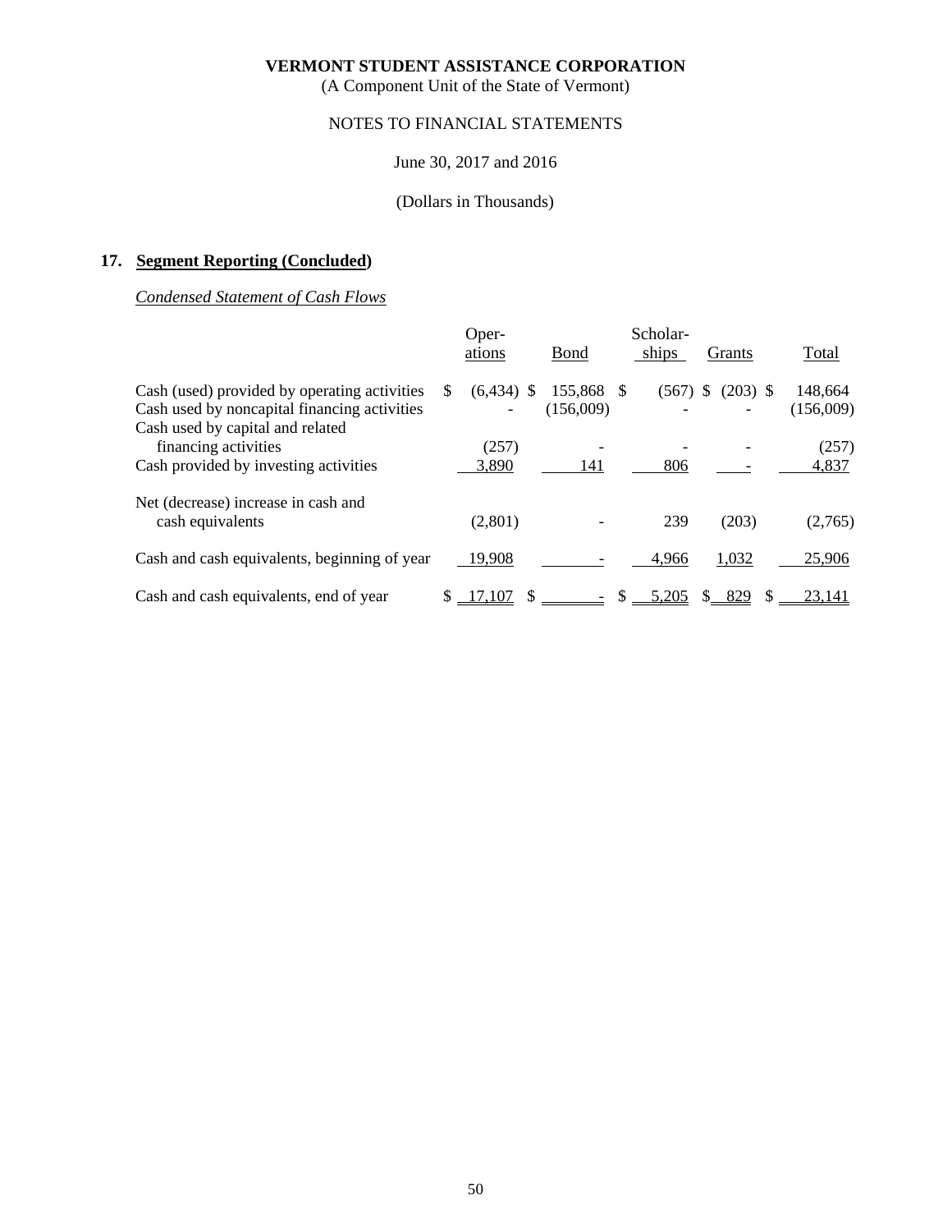**VERMONT STUDENT ASSISTANCE CORPORATION**

(A Component Unit of the State of Vermont)

NOTES TO FINANCIAL STATEMENTS

June 30, 2017 and 2016

(Dollars in Thousands)

## 17. Segment Reporting (Concluded)

*Condensed Statement of Cash Flows*

| | Operations | Bond | Scholarships | Grants | Total |
|---|---|---|---|---|---|
| Cash (used) provided by operating activities | $ (6,434) | $ 155,868 | $ (567) | $ (203) | $ 148,664 |
| Cash used by noncapital financing activities | - | (156,009) | - | - | (156,009) |
| Cash used by capital and related financing activities | (257) | - | - | - | (257) |
| Cash provided by investing activities | 3,890 | 141 | 806 | - | 4,837 |
| Net (decrease) increase in cash and cash equivalents | (2,801) | - | 239 | (203) | (2,765) |
| Cash and cash equivalents, beginning of year | 19,908 | - | 4,966 | 1,032 | 25,906 |
| Cash and cash equivalents, end of year | $ 17,107 | $ - | $ 5,205 | $ 829 | $ 23,141 |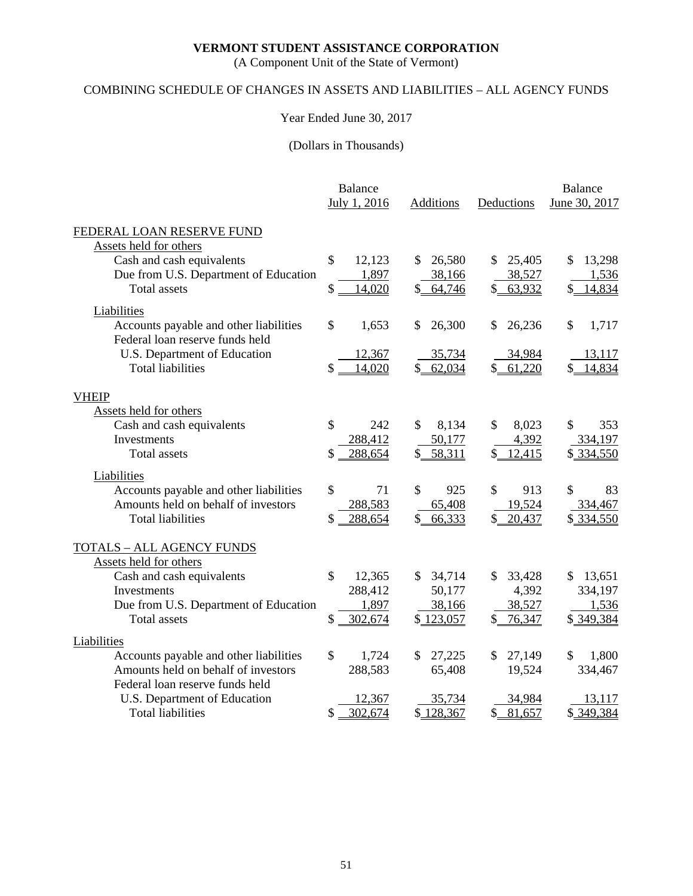**VERMONT STUDENT ASSISTANCE CORPORATION**

(A Component Unit of the State of Vermont)

COMBINING SCHEDULE OF CHANGES IN ASSETS AND LIABILITIES – ALL AGENCY FUNDS

Year Ended June 30, 2017

(Dollars in Thousands)

| | Balance July 1, 2016 | Additions | Deductions | Balance June 30, 2017 |
|---|---|---|---|---|
| FEDERAL LOAN RESERVE FUND | | | | |
| Assets held for others | | | | |
| Cash and cash equivalents | $ 12,123 | $ 26,580 | $ 25,405 | $ 13,298 |
| Due from U.S. Department of Education | 1,897 | 38,166 | 38,527 | 1,536 |
| Total assets | $ 14,020 | $ 64,746 | $ 63,932 | $ 14,834 |
| Liabilities | | | | |
| Accounts payable and other liabilities | $ 1,653 | $ 26,300 | $ 26,236 | $ 1,717 |
| Federal loan reserve funds held U.S. Department of Education | 12,367 | 35,734 | 34,984 | 13,117 |
| Total liabilities | $ 14,020 | $ 62,034 | $ 61,220 | $ 14,834 |
| VHEIP | | | | |
| Assets held for others | | | | |
| Cash and cash equivalents | $ 242 | $ 8,134 | $ 8,023 | $ 353 |
| Investments | 288,412 | 50,177 | 4,392 | 334,197 |
| Total assets | $ 288,654 | $ 58,311 | $ 12,415 | $ 334,550 |
| Liabilities | | | | |
| Accounts payable and other liabilities | $ 71 | $ 925 | $ 913 | $ 83 |
| Amounts held on behalf of investors | 288,583 | 65,408 | 19,524 | 334,467 |
| Total liabilities | $ 288,654 | $ 66,333 | $ 20,437 | $ 334,550 |
| TOTALS – ALL AGENCY FUNDS | | | | |
| Assets held for others | | | | |
| Cash and cash equivalents | $ 12,365 | $ 34,714 | $ 33,428 | $ 13,651 |
| Investments | 288,412 | 50,177 | 4,392 | 334,197 |
| Due from U.S. Department of Education | 1,897 | 38,166 | 38,527 | 1,536 |
| Total assets | $ 302,674 | $ 123,057 | $ 76,347 | $ 349,384 |
| Liabilities | | | | |
| Accounts payable and other liabilities | $ 1,724 | $ 27,225 | $ 27,149 | $ 1,800 |
| Amounts held on behalf of investors | 288,583 | 65,408 | 19,524 | 334,467 |
| Federal loan reserve funds held U.S. Department of Education | 12,367 | 35,734 | 34,984 | 13,117 |
| Total liabilities | $ 302,674 | $ 128,367 | $ 81,657 | $ 349,384 |